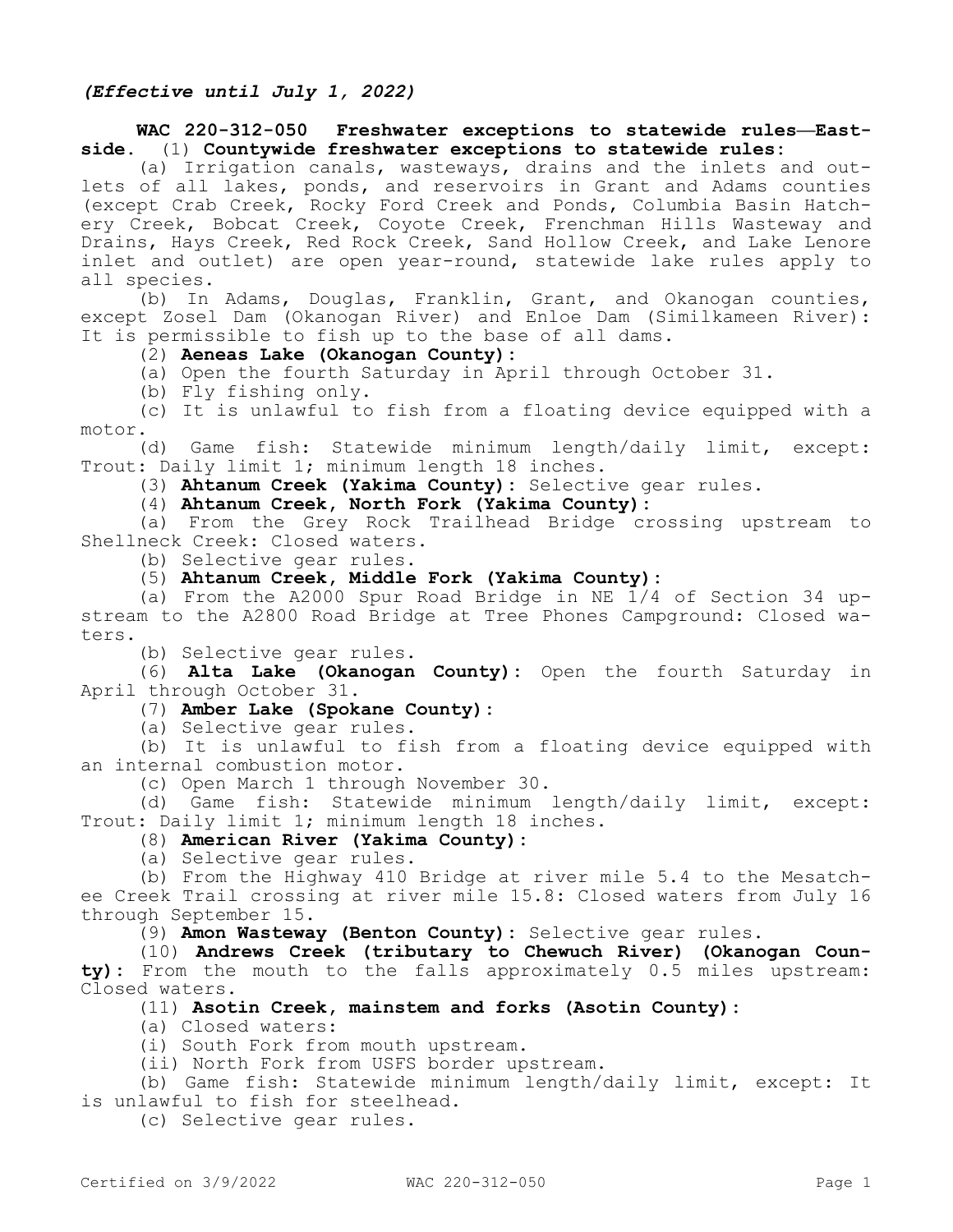*(Effective until July 1, 2022)*

**WAC 220-312-050 Freshwater exceptions to statewide rules—Eastside.** (1) **Countywide freshwater exceptions to statewide rules:**

(a) Irrigation canals, wasteways, drains and the inlets and outlets of all lakes, ponds, and reservoirs in Grant and Adams counties (except Crab Creek, Rocky Ford Creek and Ponds, Columbia Basin Hatchery Creek, Bobcat Creek, Coyote Creek, Frenchman Hills Wasteway and Drains, Hays Creek, Red Rock Creek, Sand Hollow Creek, and Lake Lenore inlet and outlet) are open year-round, statewide lake rules apply to all species.

(b) In Adams, Douglas, Franklin, Grant, and Okanogan counties, except Zosel Dam (Okanogan River) and Enloe Dam (Similkameen River): It is permissible to fish up to the base of all dams.

(2) **Aeneas Lake (Okanogan County):**

(a) Open the fourth Saturday in April through October 31.

(b) Fly fishing only.

(c) It is unlawful to fish from a floating device equipped with a motor.

(d) Game fish: Statewide minimum length/daily limit, except: Trout: Daily limit 1; minimum length 18 inches.

(3) **Ahtanum Creek (Yakima County):** Selective gear rules.

(4) **Ahtanum Creek, North Fork (Yakima County):**

(a) From the Grey Rock Trailhead Bridge crossing upstream to Shellneck Creek: Closed waters.

(b) Selective gear rules.

(5) **Ahtanum Creek, Middle Fork (Yakima County):**

(a) From the A2000 Spur Road Bridge in NE 1/4 of Section 34 upstream to the A2800 Road Bridge at Tree Phones Campground: Closed waters.

(b) Selective gear rules.

(6) **Alta Lake (Okanogan County):** Open the fourth Saturday in April through October 31.

(7) **Amber Lake (Spokane County):**

(a) Selective gear rules.

(b) It is unlawful to fish from a floating device equipped with an internal combustion motor.

(c) Open March 1 through November 30.

(d) Game fish: Statewide minimum length/daily limit, except: Trout: Daily limit 1; minimum length 18 inches.

(8) **American River (Yakima County):**

(a) Selective gear rules.

(b) From the Highway 410 Bridge at river mile 5.4 to the Mesatchee Creek Trail crossing at river mile 15.8: Closed waters from July 16 through September 15.

(9) **Amon Wasteway (Benton County):** Selective gear rules.

(10) **Andrews Creek (tributary to Chewuch River) (Okanogan County):** From the mouth to the falls approximately 0.5 miles upstream: Closed waters.

(11) **Asotin Creek, mainstem and forks (Asotin County):**

(a) Closed waters:

(i) South Fork from mouth upstream.

(ii) North Fork from USFS border upstream.

(b) Game fish: Statewide minimum length/daily limit, except: It is unlawful to fish for steelhead.

(c) Selective gear rules.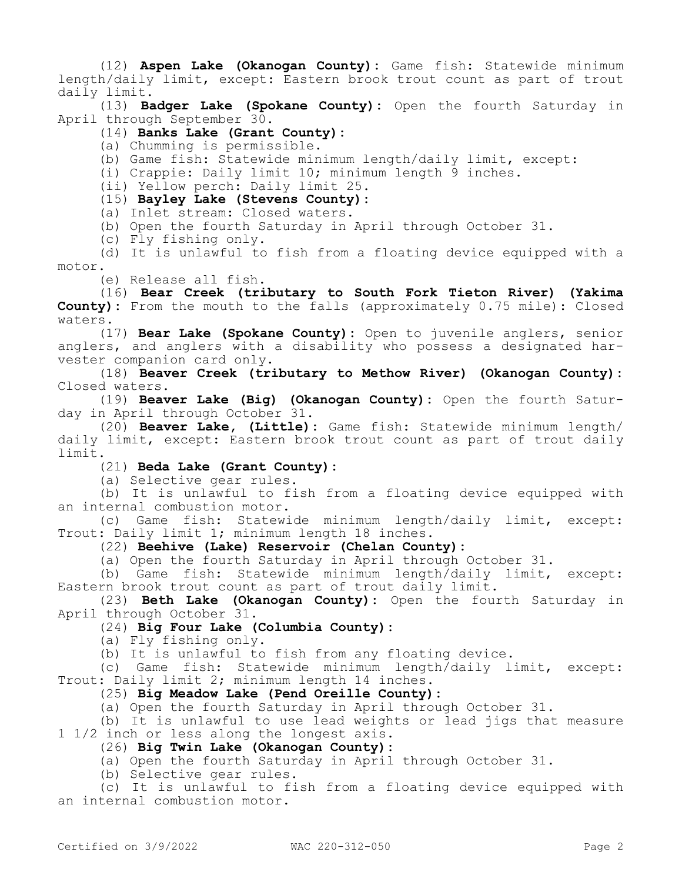(12) **Aspen Lake (Okanogan County):** Game fish: Statewide minimum length/daily limit, except: Eastern brook trout count as part of trout daily limit.

(13) **Badger Lake (Spokane County):** Open the fourth Saturday in April through September 30.

(14) **Banks Lake (Grant County):**

(a) Chumming is permissible.

(b) Game fish: Statewide minimum length/daily limit, except:

(i) Crappie: Daily limit 10; minimum length 9 inches.

(ii) Yellow perch: Daily limit 25.

(15) **Bayley Lake (Stevens County):**

(a) Inlet stream: Closed waters.

(b) Open the fourth Saturday in April through October 31.

(c) Fly fishing only.

(d) It is unlawful to fish from a floating device equipped with a motor.

(e) Release all fish.

(16) **Bear Creek (tributary to South Fork Tieton River) (Yakima County):** From the mouth to the falls (approximately 0.75 mile): Closed waters.

(17) **Bear Lake (Spokane County):** Open to juvenile anglers, senior anglers, and anglers with a disability who possess a designated harvester companion card only.

(18) **Beaver Creek (tributary to Methow River) (Okanogan County):** Closed waters.

(19) **Beaver Lake (Big) (Okanogan County):** Open the fourth Saturday in April through October 31.

(20) **Beaver Lake, (Little):** Game fish: Statewide minimum length/daily limit, except: Eastern brook trout count as part of trout daily limit.

(21) **Beda Lake (Grant County):**

(a) Selective gear rules.

(b) It is unlawful to fish from a floating device equipped with an internal combustion motor.

(c) Game fish: Statewide minimum length/daily limit, except: Trout: Daily limit 1; minimum length 18 inches.

(22) **Beehive (Lake) Reservoir (Chelan County):**

(a) Open the fourth Saturday in April through October 31.

(b) Game fish: Statewide minimum length/daily limit, except: Eastern brook trout count as part of trout daily limit.

(23) **Beth Lake (Okanogan County):** Open the fourth Saturday in April through October 31.

(24) **Big Four Lake (Columbia County):**

(a) Fly fishing only.

(b) It is unlawful to fish from any floating device.

(c) Game fish: Statewide minimum length/daily limit, except: Trout: Daily limit 2; minimum length 14 inches.

(25) **Big Meadow Lake (Pend Oreille County):**

(a) Open the fourth Saturday in April through October 31.

(b) It is unlawful to use lead weights or lead jigs that measure 1 1/2 inch or less along the longest axis.

(26) **Big Twin Lake (Okanogan County):**

(a) Open the fourth Saturday in April through October 31.

(b) Selective gear rules.

(c) It is unlawful to fish from a floating device equipped with an internal combustion motor.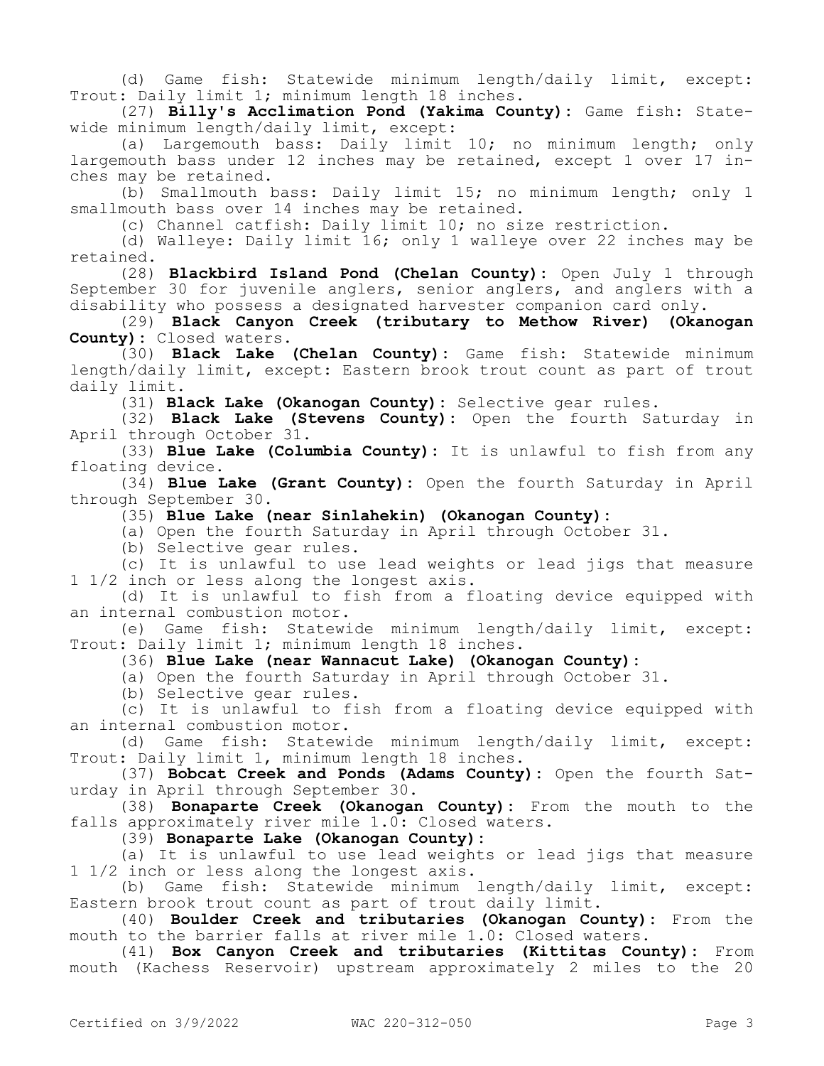(d) Game fish: Statewide minimum length/daily limit, except: Trout: Daily limit 1; minimum length 18 inches.

(27) **Billy's Acclimation Pond (Yakima County):** Game fish: Statewide minimum length/daily limit, except:

(a) Largemouth bass: Daily limit 10; no minimum length; only largemouth bass under 12 inches may be retained, except 1 over 17 inches may be retained.

(b) Smallmouth bass: Daily limit 15; no minimum length; only 1 smallmouth bass over 14 inches may be retained.

(c) Channel catfish: Daily limit 10; no size restriction.

(d) Walleye: Daily limit 16; only 1 walleye over 22 inches may be retained.

(28) **Blackbird Island Pond (Chelan County):** Open July 1 through September 30 for juvenile anglers, senior anglers, and anglers with a disability who possess a designated harvester companion card only.

(29) **Black Canyon Creek (tributary to Methow River) (Okanogan County):** Closed waters.

(30) **Black Lake (Chelan County):** Game fish: Statewide minimum length/daily limit, except: Eastern brook trout count as part of trout daily limit.

(31) **Black Lake (Okanogan County):** Selective gear rules.

(32) **Black Lake (Stevens County):** Open the fourth Saturday in April through October 31.

(33) **Blue Lake (Columbia County):** It is unlawful to fish from any floating device.

(34) **Blue Lake (Grant County):** Open the fourth Saturday in April through September 30.

(35) **Blue Lake (near Sinlahekin) (Okanogan County):**

(a) Open the fourth Saturday in April through October 31.

(b) Selective gear rules.

(c) It is unlawful to use lead weights or lead jigs that measure 1 1/2 inch or less along the longest axis.

(d) It is unlawful to fish from a floating device equipped with an internal combustion motor.

(e) Game fish: Statewide minimum length/daily limit, except: Trout: Daily limit 1; minimum length 18 inches.

(36) **Blue Lake (near Wannacut Lake) (Okanogan County):**

(a) Open the fourth Saturday in April through October 31.

(b) Selective gear rules.

(c) It is unlawful to fish from a floating device equipped with an internal combustion motor.

(d) Game fish: Statewide minimum length/daily limit, except: Trout: Daily limit 1, minimum length 18 inches.

(37) **Bobcat Creek and Ponds (Adams County):** Open the fourth Saturday in April through September 30.

(38) **Bonaparte Creek (Okanogan County):** From the mouth to the falls approximately river mile 1.0: Closed waters.

(39) **Bonaparte Lake (Okanogan County):**

(a) It is unlawful to use lead weights or lead jigs that measure 1 1/2 inch or less along the longest axis.

(b) Game fish: Statewide minimum length/daily limit, except: Eastern brook trout count as part of trout daily limit.

(40) **Boulder Creek and tributaries (Okanogan County):** From the mouth to the barrier falls at river mile 1.0: Closed waters.

(41) **Box Canyon Creek and tributaries (Kittitas County):** From mouth (Kachess Reservoir) upstream approximately 2 miles to the 20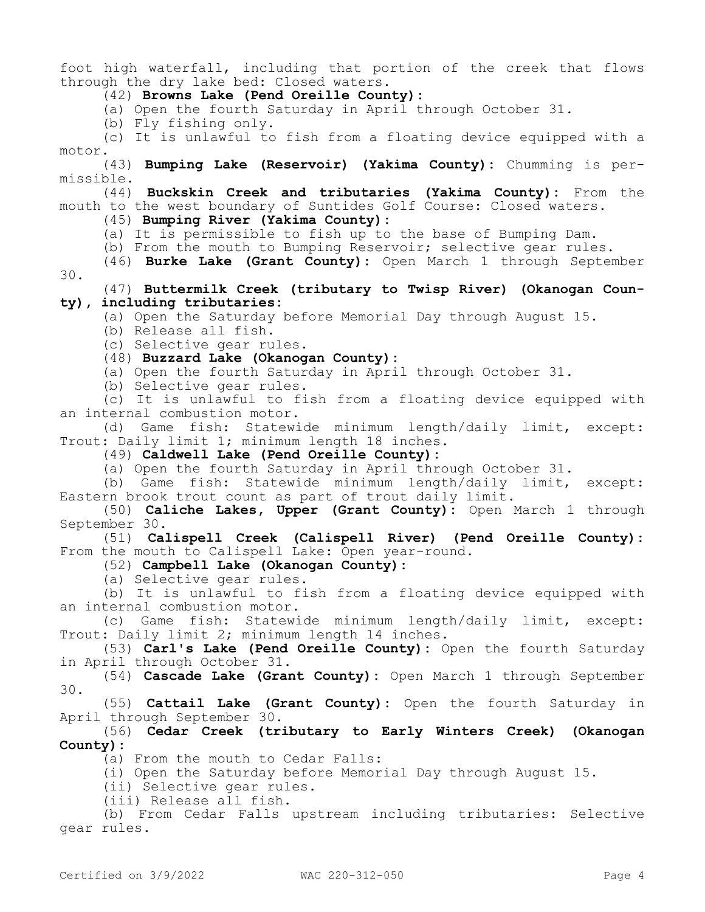foot high waterfall, including that portion of the creek that flows through the dry lake bed: Closed waters.

(42) **Browns Lake (Pend Oreille County):**

(a) Open the fourth Saturday in April through October 31.

(b) Fly fishing only.

(c) It is unlawful to fish from a floating device equipped with a motor.

(43) **Bumping Lake (Reservoir) (Yakima County):** Chumming is permissible.

(44) **Buckskin Creek and tributaries (Yakima County):** From the mouth to the west boundary of Suntides Golf Course: Closed waters.

(45) **Bumping River (Yakima County):**

(a) It is permissible to fish up to the base of Bumping Dam.

(b) From the mouth to Bumping Reservoir; selective gear rules.

(46) **Burke Lake (Grant County):** Open March 1 through September 30.

(47) **Buttermilk Creek (tributary to Twisp River) (Okanogan County), including tributaries:**

(a) Open the Saturday before Memorial Day through August 15.

(b) Release all fish.

(c) Selective gear rules.

(48) **Buzzard Lake (Okanogan County):**

(a) Open the fourth Saturday in April through October 31.

(b) Selective gear rules.

(c) It is unlawful to fish from a floating device equipped with an internal combustion motor.

(d) Game fish: Statewide minimum length/daily limit, except: Trout: Daily limit 1; minimum length 18 inches.

(49) **Caldwell Lake (Pend Oreille County):**

(a) Open the fourth Saturday in April through October 31.

(b) Game fish: Statewide minimum length/daily limit, except: Eastern brook trout count as part of trout daily limit.

(50) **Caliche Lakes, Upper (Grant County):** Open March 1 through September 30.

(51) **Calispell Creek (Calispell River) (Pend Oreille County):** From the mouth to Calispell Lake: Open year-round.

(52) **Campbell Lake (Okanogan County):**

(a) Selective gear rules.

(b) It is unlawful to fish from a floating device equipped with an internal combustion motor.

(c) Game fish: Statewide minimum length/daily limit, except: Trout: Daily limit 2; minimum length 14 inches.

(53) **Carl's Lake (Pend Oreille County):** Open the fourth Saturday in April through October 31.

(54) **Cascade Lake (Grant County):** Open March 1 through September 30.

(55) **Cattail Lake (Grant County):** Open the fourth Saturday in April through September 30.

(56) **Cedar Creek (tributary to Early Winters Creek) (Okanogan County):**

(a) From the mouth to Cedar Falls:

(i) Open the Saturday before Memorial Day through August 15.

(ii) Selective gear rules.

(iii) Release all fish.

(b) From Cedar Falls upstream including tributaries: Selective gear rules.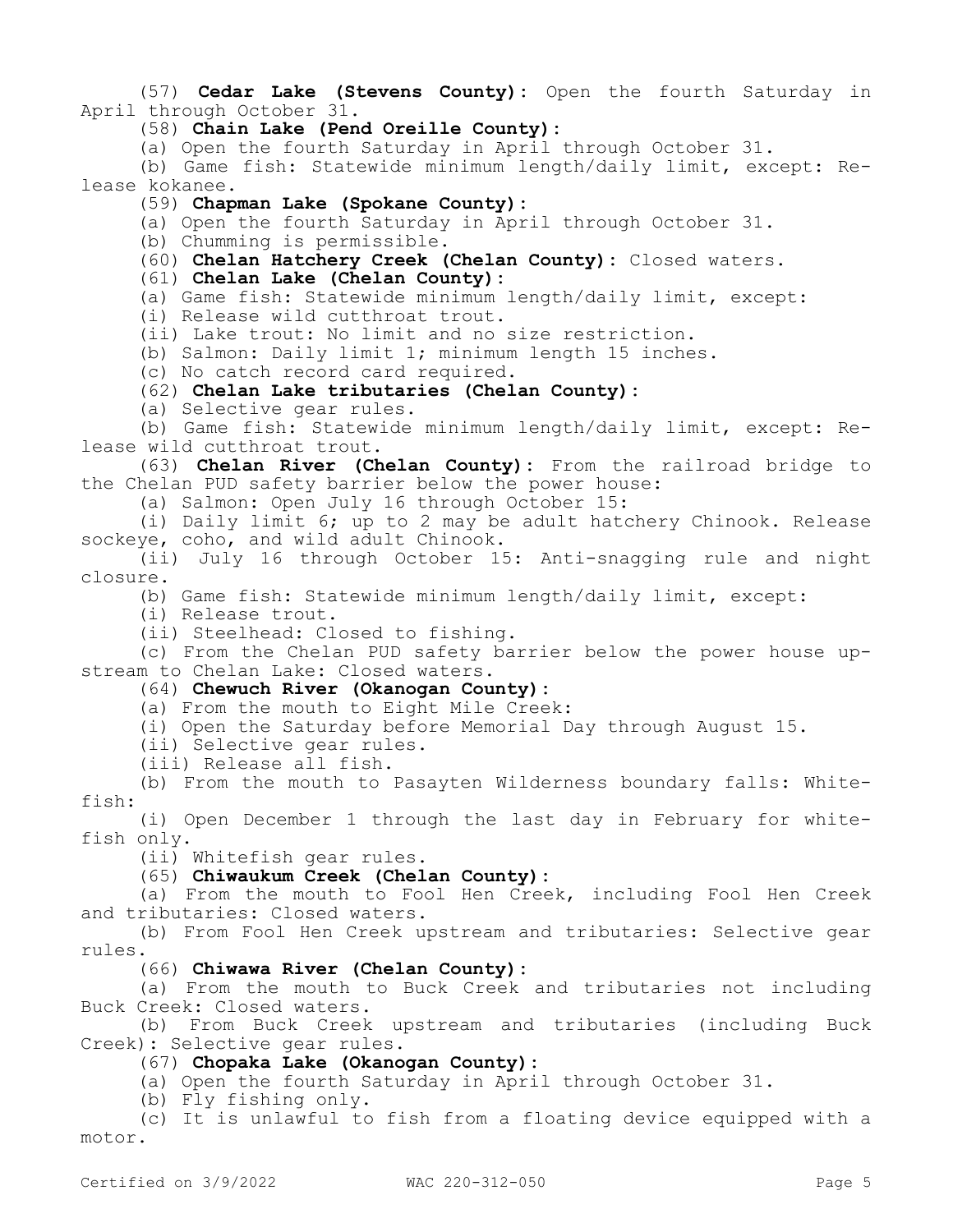(57) **Cedar Lake (Stevens County):** Open the fourth Saturday in April through October 31.

(58) **Chain Lake (Pend Oreille County):**

(a) Open the fourth Saturday in April through October 31.

(b) Game fish: Statewide minimum length/daily limit, except: Release kokanee.

(59) **Chapman Lake (Spokane County):**

(a) Open the fourth Saturday in April through October 31.

(b) Chumming is permissible.

(60) **Chelan Hatchery Creek (Chelan County):** Closed waters.

(61) **Chelan Lake (Chelan County):**

(a) Game fish: Statewide minimum length/daily limit, except:

(i) Release wild cutthroat trout.

(ii) Lake trout: No limit and no size restriction.

(b) Salmon: Daily limit 1; minimum length 15 inches.

(c) No catch record card required.

(62) **Chelan Lake tributaries (Chelan County):**

(a) Selective gear rules.

(b) Game fish: Statewide minimum length/daily limit, except: Release wild cutthroat trout.

(63) **Chelan River (Chelan County):** From the railroad bridge to the Chelan PUD safety barrier below the power house:

(a) Salmon: Open July 16 through October 15:

(i) Daily limit 6; up to 2 may be adult hatchery Chinook. Release sockeye, coho, and wild adult Chinook.

(ii) July 16 through October 15: Anti-snagging rule and night closure.

(b) Game fish: Statewide minimum length/daily limit, except:

(i) Release trout.

(ii) Steelhead: Closed to fishing.

(c) From the Chelan PUD safety barrier below the power house upstream to Chelan Lake: Closed waters.

(64) **Chewuch River (Okanogan County):**

(a) From the mouth to Eight Mile Creek:

(i) Open the Saturday before Memorial Day through August 15.

(ii) Selective gear rules.

(iii) Release all fish.

(b) From the mouth to Pasayten Wilderness boundary falls: Whitefish:

(i) Open December 1 through the last day in February for whitefish only.

(ii) Whitefish gear rules.

(65) **Chiwaukum Creek (Chelan County):**

(a) From the mouth to Fool Hen Creek, including Fool Hen Creek and tributaries: Closed waters.

(b) From Fool Hen Creek upstream and tributaries: Selective gear rules.

(66) **Chiwawa River (Chelan County):**

(a) From the mouth to Buck Creek and tributaries not including Buck Creek: Closed waters.

(b) From Buck Creek upstream and tributaries (including Buck Creek): Selective gear rules.

(67) **Chopaka Lake (Okanogan County):**

(a) Open the fourth Saturday in April through October 31.

(b) Fly fishing only.

(c) It is unlawful to fish from a floating device equipped with a motor.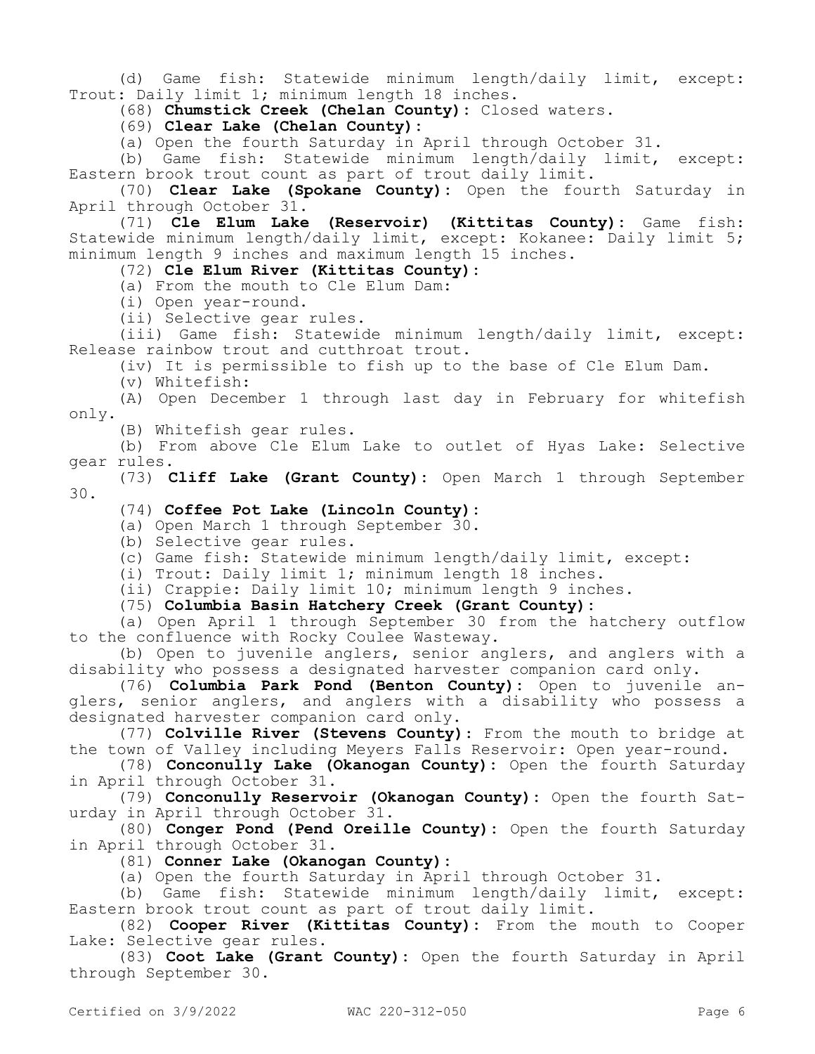(d) Game fish: Statewide minimum length/daily limit, except: Trout: Daily limit 1; minimum length 18 inches.

(68) **Chumstick Creek (Chelan County):** Closed waters.

(69) **Clear Lake (Chelan County):**

(a) Open the fourth Saturday in April through October 31.

(b) Game fish: Statewide minimum length/daily limit, except: Eastern brook trout count as part of trout daily limit.

(70) **Clear Lake (Spokane County):** Open the fourth Saturday in April through October 31.

(71) **Cle Elum Lake (Reservoir) (Kittitas County):** Game fish: Statewide minimum length/daily limit, except: Kokanee: Daily limit 5; minimum length 9 inches and maximum length 15 inches.

(72) **Cle Elum River (Kittitas County):**

(a) From the mouth to Cle Elum Dam:

(i) Open year-round.

(ii) Selective gear rules.

(iii) Game fish: Statewide minimum length/daily limit, except: Release rainbow trout and cutthroat trout.

(iv) It is permissible to fish up to the base of Cle Elum Dam.

(v) Whitefish:

(A) Open December 1 through last day in February for whitefish only.

(B) Whitefish gear rules.

(b) From above Cle Elum Lake to outlet of Hyas Lake: Selective gear rules.

(73) **Cliff Lake (Grant County):** Open March 1 through September 30.

(74) **Coffee Pot Lake (Lincoln County):**

(a) Open March 1 through September 30.

(b) Selective gear rules.

(c) Game fish: Statewide minimum length/daily limit, except:

(i) Trout: Daily limit 1; minimum length 18 inches.

(ii) Crappie: Daily limit 10; minimum length 9 inches.

(75) **Columbia Basin Hatchery Creek (Grant County):**

(a) Open April 1 through September 30 from the hatchery outflow to the confluence with Rocky Coulee Wasteway.

(b) Open to juvenile anglers, senior anglers, and anglers with a disability who possess a designated harvester companion card only.

(76) **Columbia Park Pond (Benton County):** Open to juvenile anglers, senior anglers, and anglers with a disability who possess a designated harvester companion card only.

(77) **Colville River (Stevens County):** From the mouth to bridge at the town of Valley including Meyers Falls Reservoir: Open year-round.

(78) **Conconully Lake (Okanogan County):** Open the fourth Saturday in April through October 31.

(79) **Conconully Reservoir (Okanogan County):** Open the fourth Saturday in April through October 31.

(80) **Conger Pond (Pend Oreille County):** Open the fourth Saturday in April through October 31.

(81) **Conner Lake (Okanogan County):**

(a) Open the fourth Saturday in April through October 31.

(b) Game fish: Statewide minimum length/daily limit, except: Eastern brook trout count as part of trout daily limit.

(82) **Cooper River (Kittitas County):** From the mouth to Cooper Lake: Selective gear rules.

(83) **Coot Lake (Grant County):** Open the fourth Saturday in April through September 30.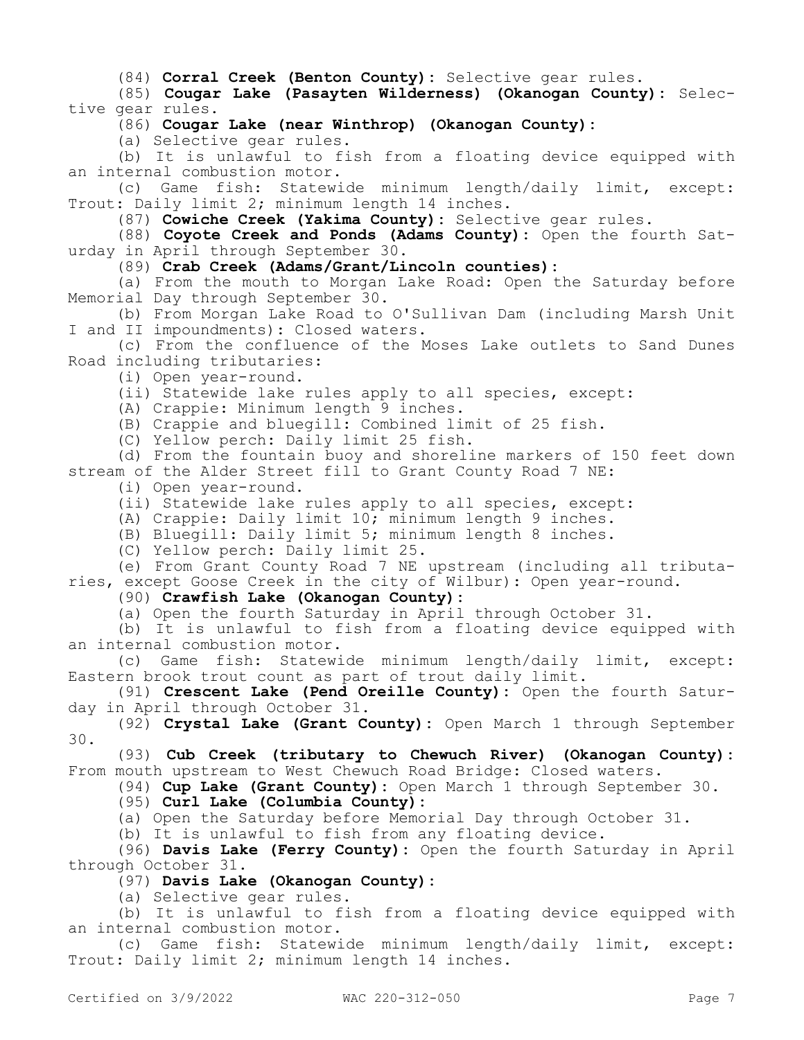(84) **Corral Creek (Benton County):** Selective gear rules.

(85) **Cougar Lake (Pasayten Wilderness) (Okanogan County):** Selective gear rules.

(86) **Cougar Lake (near Winthrop) (Okanogan County):**

(a) Selective gear rules.

(b) It is unlawful to fish from a floating device equipped with an internal combustion motor.

(c) Game fish: Statewide minimum length/daily limit, except: Trout: Daily limit 2; minimum length 14 inches.

(87) **Cowiche Creek (Yakima County):** Selective gear rules.

(88) **Coyote Creek and Ponds (Adams County):** Open the fourth Saturday in April through September 30.

(89) **Crab Creek (Adams/Grant/Lincoln counties):**

(a) From the mouth to Morgan Lake Road: Open the Saturday before Memorial Day through September 30.

(b) From Morgan Lake Road to O'Sullivan Dam (including Marsh Unit I and II impoundments): Closed waters.

(c) From the confluence of the Moses Lake outlets to Sand Dunes Road including tributaries:

(i) Open year-round.

(ii) Statewide lake rules apply to all species, except:

(A) Crappie: Minimum length 9 inches.

(B) Crappie and bluegill: Combined limit of 25 fish.

(C) Yellow perch: Daily limit 25 fish.

(d) From the fountain buoy and shoreline markers of 150 feet down stream of the Alder Street fill to Grant County Road 7 NE:

(i) Open year-round.

(ii) Statewide lake rules apply to all species, except:

(A) Crappie: Daily limit 10; minimum length 9 inches.

(B) Bluegill: Daily limit 5; minimum length 8 inches.

(C) Yellow perch: Daily limit 25.

(e) From Grant County Road 7 NE upstream (including all tributaries, except Goose Creek in the city of Wilbur): Open year-round.

(90) **Crawfish Lake (Okanogan County):**

(a) Open the fourth Saturday in April through October 31.

(b) It is unlawful to fish from a floating device equipped with an internal combustion motor.

(c) Game fish: Statewide minimum length/daily limit, except: Eastern brook trout count as part of trout daily limit.

(91) **Crescent Lake (Pend Oreille County):** Open the fourth Saturday in April through October 31.

(92) **Crystal Lake (Grant County):** Open March 1 through September 30.

(93) **Cub Creek (tributary to Chewuch River) (Okanogan County):** From mouth upstream to West Chewuch Road Bridge: Closed waters.

(94) **Cup Lake (Grant County):** Open March 1 through September 30.

(95) **Curl Lake (Columbia County):**

(a) Open the Saturday before Memorial Day through October 31.

(b) It is unlawful to fish from any floating device.

(96) **Davis Lake (Ferry County):** Open the fourth Saturday in April through October 31.

(97) **Davis Lake (Okanogan County):**

(a) Selective gear rules.

(b) It is unlawful to fish from a floating device equipped with an internal combustion motor.

(c) Game fish: Statewide minimum length/daily limit, except: Trout: Daily limit 2; minimum length 14 inches.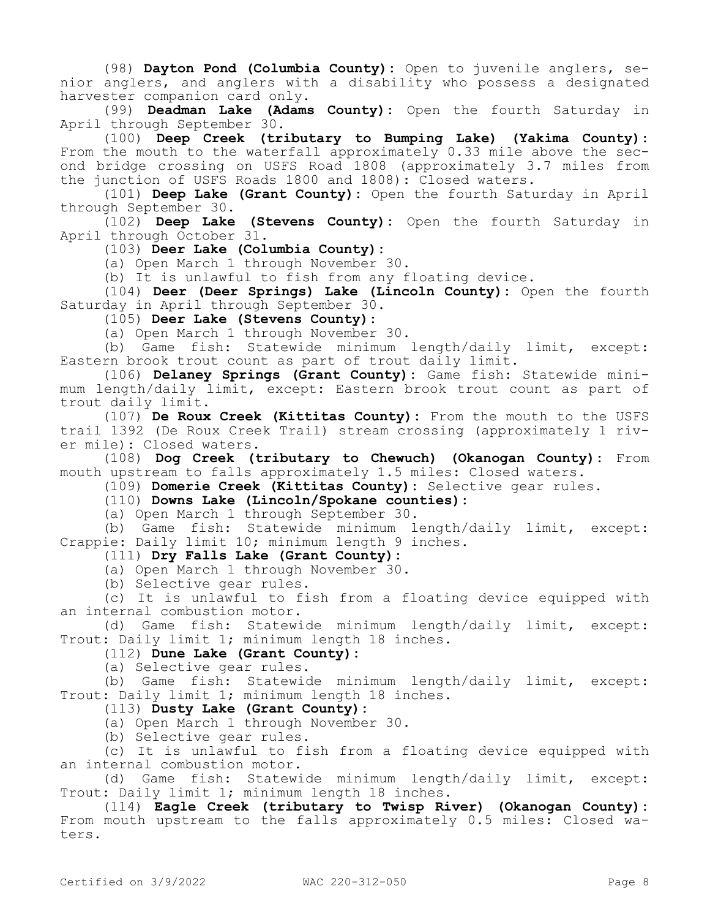(98) **Dayton Pond (Columbia County):** Open to juvenile anglers, senior anglers, and anglers with a disability who possess a designated harvester companion card only.

(99) **Deadman Lake (Adams County):** Open the fourth Saturday in April through September 30.

(100) **Deep Creek (tributary to Bumping Lake) (Yakima County):** From the mouth to the waterfall approximately 0.33 mile above the second bridge crossing on USFS Road 1808 (approximately 3.7 miles from the junction of USFS Roads 1800 and 1808): Closed waters.

(101) **Deep Lake (Grant County):** Open the fourth Saturday in April through September 30.

(102) **Deep Lake (Stevens County):** Open the fourth Saturday in April through October 31.

(103) **Deer Lake (Columbia County):**

(a) Open March 1 through November 30.

(b) It is unlawful to fish from any floating device.

(104) **Deer (Deer Springs) Lake (Lincoln County):** Open the fourth Saturday in April through September 30.

(105) **Deer Lake (Stevens County):**

(a) Open March 1 through November 30.

(b) Game fish: Statewide minimum length/daily limit, except: Eastern brook trout count as part of trout daily limit.

(106) **Delaney Springs (Grant County):** Game fish: Statewide minimum length/daily limit, except: Eastern brook trout count as part of trout daily limit.

(107) **De Roux Creek (Kittitas County):** From the mouth to the USFS trail 1392 (De Roux Creek Trail) stream crossing (approximately 1 river mile): Closed waters.

(108) **Dog Creek (tributary to Chewuch) (Okanogan County):** From mouth upstream to falls approximately 1.5 miles: Closed waters.

(109) **Domerie Creek (Kittitas County):** Selective gear rules.

(110) **Downs Lake (Lincoln/Spokane counties):**

(a) Open March 1 through September 30.

(b) Game fish: Statewide minimum length/daily limit, except: Crappie: Daily limit 10; minimum length 9 inches.

(111) **Dry Falls Lake (Grant County):**

(a) Open March 1 through November 30.

(b) Selective gear rules.

(c) It is unlawful to fish from a floating device equipped with an internal combustion motor.

(d) Game fish: Statewide minimum length/daily limit, except: Trout: Daily limit 1; minimum length 18 inches.

(112) **Dune Lake (Grant County):**

(a) Selective gear rules.

(b) Game fish: Statewide minimum length/daily limit, except: Trout: Daily limit 1; minimum length 18 inches.

(113) **Dusty Lake (Grant County):**

(a) Open March 1 through November 30.

(b) Selective gear rules.

(c) It is unlawful to fish from a floating device equipped with an internal combustion motor.

(d) Game fish: Statewide minimum length/daily limit, except: Trout: Daily limit 1; minimum length 18 inches.

(114) **Eagle Creek (tributary to Twisp River) (Okanogan County):** From mouth upstream to the falls approximately 0.5 miles: Closed waters.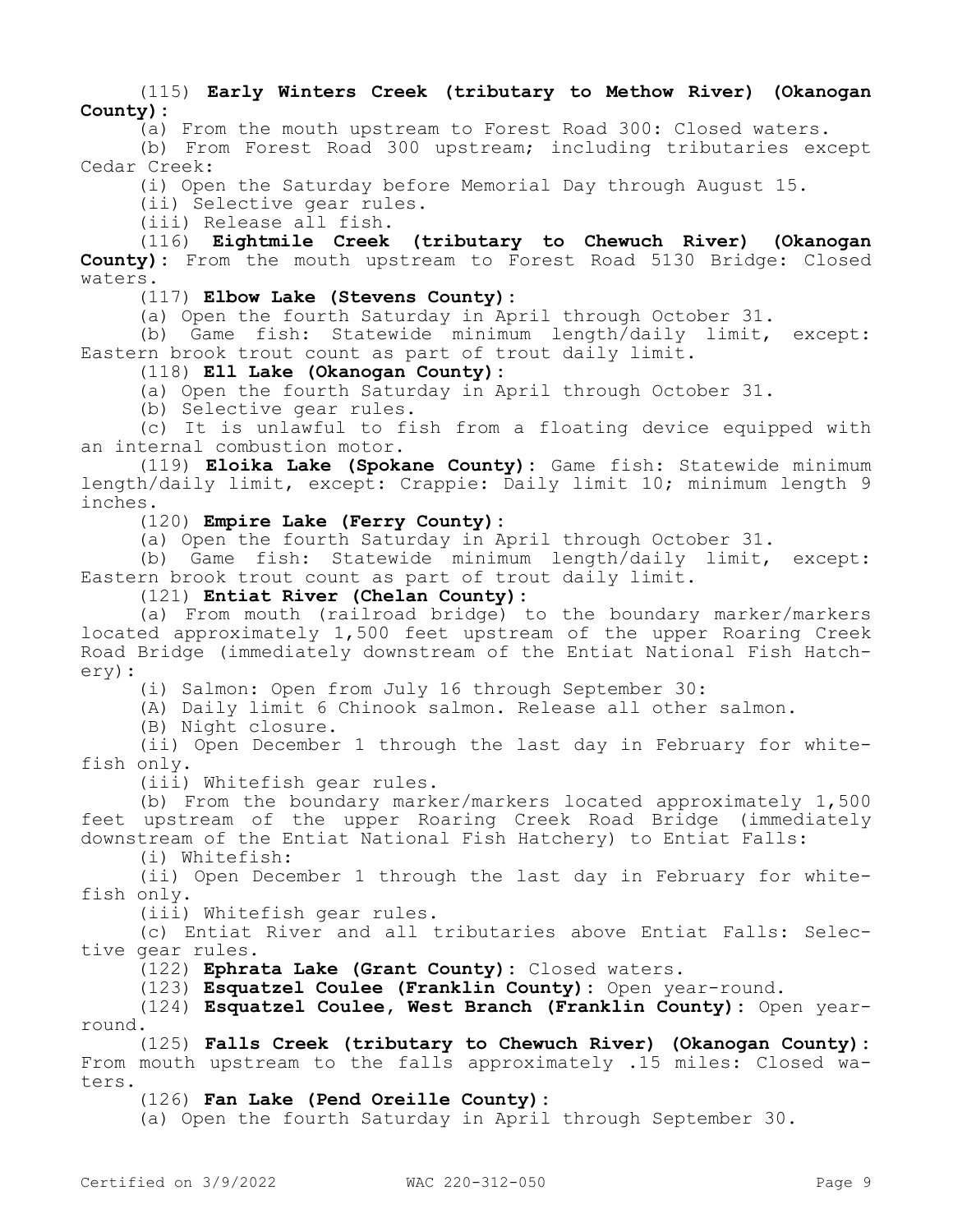(115) **Early Winters Creek (tributary to Methow River) (Okanogan County):**

(a) From the mouth upstream to Forest Road 300: Closed waters.

(b) From Forest Road 300 upstream; including tributaries except Cedar Creek:

(i) Open the Saturday before Memorial Day through August 15.

(ii) Selective gear rules.

(iii) Release all fish.

(116) **Eightmile Creek (tributary to Chewuch River) (Okanogan County):** From the mouth upstream to Forest Road 5130 Bridge: Closed waters.

(117) **Elbow Lake (Stevens County):**

(a) Open the fourth Saturday in April through October 31.

(b) Game fish: Statewide minimum length/daily limit, except: Eastern brook trout count as part of trout daily limit.

(118) **Ell Lake (Okanogan County):**

(a) Open the fourth Saturday in April through October 31.

(b) Selective gear rules.

(c) It is unlawful to fish from a floating device equipped with an internal combustion motor.

(119) **Eloika Lake (Spokane County):** Game fish: Statewide minimum length/daily limit, except: Crappie: Daily limit 10; minimum length 9 inches.

(120) **Empire Lake (Ferry County):**

(a) Open the fourth Saturday in April through October 31.

(b) Game fish: Statewide minimum length/daily limit, except: Eastern brook trout count as part of trout daily limit.

(121) **Entiat River (Chelan County):**

(a) From mouth (railroad bridge) to the boundary marker/markers located approximately 1,500 feet upstream of the upper Roaring Creek Road Bridge (immediately downstream of the Entiat National Fish Hatchery):

(i) Salmon: Open from July 16 through September 30:

(A) Daily limit 6 Chinook salmon. Release all other salmon.

(B) Night closure.

(ii) Open December 1 through the last day in February for whitefish only.

(iii) Whitefish gear rules.

(b) From the boundary marker/markers located approximately 1,500 feet upstream of the upper Roaring Creek Road Bridge (immediately downstream of the Entiat National Fish Hatchery) to Entiat Falls:

(i) Whitefish:

(ii) Open December 1 through the last day in February for whitefish only.

(iii) Whitefish gear rules.

(c) Entiat River and all tributaries above Entiat Falls: Selective gear rules.

(122) **Ephrata Lake (Grant County):** Closed waters.

(123) **Esquatzel Coulee (Franklin County):** Open year-round.

(124) **Esquatzel Coulee, West Branch (Franklin County):** Open year-round.

(125) **Falls Creek (tributary to Chewuch River) (Okanogan County):** From mouth upstream to the falls approximately .15 miles: Closed waters.

(126) **Fan Lake (Pend Oreille County):**

(a) Open the fourth Saturday in April through September 30.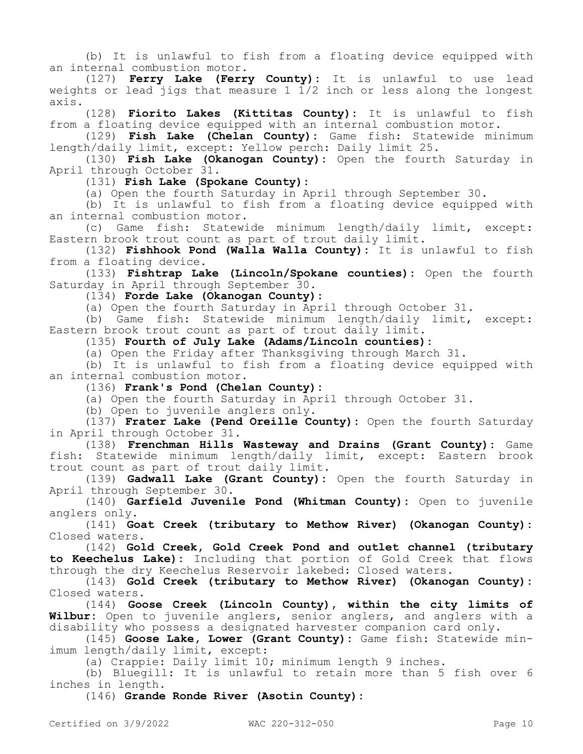(b) It is unlawful to fish from a floating device equipped with an internal combustion motor.

(127) **Ferry Lake (Ferry County):** It is unlawful to use lead weights or lead jigs that measure 1 1/2 inch or less along the longest axis.

(128) **Fiorito Lakes (Kittitas County):** It is unlawful to fish from a floating device equipped with an internal combustion motor.

(129) **Fish Lake (Chelan County):** Game fish: Statewide minimum length/daily limit, except: Yellow perch: Daily limit 25.

(130) **Fish Lake (Okanogan County):** Open the fourth Saturday in April through October 31.

(131) **Fish Lake (Spokane County):**

(a) Open the fourth Saturday in April through September 30.

(b) It is unlawful to fish from a floating device equipped with an internal combustion motor.

(c) Game fish: Statewide minimum length/daily limit, except: Eastern brook trout count as part of trout daily limit.

(132) **Fishhook Pond (Walla Walla County):** It is unlawful to fish from a floating device.

(133) **Fishtrap Lake (Lincoln/Spokane counties):** Open the fourth Saturday in April through September 30.

(134) **Forde Lake (Okanogan County):**

(a) Open the fourth Saturday in April through October 31.

(b) Game fish: Statewide minimum length/daily limit, except: Eastern brook trout count as part of trout daily limit.

(135) **Fourth of July Lake (Adams/Lincoln counties):**

(a) Open the Friday after Thanksgiving through March 31.

(b) It is unlawful to fish from a floating device equipped with an internal combustion motor.

(136) **Frank's Pond (Chelan County):**

(a) Open the fourth Saturday in April through October 31.

(b) Open to juvenile anglers only.

(137) **Frater Lake (Pend Oreille County):** Open the fourth Saturday in April through October 31.

(138) **Frenchman Hills Wasteway and Drains (Grant County):** Game fish: Statewide minimum length/daily limit, except: Eastern brook trout count as part of trout daily limit.

(139) **Gadwall Lake (Grant County):** Open the fourth Saturday in April through September 30.

(140) **Garfield Juvenile Pond (Whitman County):** Open to juvenile anglers only.

(141) **Goat Creek (tributary to Methow River) (Okanogan County):** Closed waters.

(142) **Gold Creek, Gold Creek Pond and outlet channel (tributary to Keechelus Lake):** Including that portion of Gold Creek that flows through the dry Keechelus Reservoir lakebed: Closed waters.

(143) **Gold Creek (tributary to Methow River) (Okanogan County):** Closed waters.

(144) **Goose Creek (Lincoln County), within the city limits of Wilbur:** Open to juvenile anglers, senior anglers, and anglers with a disability who possess a designated harvester companion card only.

(145) **Goose Lake, Lower (Grant County):** Game fish: Statewide minimum length/daily limit, except:

(a) Crappie: Daily limit 10; minimum length 9 inches.

(b) Bluegill: It is unlawful to retain more than 5 fish over 6 inches in length.

(146) **Grande Ronde River (Asotin County):**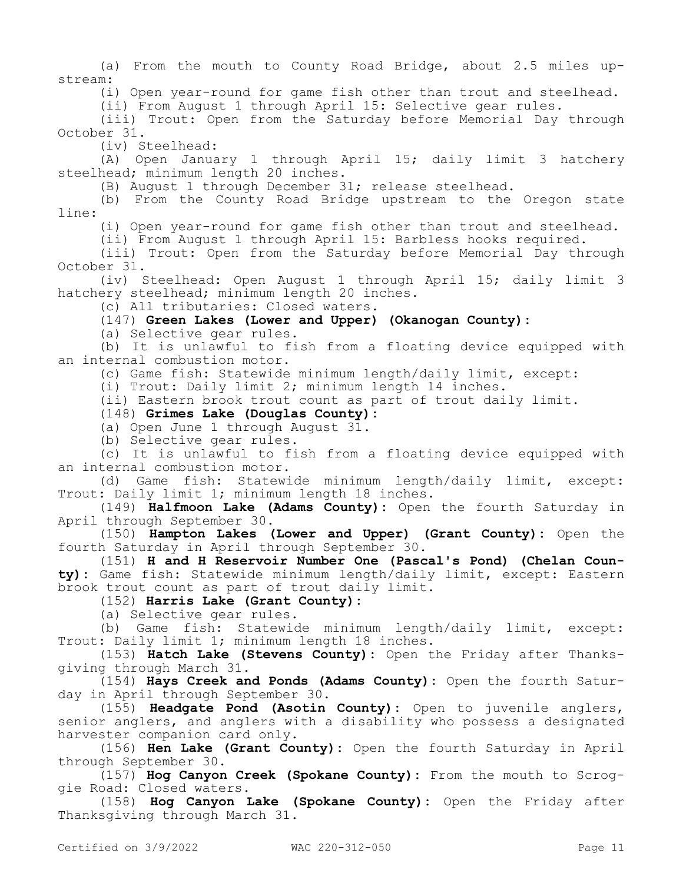(a) From the mouth to County Road Bridge, about 2.5 miles upstream:

(i) Open year-round for game fish other than trout and steelhead.

(ii) From August 1 through April 15: Selective gear rules.

(iii) Trout: Open from the Saturday before Memorial Day through October 31.

(iv) Steelhead:

(A) Open January 1 through April 15; daily limit 3 hatchery steelhead; minimum length 20 inches.

(B) August 1 through December 31; release steelhead.

(b) From the County Road Bridge upstream to the Oregon state line:

(i) Open year-round for game fish other than trout and steelhead.

(ii) From August 1 through April 15: Barbless hooks required.

(iii) Trout: Open from the Saturday before Memorial Day through October 31.

(iv) Steelhead: Open August 1 through April 15; daily limit 3 hatchery steelhead; minimum length 20 inches.

(c) All tributaries: Closed waters.

(147) **Green Lakes (Lower and Upper) (Okanogan County):**

(a) Selective gear rules.

(b) It is unlawful to fish from a floating device equipped with an internal combustion motor.

(c) Game fish: Statewide minimum length/daily limit, except:

(i) Trout: Daily limit 2; minimum length 14 inches.

(ii) Eastern brook trout count as part of trout daily limit.

(148) **Grimes Lake (Douglas County):**

(a) Open June 1 through August 31.

(b) Selective gear rules.

(c) It is unlawful to fish from a floating device equipped with an internal combustion motor.

(d) Game fish: Statewide minimum length/daily limit, except: Trout: Daily limit 1; minimum length 18 inches.

(149) **Halfmoon Lake (Adams County):** Open the fourth Saturday in April through September 30.

(150) **Hampton Lakes (Lower and Upper) (Grant County):** Open the fourth Saturday in April through September 30.

(151) **H and H Reservoir Number One (Pascal's Pond) (Chelan County):** Game fish: Statewide minimum length/daily limit, except: Eastern brook trout count as part of trout daily limit.

(152) **Harris Lake (Grant County):**

(a) Selective gear rules.

(b) Game fish: Statewide minimum length/daily limit, except: Trout: Daily limit 1; minimum length 18 inches.

(153) **Hatch Lake (Stevens County):** Open the Friday after Thanksgiving through March 31.

(154) **Hays Creek and Ponds (Adams County):** Open the fourth Saturday in April through September 30.

(155) **Headgate Pond (Asotin County):** Open to juvenile anglers, senior anglers, and anglers with a disability who possess a designated harvester companion card only.

(156) **Hen Lake (Grant County):** Open the fourth Saturday in April through September 30.

(157) **Hog Canyon Creek (Spokane County):** From the mouth to Scroggie Road: Closed waters.

(158) **Hog Canyon Lake (Spokane County):** Open the Friday after Thanksgiving through March 31.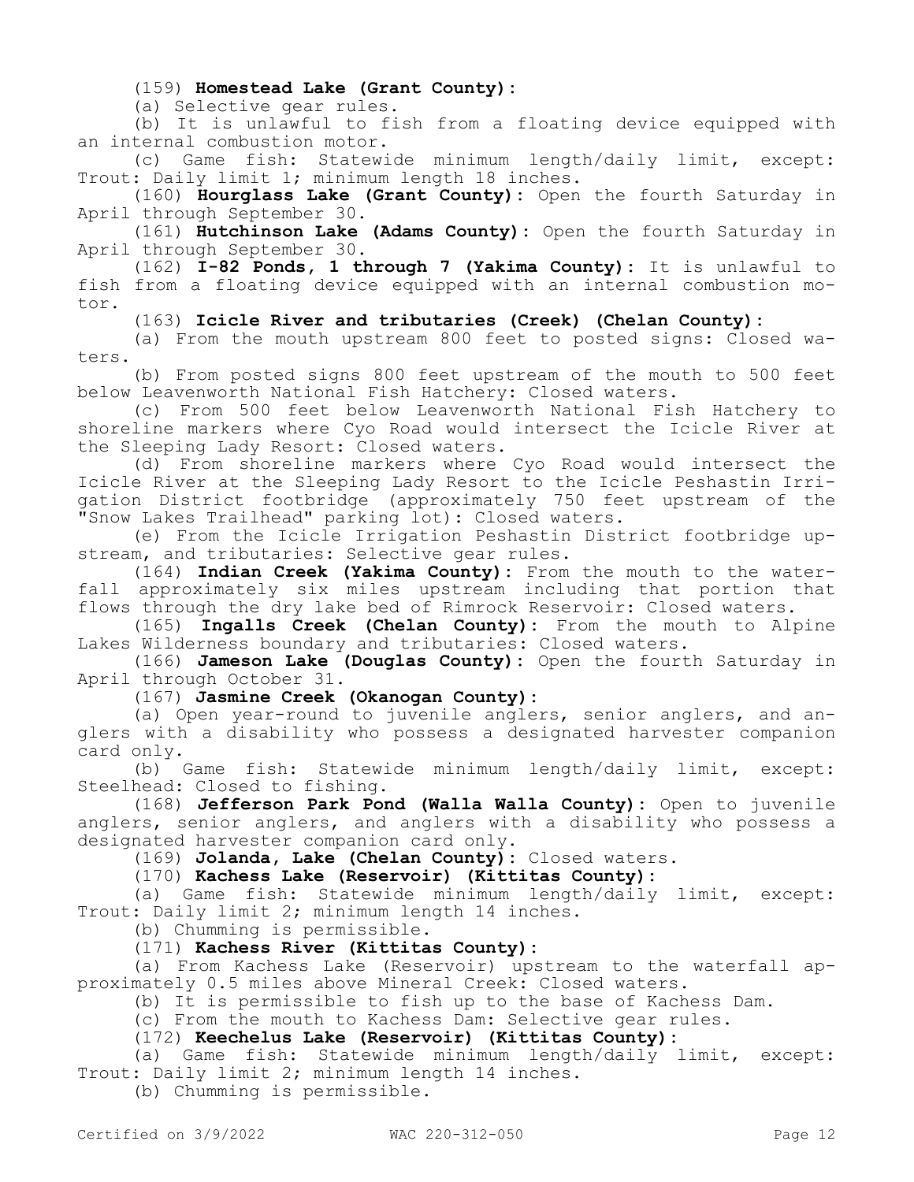(159) **Homestead Lake (Grant County):**

(a) Selective gear rules.

(b) It is unlawful to fish from a floating device equipped with an internal combustion motor.

(c) Game fish: Statewide minimum length/daily limit, except: Trout: Daily limit 1; minimum length 18 inches.

(160) **Hourglass Lake (Grant County):** Open the fourth Saturday in April through September 30.

(161) **Hutchinson Lake (Adams County):** Open the fourth Saturday in April through September 30.

(162) **I-82 Ponds, 1 through 7 (Yakima County):** It is unlawful to fish from a floating device equipped with an internal combustion motor.

(163) **Icicle River and tributaries (Creek) (Chelan County):**

(a) From the mouth upstream 800 feet to posted signs: Closed waters.

(b) From posted signs 800 feet upstream of the mouth to 500 feet below Leavenworth National Fish Hatchery: Closed waters.

(c) From 500 feet below Leavenworth National Fish Hatchery to shoreline markers where Cyo Road would intersect the Icicle River at the Sleeping Lady Resort: Closed waters.

(d) From shoreline markers where Cyo Road would intersect the Icicle River at the Sleeping Lady Resort to the Icicle Peshastin Irrigation District footbridge (approximately 750 feet upstream of the "Snow Lakes Trailhead" parking lot): Closed waters.

(e) From the Icicle Irrigation Peshastin District footbridge upstream, and tributaries: Selective gear rules.

(164) **Indian Creek (Yakima County):** From the mouth to the waterfall approximately six miles upstream including that portion that flows through the dry lake bed of Rimrock Reservoir: Closed waters.

(165) **Ingalls Creek (Chelan County):** From the mouth to Alpine Lakes Wilderness boundary and tributaries: Closed waters.

(166) **Jameson Lake (Douglas County):** Open the fourth Saturday in April through October 31.

(167) **Jasmine Creek (Okanogan County):**

(a) Open year-round to juvenile anglers, senior anglers, and anglers with a disability who possess a designated harvester companion card only.

(b) Game fish: Statewide minimum length/daily limit, except: Steelhead: Closed to fishing.

(168) **Jefferson Park Pond (Walla Walla County):** Open to juvenile anglers, senior anglers, and anglers with a disability who possess a designated harvester companion card only.

(169) **Jolanda, Lake (Chelan County):** Closed waters.

(170) **Kachess Lake (Reservoir) (Kittitas County):**

(a) Game fish: Statewide minimum length/daily limit, except: Trout: Daily limit 2; minimum length 14 inches.

(b) Chumming is permissible.

(171) **Kachess River (Kittitas County):**

(a) From Kachess Lake (Reservoir) upstream to the waterfall approximately 0.5 miles above Mineral Creek: Closed waters.

(b) It is permissible to fish up to the base of Kachess Dam.

(c) From the mouth to Kachess Dam: Selective gear rules.

(172) **Keechelus Lake (Reservoir) (Kittitas County):**

(a) Game fish: Statewide minimum length/daily limit, except: Trout: Daily limit 2; minimum length 14 inches.

(b) Chumming is permissible.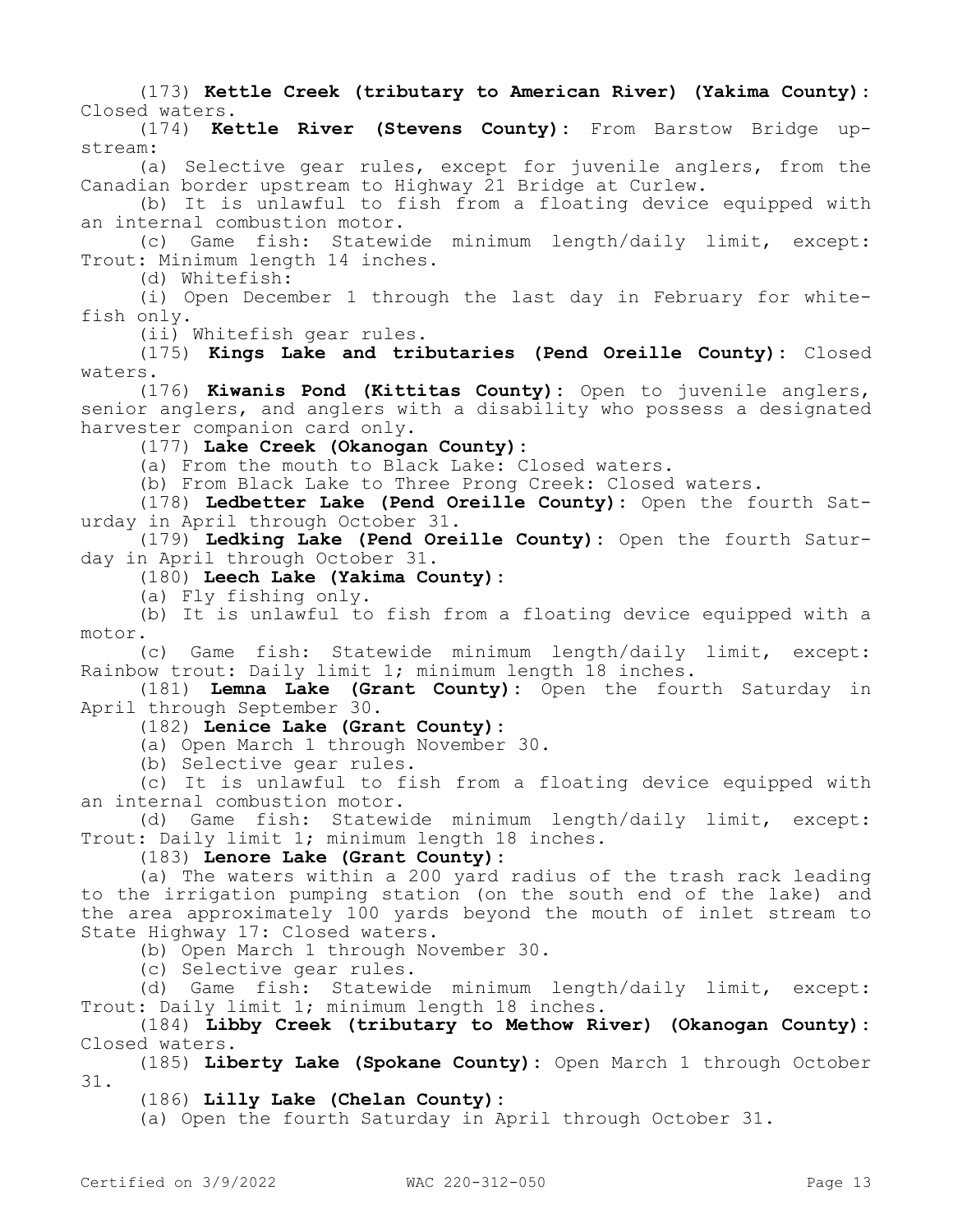(173) **Kettle Creek (tributary to American River) (Yakima County):** Closed waters.

(174) **Kettle River (Stevens County):** From Barstow Bridge upstream:

(a) Selective gear rules, except for juvenile anglers, from the Canadian border upstream to Highway 21 Bridge at Curlew.

(b) It is unlawful to fish from a floating device equipped with an internal combustion motor.

(c) Game fish: Statewide minimum length/daily limit, except: Trout: Minimum length 14 inches.

(d) Whitefish:

(i) Open December 1 through the last day in February for whitefish only.

(ii) Whitefish gear rules.

(175) **Kings Lake and tributaries (Pend Oreille County):** Closed waters.

(176) **Kiwanis Pond (Kittitas County):** Open to juvenile anglers, senior anglers, and anglers with a disability who possess a designated harvester companion card only.

(177) **Lake Creek (Okanogan County):**

(a) From the mouth to Black Lake: Closed waters.

(b) From Black Lake to Three Prong Creek: Closed waters.

(178) **Ledbetter Lake (Pend Oreille County):** Open the fourth Saturday in April through October 31.

(179) **Ledking Lake (Pend Oreille County):** Open the fourth Saturday in April through October 31.

(180) **Leech Lake (Yakima County):**

(a) Fly fishing only.

(b) It is unlawful to fish from a floating device equipped with a motor.

(c) Game fish: Statewide minimum length/daily limit, except: Rainbow trout: Daily limit 1; minimum length 18 inches.

(181) **Lemna Lake (Grant County):** Open the fourth Saturday in April through September 30.

(182) **Lenice Lake (Grant County):**

(a) Open March 1 through November 30.

(b) Selective gear rules.

(c) It is unlawful to fish from a floating device equipped with an internal combustion motor.

(d) Game fish: Statewide minimum length/daily limit, except: Trout: Daily limit 1; minimum length 18 inches.

(183) **Lenore Lake (Grant County):**

(a) The waters within a 200 yard radius of the trash rack leading to the irrigation pumping station (on the south end of the lake) and the area approximately 100 yards beyond the mouth of inlet stream to State Highway 17: Closed waters.

(b) Open March 1 through November 30.

(c) Selective gear rules.

(d) Game fish: Statewide minimum length/daily limit, except: Trout: Daily limit 1; minimum length 18 inches.

(184) **Libby Creek (tributary to Methow River) (Okanogan County):** Closed waters.

(185) **Liberty Lake (Spokane County):** Open March 1 through October 31.

(186) **Lilly Lake (Chelan County):**

(a) Open the fourth Saturday in April through October 31.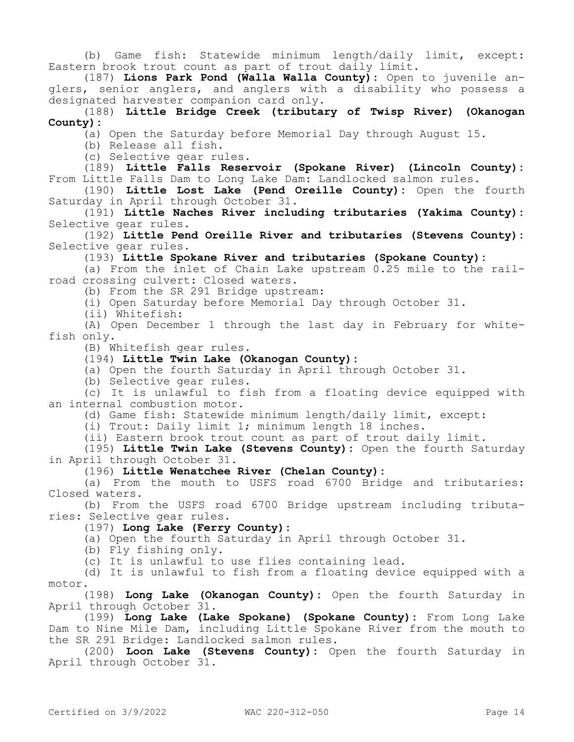(b) Game fish: Statewide minimum length/daily limit, except: Eastern brook trout count as part of trout daily limit.

(187) **Lions Park Pond (Walla Walla County):** Open to juvenile anglers, senior anglers, and anglers with a disability who possess a designated harvester companion card only.

(188) **Little Bridge Creek (tributary of Twisp River) (Okanogan County):**

(a) Open the Saturday before Memorial Day through August 15.

(b) Release all fish.

(c) Selective gear rules.

(189) **Little Falls Reservoir (Spokane River) (Lincoln County):** From Little Falls Dam to Long Lake Dam: Landlocked salmon rules.

(190) **Little Lost Lake (Pend Oreille County):** Open the fourth Saturday in April through October 31.

(191) **Little Naches River including tributaries (Yakima County):** Selective gear rules.

(192) **Little Pend Oreille River and tributaries (Stevens County):** Selective gear rules.

(193) **Little Spokane River and tributaries (Spokane County):**

(a) From the inlet of Chain Lake upstream 0.25 mile to the railroad crossing culvert: Closed waters.

(b) From the SR 291 Bridge upstream:

(i) Open Saturday before Memorial Day through October 31.

(ii) Whitefish:

(A) Open December 1 through the last day in February for whitefish only.

(B) Whitefish gear rules.

(194) **Little Twin Lake (Okanogan County):**

(a) Open the fourth Saturday in April through October 31.

(b) Selective gear rules.

(c) It is unlawful to fish from a floating device equipped with an internal combustion motor.

(d) Game fish: Statewide minimum length/daily limit, except:

(i) Trout: Daily limit 1; minimum length 18 inches.

(ii) Eastern brook trout count as part of trout daily limit.

(195) **Little Twin Lake (Stevens County):** Open the fourth Saturday in April through October 31.

(196) **Little Wenatchee River (Chelan County):**

(a) From the mouth to USFS road 6700 Bridge and tributaries: Closed waters.

(b) From the USFS road 6700 Bridge upstream including tributaries: Selective gear rules.

(197) **Long Lake (Ferry County):**

(a) Open the fourth Saturday in April through October 31.

(b) Fly fishing only.

(c) It is unlawful to use flies containing lead.

(d) It is unlawful to fish from a floating device equipped with a motor.

(198) **Long Lake (Okanogan County):** Open the fourth Saturday in April through October 31.

(199) **Long Lake (Lake Spokane) (Spokane County):** From Long Lake Dam to Nine Mile Dam, including Little Spokane River from the mouth to the SR 291 Bridge: Landlocked salmon rules.

(200) **Loon Lake (Stevens County):** Open the fourth Saturday in April through October 31.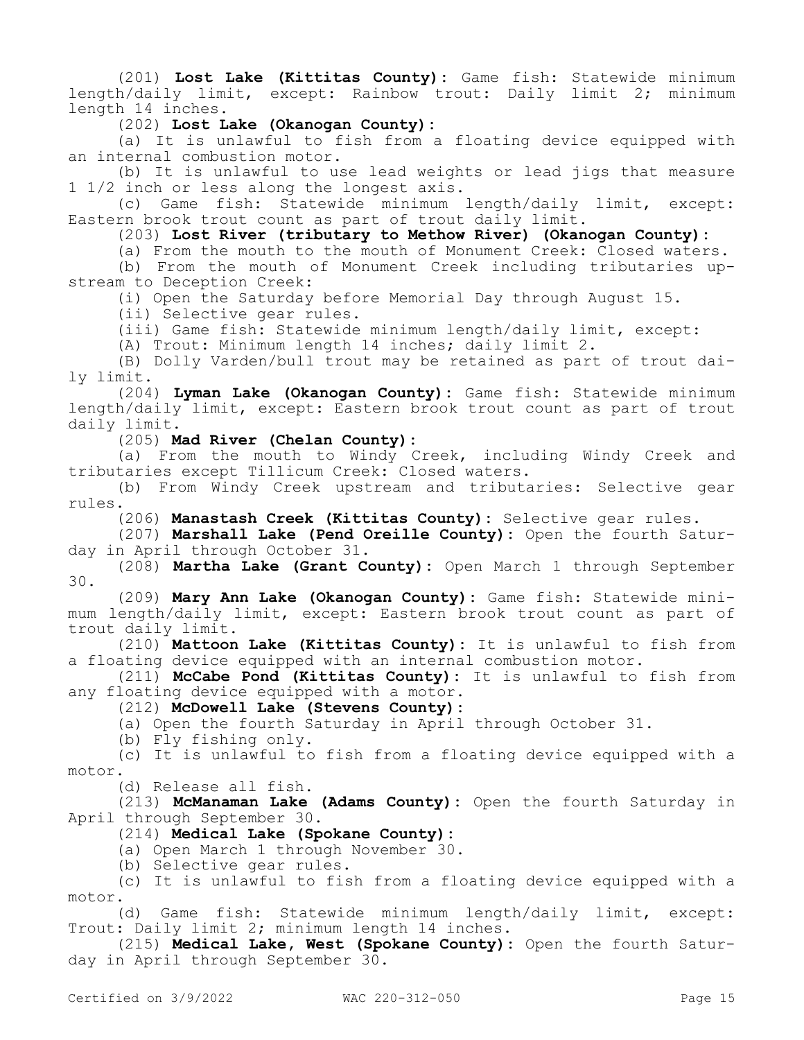(201) **Lost Lake (Kittitas County):** Game fish: Statewide minimum length/daily limit, except: Rainbow trout: Daily limit 2; minimum length 14 inches.

(202) **Lost Lake (Okanogan County):**

(a) It is unlawful to fish from a floating device equipped with an internal combustion motor.

(b) It is unlawful to use lead weights or lead jigs that measure 1 1/2 inch or less along the longest axis.

(c) Game fish: Statewide minimum length/daily limit, except: Eastern brook trout count as part of trout daily limit.

(203) **Lost River (tributary to Methow River) (Okanogan County):**

(a) From the mouth to the mouth of Monument Creek: Closed waters.

(b) From the mouth of Monument Creek including tributaries upstream to Deception Creek:

(i) Open the Saturday before Memorial Day through August 15.

(ii) Selective gear rules.

(iii) Game fish: Statewide minimum length/daily limit, except:

(A) Trout: Minimum length 14 inches; daily limit 2.

(B) Dolly Varden/bull trout may be retained as part of trout daily limit.

(204) **Lyman Lake (Okanogan County):** Game fish: Statewide minimum length/daily limit, except: Eastern brook trout count as part of trout daily limit.

(205) **Mad River (Chelan County):**

(a) From the mouth to Windy Creek, including Windy Creek and tributaries except Tillicum Creek: Closed waters.

(b) From Windy Creek upstream and tributaries: Selective gear rules.

(206) **Manastash Creek (Kittitas County):** Selective gear rules.

(207) **Marshall Lake (Pend Oreille County):** Open the fourth Saturday in April through October 31.

(208) **Martha Lake (Grant County):** Open March 1 through September 30.

(209) **Mary Ann Lake (Okanogan County):** Game fish: Statewide minimum length/daily limit, except: Eastern brook trout count as part of trout daily limit.

(210) **Mattoon Lake (Kittitas County):** It is unlawful to fish from a floating device equipped with an internal combustion motor.

(211) **McCabe Pond (Kittitas County):** It is unlawful to fish from any floating device equipped with a motor.

(212) **McDowell Lake (Stevens County):**

(a) Open the fourth Saturday in April through October 31.

(b) Fly fishing only.

(c) It is unlawful to fish from a floating device equipped with a motor.

(d) Release all fish.

(213) **McManaman Lake (Adams County):** Open the fourth Saturday in April through September 30.

(214) **Medical Lake (Spokane County):**

(a) Open March 1 through November 30.

(b) Selective gear rules.

(c) It is unlawful to fish from a floating device equipped with a motor.

(d) Game fish: Statewide minimum length/daily limit, except: Trout: Daily limit 2; minimum length 14 inches.

(215) **Medical Lake, West (Spokane County):** Open the fourth Saturday in April through September 30.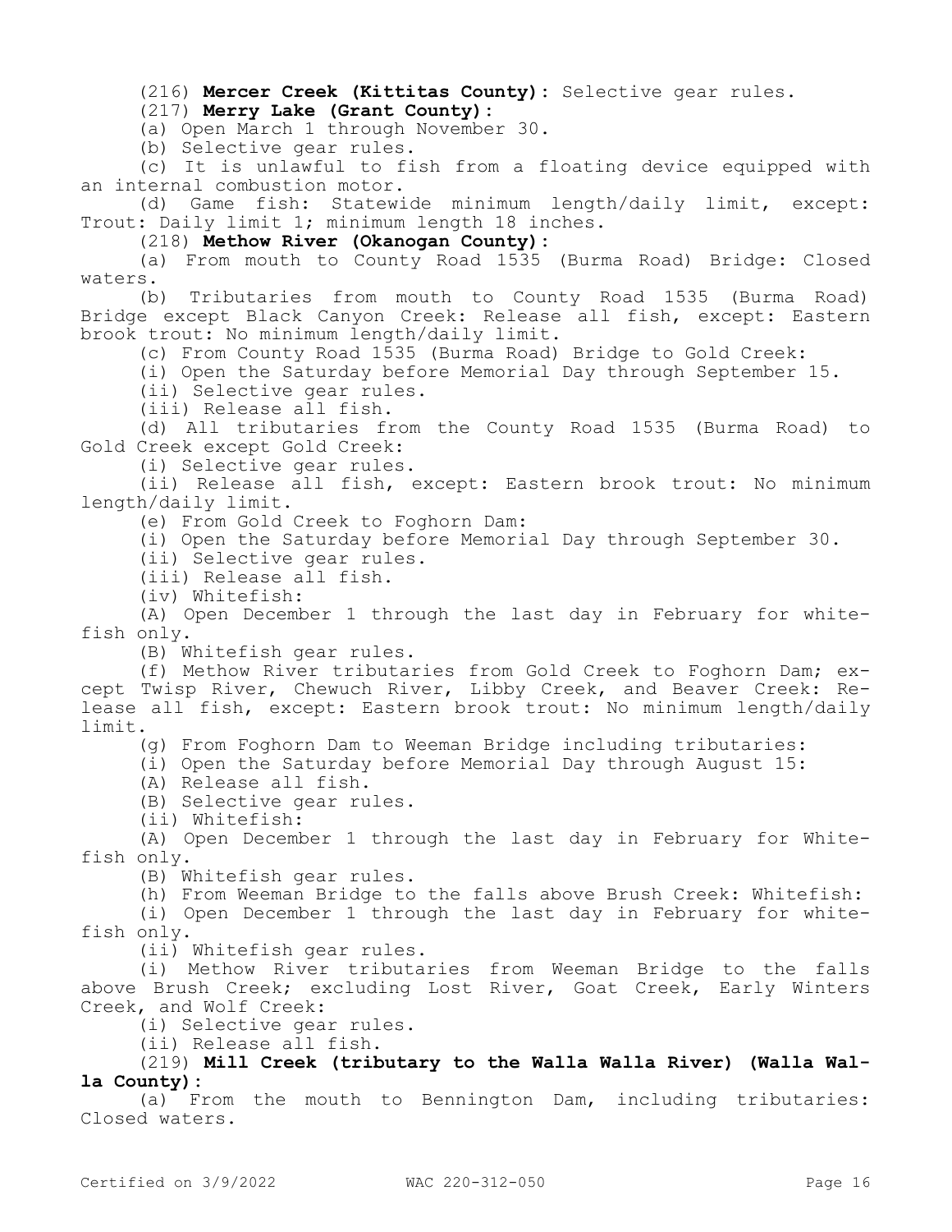(216) **Mercer Creek (Kittitas County):** Selective gear rules.

(217) **Merry Lake (Grant County):**

(a) Open March 1 through November 30.

(b) Selective gear rules.

(c) It is unlawful to fish from a floating device equipped with an internal combustion motor.

(d) Game fish: Statewide minimum length/daily limit, except: Trout: Daily limit 1; minimum length 18 inches.

(218) **Methow River (Okanogan County):**

(a) From mouth to County Road 1535 (Burma Road) Bridge: Closed waters.

(b) Tributaries from mouth to County Road 1535 (Burma Road) Bridge except Black Canyon Creek: Release all fish, except: Eastern brook trout: No minimum length/daily limit.

(c) From County Road 1535 (Burma Road) Bridge to Gold Creek:

(i) Open the Saturday before Memorial Day through September 15.

(ii) Selective gear rules.

(iii) Release all fish.

(d) All tributaries from the County Road 1535 (Burma Road) to Gold Creek except Gold Creek:

(i) Selective gear rules.

(ii) Release all fish, except: Eastern brook trout: No minimum length/daily limit.

(e) From Gold Creek to Foghorn Dam:

(i) Open the Saturday before Memorial Day through September 30.

(ii) Selective gear rules.

(iii) Release all fish.

(iv) Whitefish:

(A) Open December 1 through the last day in February for whitefish only.

(B) Whitefish gear rules.

(f) Methow River tributaries from Gold Creek to Foghorn Dam; except Twisp River, Chewuch River, Libby Creek, and Beaver Creek: Release all fish, except: Eastern brook trout: No minimum length/daily limit.

(g) From Foghorn Dam to Weeman Bridge including tributaries:

(i) Open the Saturday before Memorial Day through August 15:

(A) Release all fish.

(B) Selective gear rules.

(ii) Whitefish:

(A) Open December 1 through the last day in February for Whitefish only.

(B) Whitefish gear rules.

(h) From Weeman Bridge to the falls above Brush Creek: Whitefish:

(i) Open December 1 through the last day in February for whitefish only.

(ii) Whitefish gear rules.

(i) Methow River tributaries from Weeman Bridge to the falls above Brush Creek; excluding Lost River, Goat Creek, Early Winters Creek, and Wolf Creek:

(i) Selective gear rules.

(ii) Release all fish.

(219) **Mill Creek (tributary to the Walla Walla River) (Walla Walla County):**

(a) From the mouth to Bennington Dam, including tributaries: Closed waters.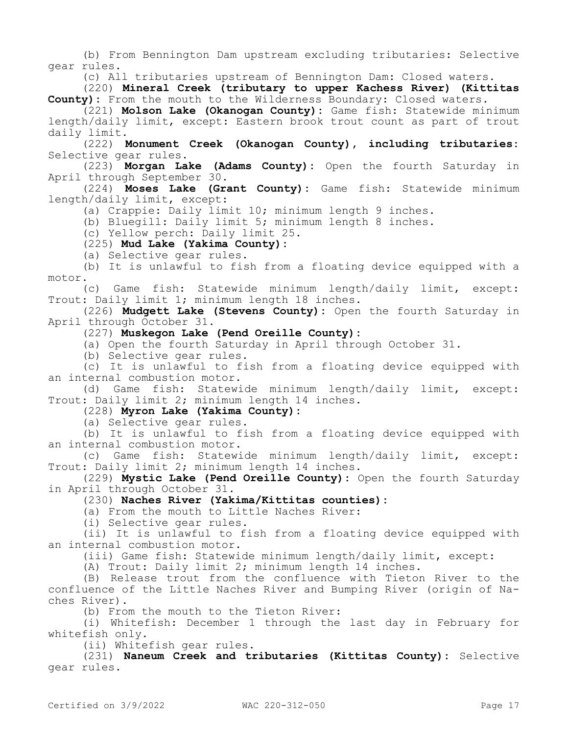(b) From Bennington Dam upstream excluding tributaries: Selective gear rules.

(c) All tributaries upstream of Bennington Dam: Closed waters.

(220) **Mineral Creek (tributary to upper Kachess River) (Kittitas County)**: From the mouth to the Wilderness Boundary: Closed waters.

(221) **Molson Lake (Okanogan County)**: Game fish: Statewide minimum length/daily limit, except: Eastern brook trout count as part of trout daily limit.

(222) **Monument Creek (Okanogan County), including tributaries**: Selective gear rules.

(223) **Morgan Lake (Adams County)**: Open the fourth Saturday in April through September 30.

(224) **Moses Lake (Grant County)**: Game fish: Statewide minimum length/daily limit, except:

(a) Crappie: Daily limit 10; minimum length 9 inches.

(b) Bluegill: Daily limit 5; minimum length 8 inches.

(c) Yellow perch: Daily limit 25.

(225) **Mud Lake (Yakima County)**:

(a) Selective gear rules.

(b) It is unlawful to fish from a floating device equipped with a motor.

(c) Game fish: Statewide minimum length/daily limit, except: Trout: Daily limit 1; minimum length 18 inches.

(226) **Mudgett Lake (Stevens County)**: Open the fourth Saturday in April through October 31.

(227) **Muskegon Lake (Pend Oreille County)**:

(a) Open the fourth Saturday in April through October 31.

(b) Selective gear rules.

(c) It is unlawful to fish from a floating device equipped with an internal combustion motor.

(d) Game fish: Statewide minimum length/daily limit, except: Trout: Daily limit 2; minimum length 14 inches.

(228) **Myron Lake (Yakima County)**:

(a) Selective gear rules.

(b) It is unlawful to fish from a floating device equipped with an internal combustion motor.

(c) Game fish: Statewide minimum length/daily limit, except: Trout: Daily limit 2; minimum length 14 inches.

(229) **Mystic Lake (Pend Oreille County)**: Open the fourth Saturday in April through October 31.

(230) **Naches River (Yakima/Kittitas counties)**:

(a) From the mouth to Little Naches River:

(i) Selective gear rules.

(ii) It is unlawful to fish from a floating device equipped with an internal combustion motor.

(iii) Game fish: Statewide minimum length/daily limit, except:

(A) Trout: Daily limit 2; minimum length 14 inches.

(B) Release trout from the confluence with Tieton River to the confluence of the Little Naches River and Bumping River (origin of Naches River).

(b) From the mouth to the Tieton River:

(i) Whitefish: December 1 through the last day in February for whitefish only.

(ii) Whitefish gear rules.

(231) **Naneum Creek and tributaries (Kittitas County)**: Selective gear rules.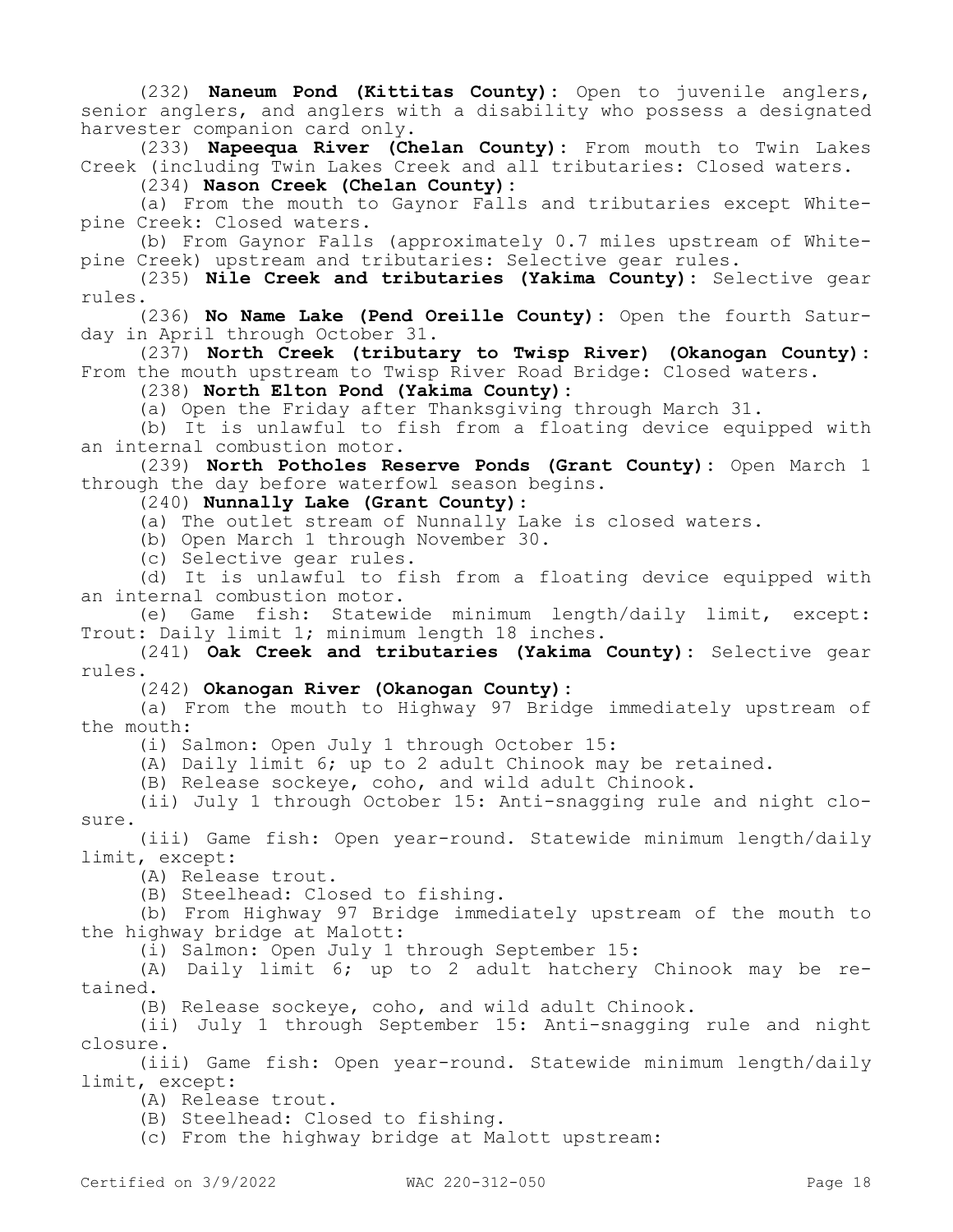(232) **Naneum Pond (Kittitas County):** Open to juvenile anglers, senior anglers, and anglers with a disability who possess a designated harvester companion card only.

(233) **Napeequa River (Chelan County):** From mouth to Twin Lakes Creek (including Twin Lakes Creek and all tributaries: Closed waters.

(234) **Nason Creek (Chelan County):**

(a) From the mouth to Gaynor Falls and tributaries except Whitepine Creek: Closed waters.

(b) From Gaynor Falls (approximately 0.7 miles upstream of Whitepine Creek) upstream and tributaries: Selective gear rules.

(235) **Nile Creek and tributaries (Yakima County):** Selective gear rules.

(236) **No Name Lake (Pend Oreille County):** Open the fourth Saturday in April through October 31.

(237) **North Creek (tributary to Twisp River) (Okanogan County):** From the mouth upstream to Twisp River Road Bridge: Closed waters.

(238) **North Elton Pond (Yakima County):**

(a) Open the Friday after Thanksgiving through March 31.

(b) It is unlawful to fish from a floating device equipped with an internal combustion motor.

(239) **North Potholes Reserve Ponds (Grant County):** Open March 1 through the day before waterfowl season begins.

(240) **Nunnally Lake (Grant County):**

(a) The outlet stream of Nunnally Lake is closed waters.

(b) Open March 1 through November 30.

(c) Selective gear rules.

(d) It is unlawful to fish from a floating device equipped with an internal combustion motor.

(e) Game fish: Statewide minimum length/daily limit, except: Trout: Daily limit 1; minimum length 18 inches.

(241) **Oak Creek and tributaries (Yakima County):** Selective gear rules.

(242) **Okanogan River (Okanogan County):**

(a) From the mouth to Highway 97 Bridge immediately upstream of the mouth:

(i) Salmon: Open July 1 through October 15:

(A) Daily limit 6; up to 2 adult Chinook may be retained.

(B) Release sockeye, coho, and wild adult Chinook.

(ii) July 1 through October 15: Anti-snagging rule and night closure.

(iii) Game fish: Open year-round. Statewide minimum length/daily limit, except:

(A) Release trout.

(B) Steelhead: Closed to fishing.

(b) From Highway 97 Bridge immediately upstream of the mouth to the highway bridge at Malott:

(i) Salmon: Open July 1 through September 15:

(A) Daily limit 6; up to 2 adult hatchery Chinook may be retained.

(B) Release sockeye, coho, and wild adult Chinook.

(ii) July 1 through September 15: Anti-snagging rule and night closure.

(iii) Game fish: Open year-round. Statewide minimum length/daily limit, except:

(A) Release trout.

(B) Steelhead: Closed to fishing.

(c) From the highway bridge at Malott upstream: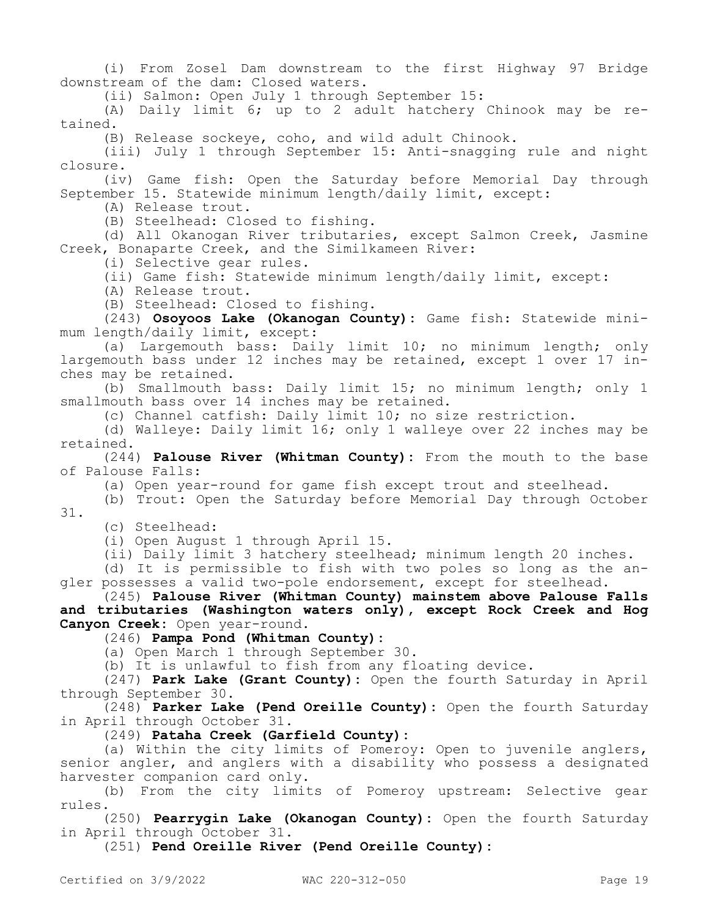(i) From Zosel Dam downstream to the first Highway 97 Bridge downstream of the dam: Closed waters.

(ii) Salmon: Open July 1 through September 15:

(A) Daily limit 6; up to 2 adult hatchery Chinook may be retained.

(B) Release sockeye, coho, and wild adult Chinook.

(iii) July 1 through September 15: Anti-snagging rule and night closure.

(iv) Game fish: Open the Saturday before Memorial Day through September 15. Statewide minimum length/daily limit, except:

(A) Release trout.

(B) Steelhead: Closed to fishing.

(d) All Okanogan River tributaries, except Salmon Creek, Jasmine Creek, Bonaparte Creek, and the Similkameen River:

(i) Selective gear rules.

(ii) Game fish: Statewide minimum length/daily limit, except:

(A) Release trout.

(B) Steelhead: Closed to fishing.

(243) **Osoyoos Lake (Okanogan County)**: Game fish: Statewide minimum length/daily limit, except:

(a) Largemouth bass: Daily limit 10; no minimum length; only largemouth bass under 12 inches may be retained, except 1 over 17 inches may be retained.

(b) Smallmouth bass: Daily limit 15; no minimum length; only 1 smallmouth bass over 14 inches may be retained.

(c) Channel catfish: Daily limit 10; no size restriction.

(d) Walleye: Daily limit 16; only 1 walleye over 22 inches may be retained.

(244) **Palouse River (Whitman County)**: From the mouth to the base of Palouse Falls:

(a) Open year-round for game fish except trout and steelhead.

(b) Trout: Open the Saturday before Memorial Day through October 31.

(c) Steelhead:

(i) Open August 1 through April 15.

(ii) Daily limit 3 hatchery steelhead; minimum length 20 inches.

(d) It is permissible to fish with two poles so long as the angler possesses a valid two-pole endorsement, except for steelhead.

(245) **Palouse River (Whitman County) mainstem above Palouse Falls and tributaries (Washington waters only), except Rock Creek and Hog Canyon Creek**: Open year-round.

(246) **Pampa Pond (Whitman County)**:

(a) Open March 1 through September 30.

(b) It is unlawful to fish from any floating device.

(247) **Park Lake (Grant County)**: Open the fourth Saturday in April through September 30.

(248) **Parker Lake (Pend Oreille County)**: Open the fourth Saturday in April through October 31.

(249) **Pataha Creek (Garfield County)**:

(a) Within the city limits of Pomeroy: Open to juvenile anglers, senior angler, and anglers with a disability who possess a designated harvester companion card only.

(b) From the city limits of Pomeroy upstream: Selective gear rules.

(250) **Pearrygin Lake (Okanogan County)**: Open the fourth Saturday in April through October 31.

(251) **Pend Oreille River (Pend Oreille County)**: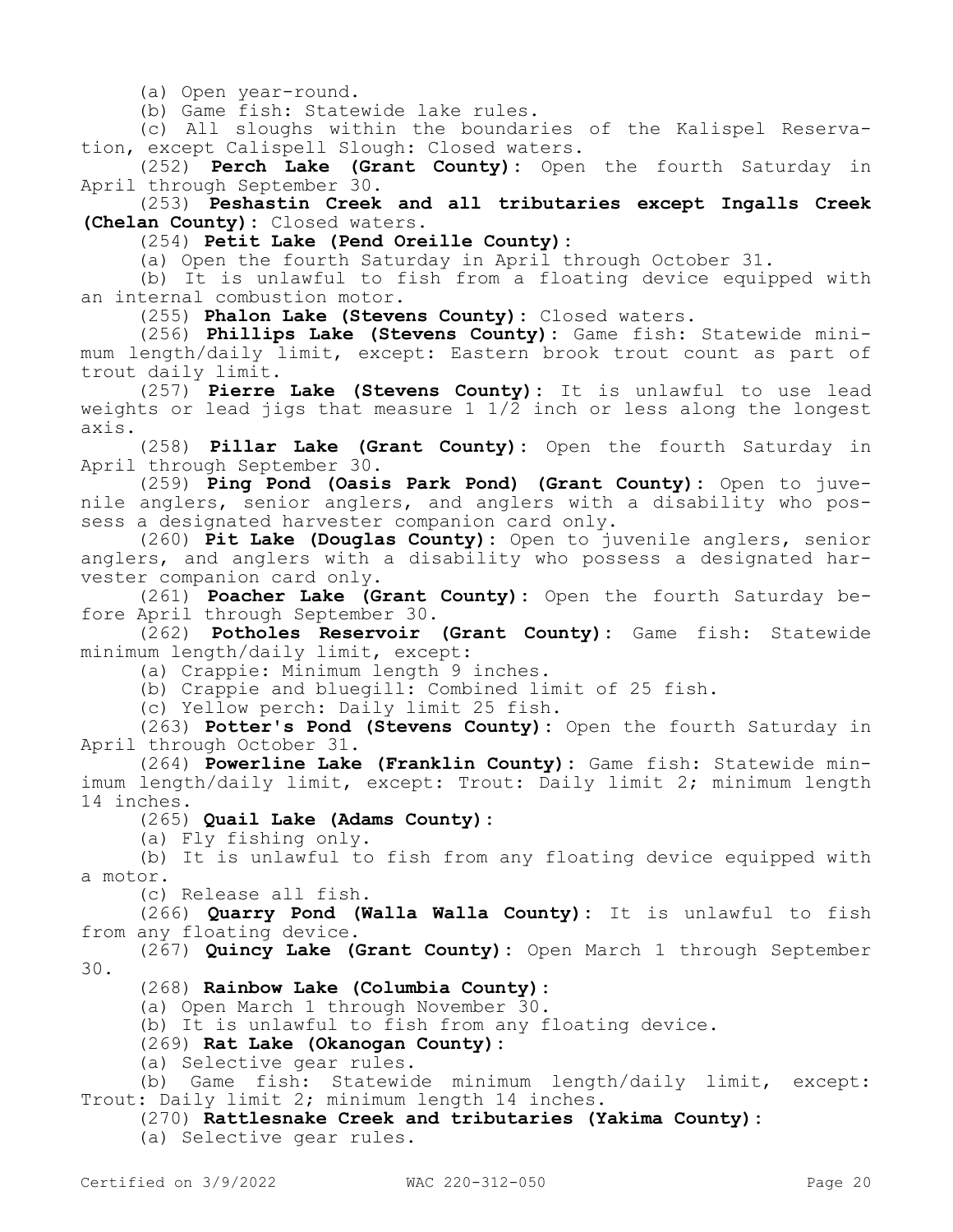(a) Open year-round.

(b) Game fish: Statewide lake rules.

(c) All sloughs within the boundaries of the Kalispel Reservation, except Calispell Slough: Closed waters.

(252) **Perch Lake (Grant County):** Open the fourth Saturday in April through September 30.

(253) **Peshastin Creek and all tributaries except Ingalls Creek (Chelan County):** Closed waters.

(254) **Petit Lake (Pend Oreille County):**

(a) Open the fourth Saturday in April through October 31.

(b) It is unlawful to fish from a floating device equipped with an internal combustion motor.

(255) **Phalon Lake (Stevens County):** Closed waters.

(256) **Phillips Lake (Stevens County):** Game fish: Statewide minimum length/daily limit, except: Eastern brook trout count as part of trout daily limit.

(257) **Pierre Lake (Stevens County):** It is unlawful to use lead weights or lead jigs that measure 1 1/2 inch or less along the longest axis.

(258) **Pillar Lake (Grant County):** Open the fourth Saturday in April through September 30.

(259) **Ping Pond (Oasis Park Pond) (Grant County):** Open to juvenile anglers, senior anglers, and anglers with a disability who possess a designated harvester companion card only.

(260) **Pit Lake (Douglas County):** Open to juvenile anglers, senior anglers, and anglers with a disability who possess a designated harvester companion card only.

(261) **Poacher Lake (Grant County):** Open the fourth Saturday before April through September 30.

(262) **Potholes Reservoir (Grant County):** Game fish: Statewide minimum length/daily limit, except:

(a) Crappie: Minimum length 9 inches.

(b) Crappie and bluegill: Combined limit of 25 fish.

(c) Yellow perch: Daily limit 25 fish.

(263) **Potter's Pond (Stevens County):** Open the fourth Saturday in April through October 31.

(264) **Powerline Lake (Franklin County):** Game fish: Statewide minimum length/daily limit, except: Trout: Daily limit 2; minimum length 14 inches.

(265) **Quail Lake (Adams County):**

(a) Fly fishing only.

(b) It is unlawful to fish from any floating device equipped with a motor.

(c) Release all fish.

(266) **Quarry Pond (Walla Walla County):** It is unlawful to fish from any floating device.

(267) **Quincy Lake (Grant County):** Open March 1 through September 30.

(268) **Rainbow Lake (Columbia County):**

(a) Open March 1 through November 30.

(b) It is unlawful to fish from any floating device.

(269) **Rat Lake (Okanogan County):**

(a) Selective gear rules.

(b) Game fish: Statewide minimum length/daily limit, except: Trout: Daily limit 2; minimum length 14 inches.

(270) **Rattlesnake Creek and tributaries (Yakima County):**

(a) Selective gear rules.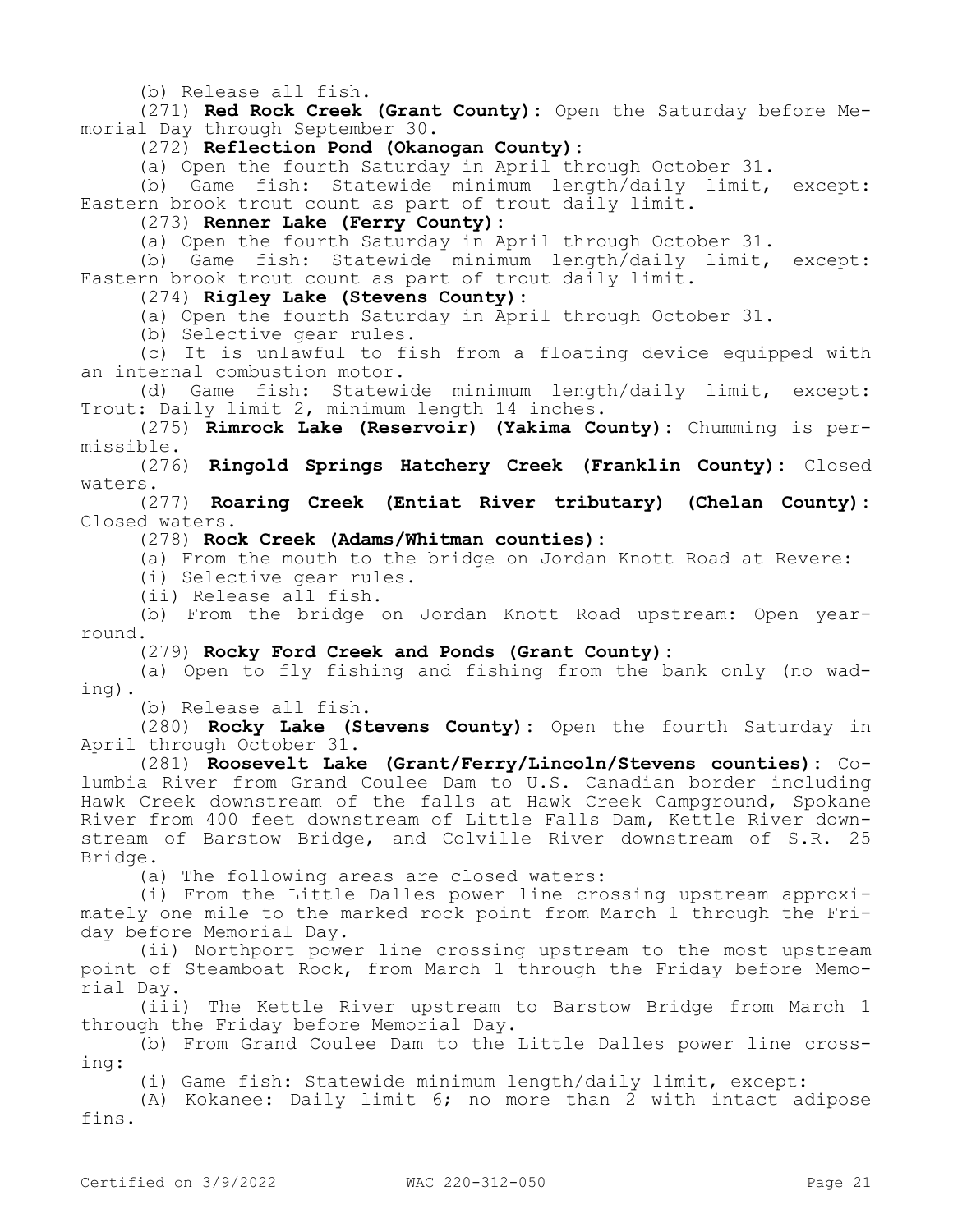(b) Release all fish.

(271) **Red Rock Creek (Grant County):** Open the Saturday before Memorial Day through September 30.

(272) **Reflection Pond (Okanogan County):**

(a) Open the fourth Saturday in April through October 31.

(b) Game fish: Statewide minimum length/daily limit, except: Eastern brook trout count as part of trout daily limit.

(273) **Renner Lake (Ferry County):**

(a) Open the fourth Saturday in April through October 31.

(b) Game fish: Statewide minimum length/daily limit, except: Eastern brook trout count as part of trout daily limit.

(274) **Rigley Lake (Stevens County):**

(a) Open the fourth Saturday in April through October 31.

(b) Selective gear rules.

(c) It is unlawful to fish from a floating device equipped with an internal combustion motor.

(d) Game fish: Statewide minimum length/daily limit, except: Trout: Daily limit 2, minimum length 14 inches.

(275) **Rimrock Lake (Reservoir) (Yakima County):** Chumming is permissible.

(276) **Ringold Springs Hatchery Creek (Franklin County):** Closed waters.

(277) **Roaring Creek (Entiat River tributary) (Chelan County):** Closed waters.

(278) **Rock Creek (Adams/Whitman counties):**

(a) From the mouth to the bridge on Jordan Knott Road at Revere:

(i) Selective gear rules.

(ii) Release all fish.

(b) From the bridge on Jordan Knott Road upstream: Open year-round.

(279) **Rocky Ford Creek and Ponds (Grant County):**

(a) Open to fly fishing and fishing from the bank only (no wading).

(b) Release all fish.

(280) **Rocky Lake (Stevens County):** Open the fourth Saturday in April through October 31.

(281) **Roosevelt Lake (Grant/Ferry/Lincoln/Stevens counties):** Columbia River from Grand Coulee Dam to U.S. Canadian border including Hawk Creek downstream of the falls at Hawk Creek Campground, Spokane River from 400 feet downstream of Little Falls Dam, Kettle River downstream of Barstow Bridge, and Colville River downstream of S.R. 25 Bridge.

(a) The following areas are closed waters:

(i) From the Little Dalles power line crossing upstream approximately one mile to the marked rock point from March 1 through the Friday before Memorial Day.

(ii) Northport power line crossing upstream to the most upstream point of Steamboat Rock, from March 1 through the Friday before Memorial Day.

(iii) The Kettle River upstream to Barstow Bridge from March 1 through the Friday before Memorial Day.

(b) From Grand Coulee Dam to the Little Dalles power line crossing:

(i) Game fish: Statewide minimum length/daily limit, except:

(A) Kokanee: Daily limit 6; no more than 2 with intact adipose fins.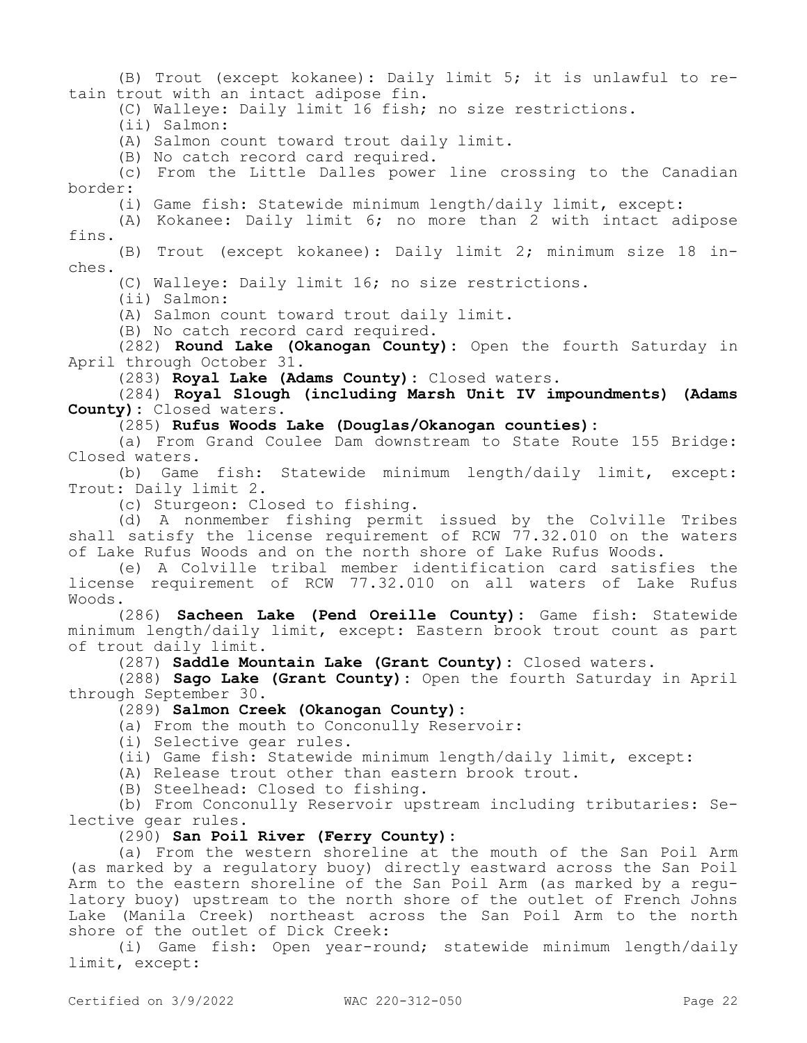(B) Trout (except kokanee): Daily limit 5; it is unlawful to retain trout with an intact adipose fin.

(C) Walleye: Daily limit 16 fish; no size restrictions.

(ii) Salmon:

(A) Salmon count toward trout daily limit.

(B) No catch record card required.

(c) From the Little Dalles power line crossing to the Canadian border:

(i) Game fish: Statewide minimum length/daily limit, except:

(A) Kokanee: Daily limit 6; no more than 2 with intact adipose fins.

(B) Trout (except kokanee): Daily limit 2; minimum size 18 inches.

(C) Walleye: Daily limit 16; no size restrictions.

(ii) Salmon:

(A) Salmon count toward trout daily limit.

(B) No catch record card required.

(282) **Round Lake (Okanogan County):** Open the fourth Saturday in April through October 31.

(283) **Royal Lake (Adams County):** Closed waters.

(284) **Royal Slough (including Marsh Unit IV impoundments) (Adams County):** Closed waters.

(285) **Rufus Woods Lake (Douglas/Okanogan counties):**

(a) From Grand Coulee Dam downstream to State Route 155 Bridge: Closed waters.

(b) Game fish: Statewide minimum length/daily limit, except: Trout: Daily limit 2.

(c) Sturgeon: Closed to fishing.

(d) A nonmember fishing permit issued by the Colville Tribes shall satisfy the license requirement of RCW 77.32.010 on the waters of Lake Rufus Woods and on the north shore of Lake Rufus Woods.

(e) A Colville tribal member identification card satisfies the license requirement of RCW 77.32.010 on all waters of Lake Rufus Woods.

(286) **Sacheen Lake (Pend Oreille County):** Game fish: Statewide minimum length/daily limit, except: Eastern brook trout count as part of trout daily limit.

(287) **Saddle Mountain Lake (Grant County):** Closed waters.

(288) **Sago Lake (Grant County):** Open the fourth Saturday in April through September 30.

(289) **Salmon Creek (Okanogan County):**

(a) From the mouth to Conconully Reservoir:

(i) Selective gear rules.

(ii) Game fish: Statewide minimum length/daily limit, except:

(A) Release trout other than eastern brook trout.

(B) Steelhead: Closed to fishing.

(b) From Conconully Reservoir upstream including tributaries: Selective gear rules.

(290) **San Poil River (Ferry County):**

(a) From the western shoreline at the mouth of the San Poil Arm (as marked by a regulatory buoy) directly eastward across the San Poil Arm to the eastern shoreline of the San Poil Arm (as marked by a regulatory buoy) upstream to the north shore of the outlet of French Johns Lake (Manila Creek) northeast across the San Poil Arm to the north shore of the outlet of Dick Creek:

(i) Game fish: Open year-round; statewide minimum length/daily limit, except: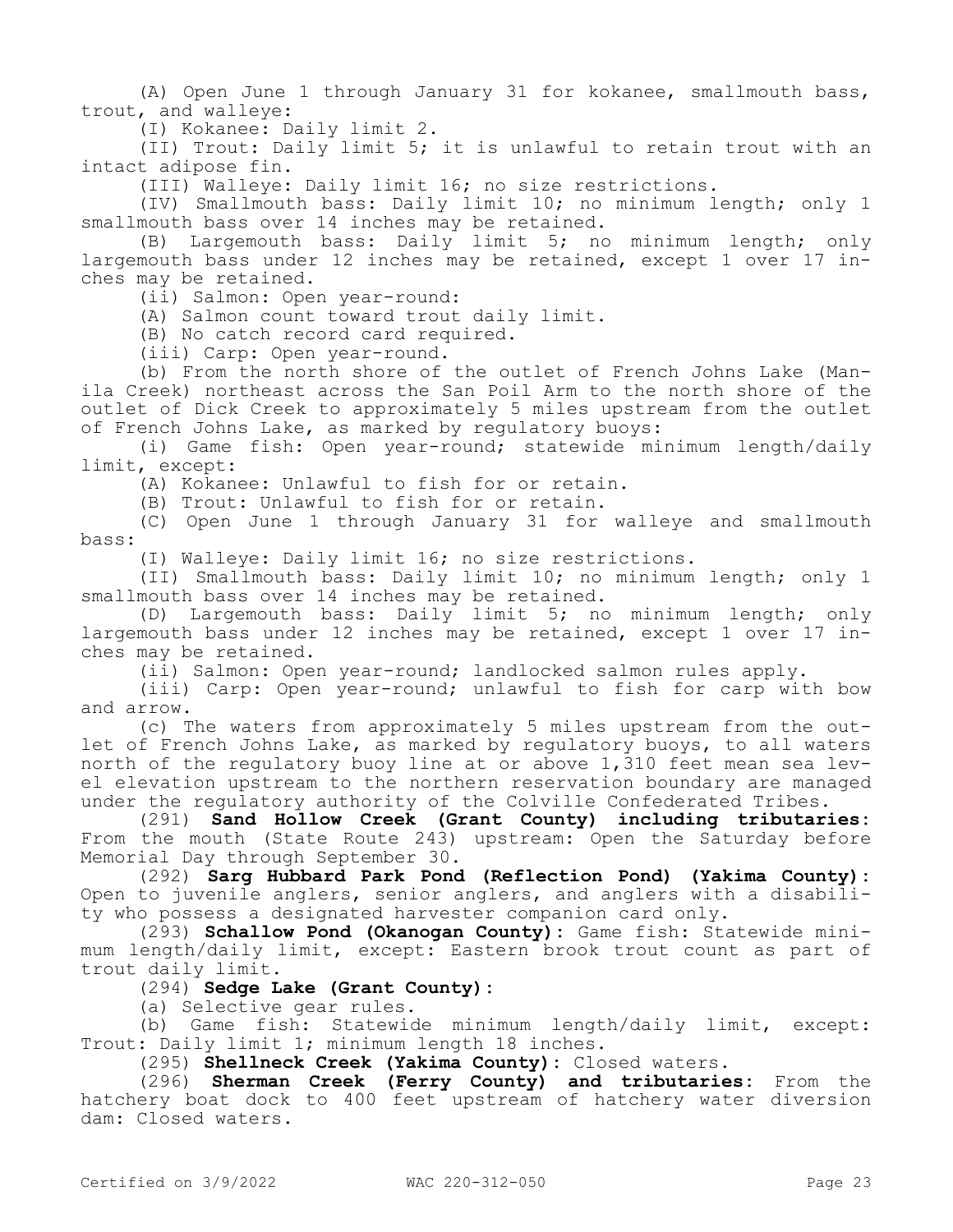(A) Open June 1 through January 31 for kokanee, smallmouth bass, trout, and walleye:

(I) Kokanee: Daily limit 2.

(II) Trout: Daily limit 5; it is unlawful to retain trout with an intact adipose fin.

(III) Walleye: Daily limit 16; no size restrictions.

(IV) Smallmouth bass: Daily limit 10; no minimum length; only 1 smallmouth bass over 14 inches may be retained.

(B) Largemouth bass: Daily limit 5; no minimum length; only largemouth bass under 12 inches may be retained, except 1 over 17 inches may be retained.

(ii) Salmon: Open year-round:

(A) Salmon count toward trout daily limit.

(B) No catch record card required.

(iii) Carp: Open year-round.

(b) From the north shore of the outlet of French Johns Lake (Manila Creek) northeast across the San Poil Arm to the north shore of the outlet of Dick Creek to approximately 5 miles upstream from the outlet of French Johns Lake, as marked by regulatory buoys:

(i) Game fish: Open year-round; statewide minimum length/daily limit, except:

(A) Kokanee: Unlawful to fish for or retain.

(B) Trout: Unlawful to fish for or retain.

(C) Open June 1 through January 31 for walleye and smallmouth bass:

(I) Walleye: Daily limit 16; no size restrictions.

(II) Smallmouth bass: Daily limit 10; no minimum length; only 1 smallmouth bass over 14 inches may be retained.

(D) Largemouth bass: Daily limit 5; no minimum length; only largemouth bass under 12 inches may be retained, except 1 over 17 inches may be retained.

(ii) Salmon: Open year-round; landlocked salmon rules apply.

(iii) Carp: Open year-round; unlawful to fish for carp with bow and arrow.

(c) The waters from approximately 5 miles upstream from the outlet of French Johns Lake, as marked by regulatory buoys, to all waters north of the regulatory buoy line at or above 1,310 feet mean sea level elevation upstream to the northern reservation boundary are managed under the regulatory authority of the Colville Confederated Tribes.

(291) **Sand Hollow Creek (Grant County) including tributaries**: From the mouth (State Route 243) upstream: Open the Saturday before Memorial Day through September 30.

(292) **Sarg Hubbard Park Pond (Reflection Pond) (Yakima County)**: Open to juvenile anglers, senior anglers, and anglers with a disability who possess a designated harvester companion card only.

(293) **Schallow Pond (Okanogan County)**: Game fish: Statewide minimum length/daily limit, except: Eastern brook trout count as part of trout daily limit.

(294) **Sedge Lake (Grant County)**:

(a) Selective gear rules.

(b) Game fish: Statewide minimum length/daily limit, except: Trout: Daily limit 1; minimum length 18 inches.

(295) **Shellneck Creek (Yakima County)**: Closed waters.

(296) **Sherman Creek (Ferry County) and tributaries**: From the hatchery boat dock to 400 feet upstream of hatchery water diversion dam: Closed waters.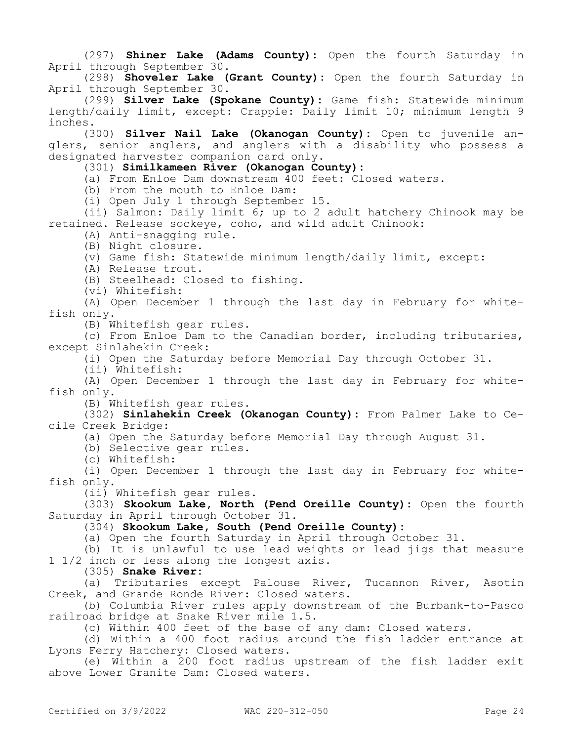(297) **Shiner Lake (Adams County):** Open the fourth Saturday in April through September 30.

(298) **Shoveler Lake (Grant County):** Open the fourth Saturday in April through September 30.

(299) **Silver Lake (Spokane County):** Game fish: Statewide minimum length/daily limit, except: Crappie: Daily limit 10; minimum length 9 inches.

(300) **Silver Nail Lake (Okanogan County):** Open to juvenile anglers, senior anglers, and anglers with a disability who possess a designated harvester companion card only.

(301) **Similkameen River (Okanogan County):**

(a) From Enloe Dam downstream 400 feet: Closed waters.

(b) From the mouth to Enloe Dam:

(i) Open July 1 through September 15.

(ii) Salmon: Daily limit 6; up to 2 adult hatchery Chinook may be retained. Release sockeye, coho, and wild adult Chinook:

(A) Anti-snagging rule.

(B) Night closure.

(v) Game fish: Statewide minimum length/daily limit, except:

(A) Release trout.

(B) Steelhead: Closed to fishing.

(vi) Whitefish:

(A) Open December 1 through the last day in February for whitefish only.

(B) Whitefish gear rules.

(c) From Enloe Dam to the Canadian border, including tributaries, except Sinlahekin Creek:

(i) Open the Saturday before Memorial Day through October 31.

(ii) Whitefish:

(A) Open December 1 through the last day in February for whitefish only.

(B) Whitefish gear rules.

(302) **Sinlahekin Creek (Okanogan County):** From Palmer Lake to Cecile Creek Bridge:

(a) Open the Saturday before Memorial Day through August 31.

(b) Selective gear rules.

(c) Whitefish:

(i) Open December 1 through the last day in February for whitefish only.

(ii) Whitefish gear rules.

(303) **Skookum Lake, North (Pend Oreille County):** Open the fourth Saturday in April through October 31.

(304) **Skookum Lake, South (Pend Oreille County):**

(a) Open the fourth Saturday in April through October 31.

(b) It is unlawful to use lead weights or lead jigs that measure 1 1/2 inch or less along the longest axis.

(305) **Snake River:**

(a) Tributaries except Palouse River, Tucannon River, Asotin Creek, and Grande Ronde River: Closed waters.

(b) Columbia River rules apply downstream of the Burbank-to-Pasco railroad bridge at Snake River mile 1.5.

(c) Within 400 feet of the base of any dam: Closed waters.

(d) Within a 400 foot radius around the fish ladder entrance at Lyons Ferry Hatchery: Closed waters.

(e) Within a 200 foot radius upstream of the fish ladder exit above Lower Granite Dam: Closed waters.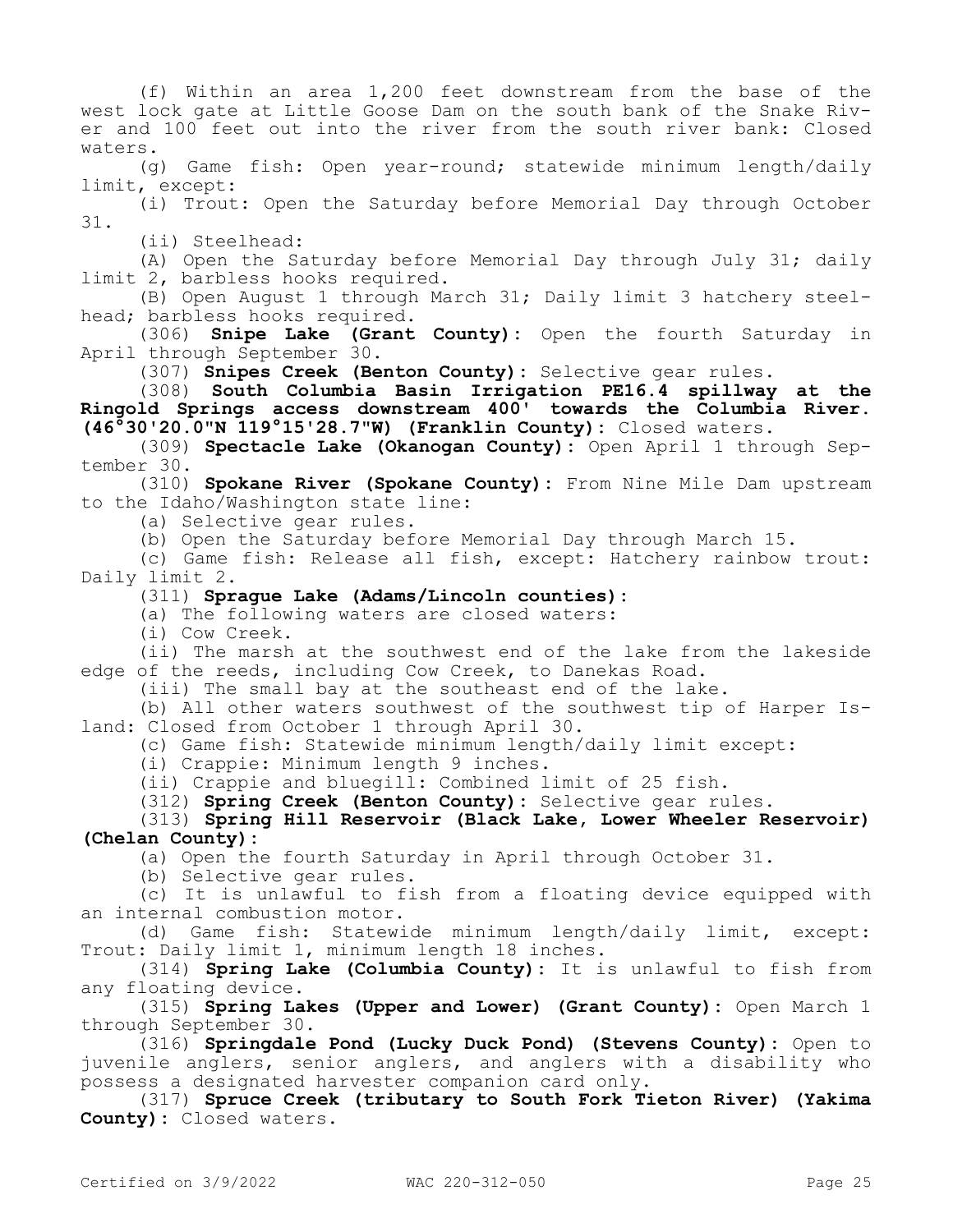(f) Within an area 1,200 feet downstream from the base of the west lock gate at Little Goose Dam on the south bank of the Snake River and 100 feet out into the river from the south river bank: Closed waters.

(g) Game fish: Open year-round; statewide minimum length/daily limit, except:

(i) Trout: Open the Saturday before Memorial Day through October 31.

(ii) Steelhead:

(A) Open the Saturday before Memorial Day through July 31; daily limit 2, barbless hooks required.

(B) Open August 1 through March 31; Daily limit 3 hatchery steelhead; barbless hooks required.

(306) **Snipe Lake (Grant County):** Open the fourth Saturday in April through September 30.

(307) **Snipes Creek (Benton County):** Selective gear rules.

(308) **South Columbia Basin Irrigation PE16.4 spillway at the Ringold Springs access downstream 400' towards the Columbia River. (46°30'20.0"N 119°15'28.7"W) (Franklin County):** Closed waters.

(309) **Spectacle Lake (Okanogan County):** Open April 1 through September 30.

(310) **Spokane River (Spokane County):** From Nine Mile Dam upstream to the Idaho/Washington state line:

(a) Selective gear rules.

(b) Open the Saturday before Memorial Day through March 15.

(c) Game fish: Release all fish, except: Hatchery rainbow trout: Daily limit 2.

(311) **Sprague Lake (Adams/Lincoln counties):**

(a) The following waters are closed waters:

(i) Cow Creek.

(ii) The marsh at the southwest end of the lake from the lakeside edge of the reeds, including Cow Creek, to Danekas Road.

(iii) The small bay at the southeast end of the lake.

(b) All other waters southwest of the southwest tip of Harper Island: Closed from October 1 through April 30.

(c) Game fish: Statewide minimum length/daily limit except:

(i) Crappie: Minimum length 9 inches.

(ii) Crappie and bluegill: Combined limit of 25 fish.

(312) **Spring Creek (Benton County):** Selective gear rules.

(313) **Spring Hill Reservoir (Black Lake, Lower Wheeler Reservoir) (Chelan County):**

(a) Open the fourth Saturday in April through October 31.

(b) Selective gear rules.

(c) It is unlawful to fish from a floating device equipped with an internal combustion motor.

(d) Game fish: Statewide minimum length/daily limit, except: Trout: Daily limit 1, minimum length 18 inches.

(314) **Spring Lake (Columbia County):** It is unlawful to fish from any floating device.

(315) **Spring Lakes (Upper and Lower) (Grant County):** Open March 1 through September 30.

(316) **Springdale Pond (Lucky Duck Pond) (Stevens County):** Open to juvenile anglers, senior anglers, and anglers with a disability who possess a designated harvester companion card only.

(317) **Spruce Creek (tributary to South Fork Tieton River) (Yakima County):** Closed waters.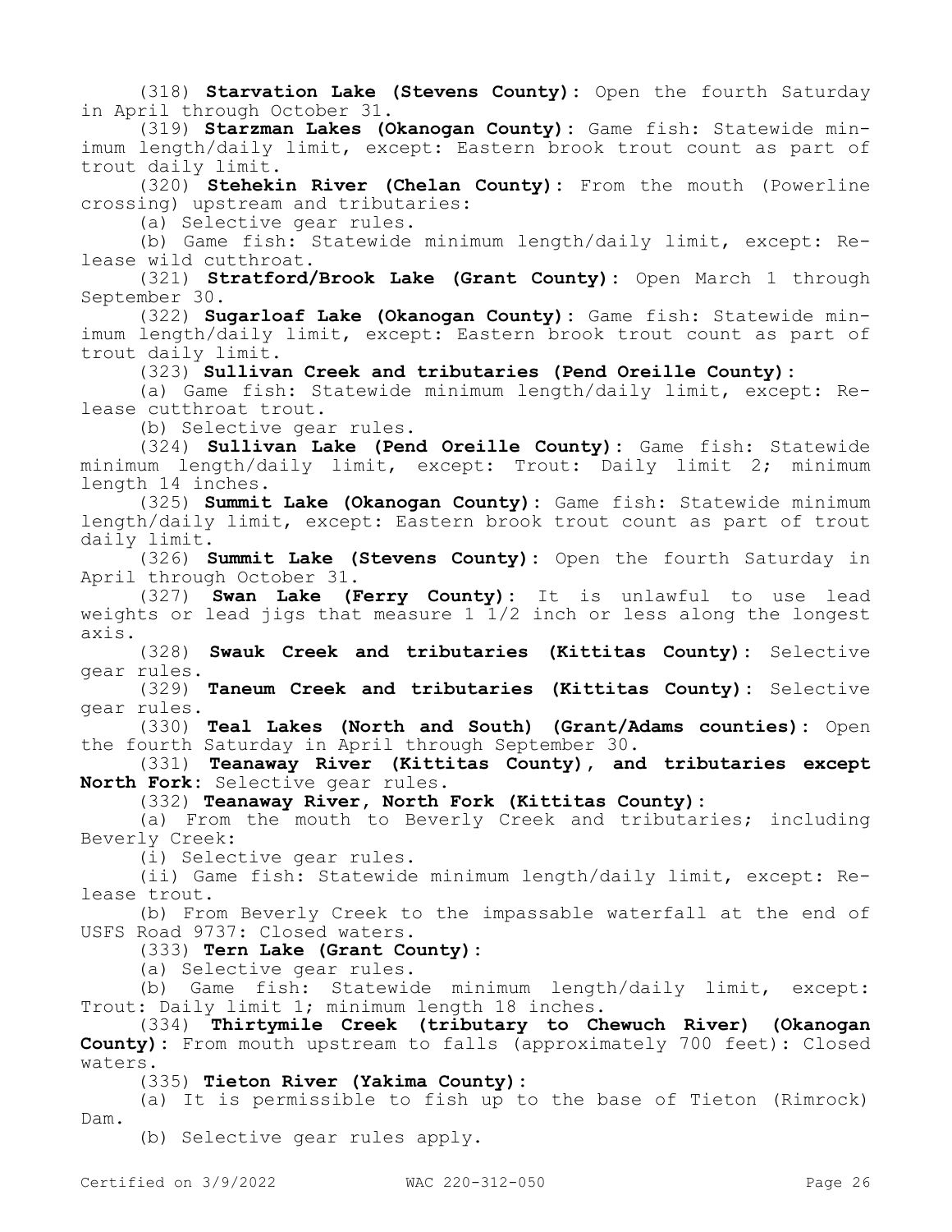(318) **Starvation Lake (Stevens County):** Open the fourth Saturday in April through October 31.

(319) **Starzman Lakes (Okanogan County):** Game fish: Statewide minimum length/daily limit, except: Eastern brook trout count as part of trout daily limit.

(320) **Stehekin River (Chelan County):** From the mouth (Powerline crossing) upstream and tributaries:

(a) Selective gear rules.

(b) Game fish: Statewide minimum length/daily limit, except: Release wild cutthroat.

(321) **Stratford/Brook Lake (Grant County):** Open March 1 through September 30.

(322) **Sugarloaf Lake (Okanogan County):** Game fish: Statewide minimum length/daily limit, except: Eastern brook trout count as part of trout daily limit.

(323) **Sullivan Creek and tributaries (Pend Oreille County):**

(a) Game fish: Statewide minimum length/daily limit, except: Release cutthroat trout.

(b) Selective gear rules.

(324) **Sullivan Lake (Pend Oreille County):** Game fish: Statewide minimum length/daily limit, except: Trout: Daily limit 2; minimum length 14 inches.

(325) **Summit Lake (Okanogan County):** Game fish: Statewide minimum length/daily limit, except: Eastern brook trout count as part of trout daily limit.

(326) **Summit Lake (Stevens County):** Open the fourth Saturday in April through October 31.

(327) **Swan Lake (Ferry County):** It is unlawful to use lead weights or lead jigs that measure 1 1/2 inch or less along the longest axis.

(328) **Swauk Creek and tributaries (Kittitas County):** Selective gear rules.

(329) **Taneum Creek and tributaries (Kittitas County):** Selective gear rules.

(330) **Teal Lakes (North and South) (Grant/Adams counties):** Open the fourth Saturday in April through September 30.

(331) **Teanaway River (Kittitas County), and tributaries except North Fork:** Selective gear rules.

(332) **Teanaway River, North Fork (Kittitas County):**

(a) From the mouth to Beverly Creek and tributaries; including Beverly Creek:

(i) Selective gear rules.

(ii) Game fish: Statewide minimum length/daily limit, except: Release trout.

(b) From Beverly Creek to the impassable waterfall at the end of USFS Road 9737: Closed waters.

(333) **Tern Lake (Grant County):**

(a) Selective gear rules.

(b) Game fish: Statewide minimum length/daily limit, except: Trout: Daily limit 1; minimum length 18 inches.

(334) **Thirtymile Creek (tributary to Chewuch River) (Okanogan County):** From mouth upstream to falls (approximately 700 feet): Closed waters.

(335) **Tieton River (Yakima County):**

(a) It is permissible to fish up to the base of Tieton (Rimrock) Dam.

(b) Selective gear rules apply.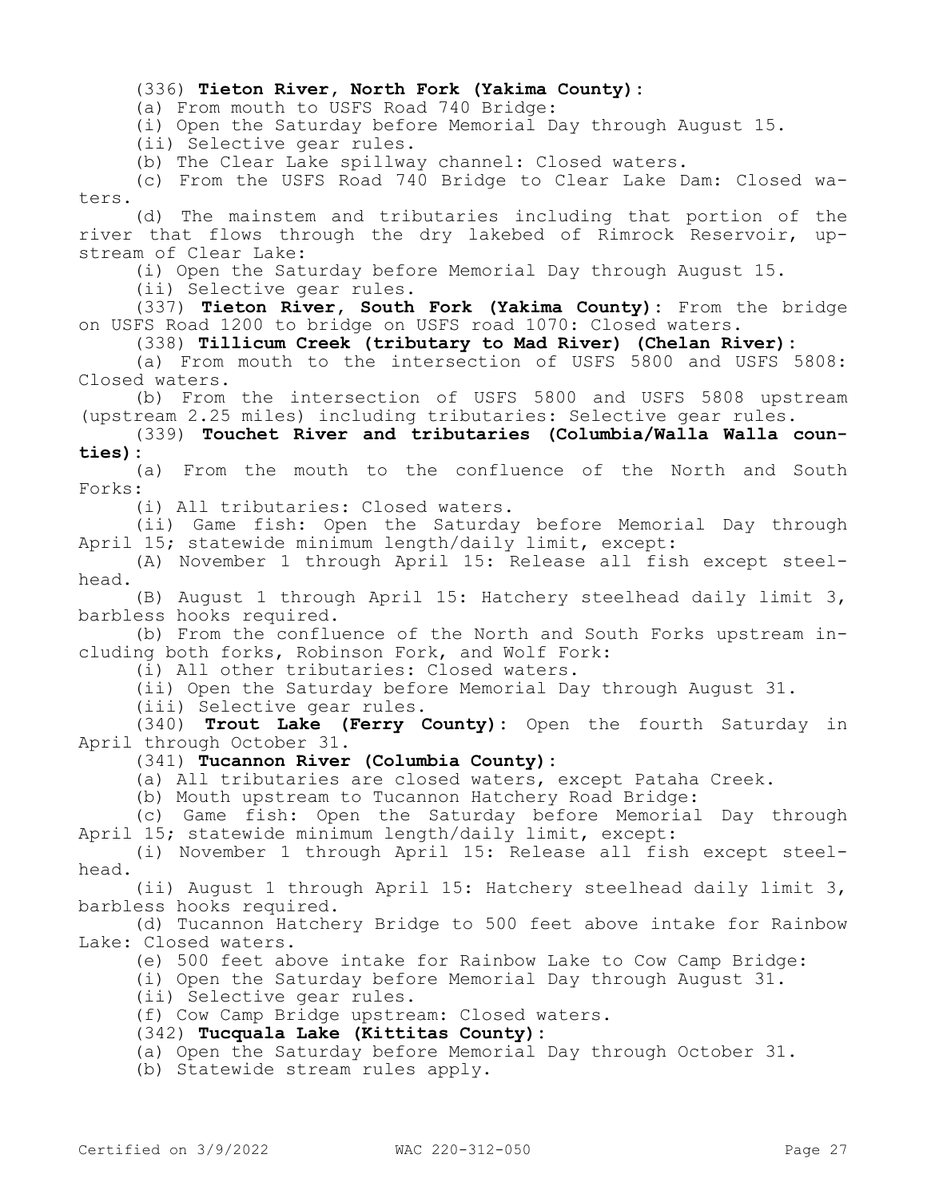(336) **Tieton River, North Fork (Yakima County):**

(a) From mouth to USFS Road 740 Bridge:

(i) Open the Saturday before Memorial Day through August 15.

(ii) Selective gear rules.

(b) The Clear Lake spillway channel: Closed waters.

(c) From the USFS Road 740 Bridge to Clear Lake Dam: Closed waters.

(d) The mainstem and tributaries including that portion of the river that flows through the dry lakebed of Rimrock Reservoir, upstream of Clear Lake:

(i) Open the Saturday before Memorial Day through August 15.

(ii) Selective gear rules.

(337) **Tieton River, South Fork (Yakima County):** From the bridge on USFS Road 1200 to bridge on USFS road 1070: Closed waters.

(338) **Tillicum Creek (tributary to Mad River) (Chelan River):**

(a) From mouth to the intersection of USFS 5800 and USFS 5808: Closed waters.

(b) From the intersection of USFS 5800 and USFS 5808 upstream (upstream 2.25 miles) including tributaries: Selective gear rules.

(339) **Touchet River and tributaries (Columbia/Walla Walla counties):**

(a) From the mouth to the confluence of the North and South Forks:

(i) All tributaries: Closed waters.

(ii) Game fish: Open the Saturday before Memorial Day through April 15; statewide minimum length/daily limit, except:

(A) November 1 through April 15: Release all fish except steelhead.

(B) August 1 through April 15: Hatchery steelhead daily limit 3, barbless hooks required.

(b) From the confluence of the North and South Forks upstream including both forks, Robinson Fork, and Wolf Fork:

(i) All other tributaries: Closed waters.

(ii) Open the Saturday before Memorial Day through August 31.

(iii) Selective gear rules.

(340) **Trout Lake (Ferry County):** Open the fourth Saturday in April through October 31.

(341) **Tucannon River (Columbia County):**

(a) All tributaries are closed waters, except Pataha Creek.

(b) Mouth upstream to Tucannon Hatchery Road Bridge:

(c) Game fish: Open the Saturday before Memorial Day through April 15; statewide minimum length/daily limit, except:

(i) November 1 through April 15: Release all fish except steelhead.

(ii) August 1 through April 15: Hatchery steelhead daily limit 3, barbless hooks required.

(d) Tucannon Hatchery Bridge to 500 feet above intake for Rainbow Lake: Closed waters.

(e) 500 feet above intake for Rainbow Lake to Cow Camp Bridge:

(i) Open the Saturday before Memorial Day through August 31.

(ii) Selective gear rules.

(f) Cow Camp Bridge upstream: Closed waters.

(342) **Tucquala Lake (Kittitas County):**

(a) Open the Saturday before Memorial Day through October 31.

(b) Statewide stream rules apply.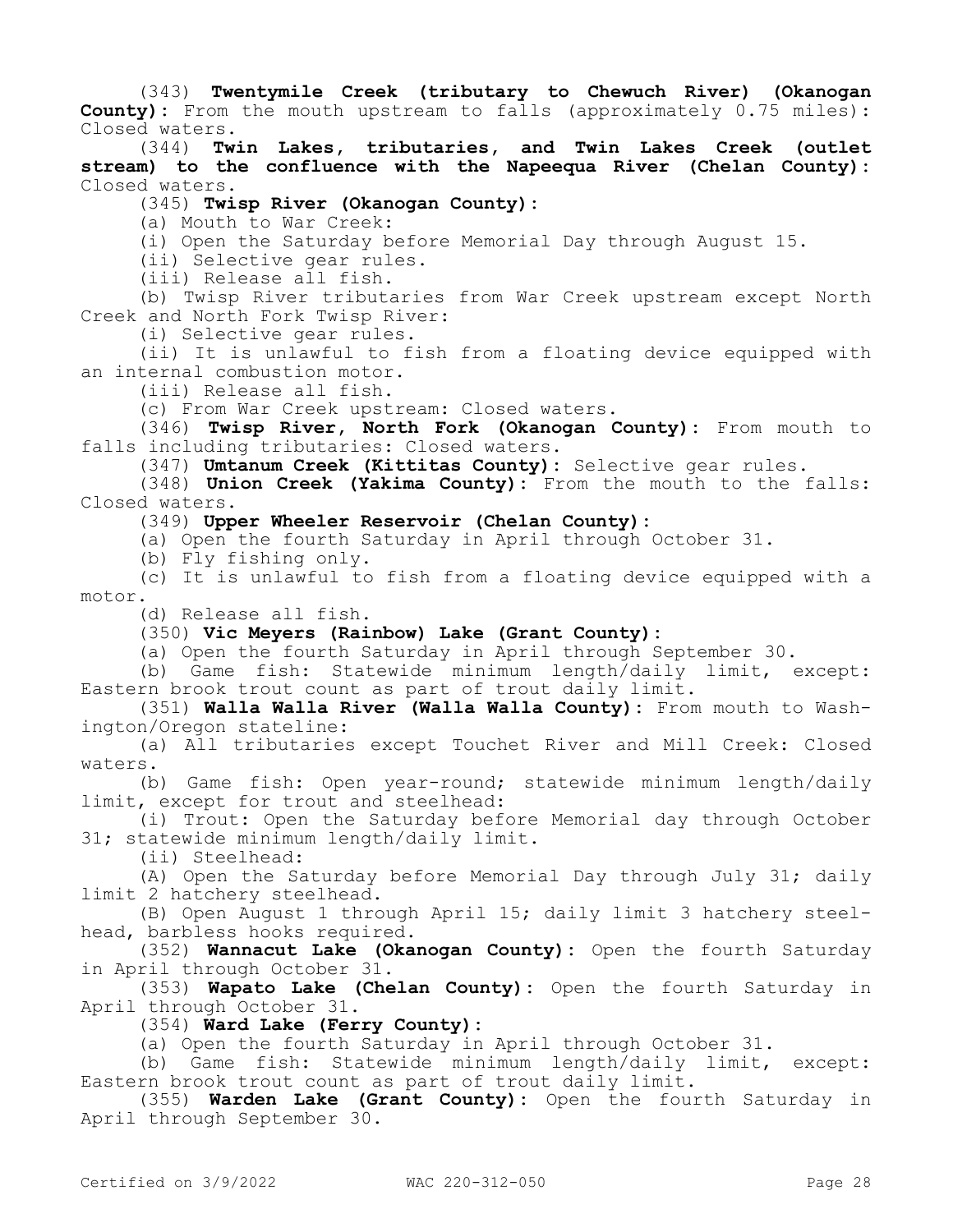(343) **Twentymile Creek (tributary to Chewuch River) (Okanogan County):** From the mouth upstream to falls (approximately 0.75 miles): Closed waters.

(344) **Twin Lakes, tributaries, and Twin Lakes Creek (outlet stream) to the confluence with the Napeequa River (Chelan County):** Closed waters.

(345) **Twisp River (Okanogan County):**

(a) Mouth to War Creek:

(i) Open the Saturday before Memorial Day through August 15.

(ii) Selective gear rules.

(iii) Release all fish.

(b) Twisp River tributaries from War Creek upstream except North Creek and North Fork Twisp River:

(i) Selective gear rules.

(ii) It is unlawful to fish from a floating device equipped with an internal combustion motor.

(iii) Release all fish.

(c) From War Creek upstream: Closed waters.

(346) **Twisp River, North Fork (Okanogan County):** From mouth to falls including tributaries: Closed waters.

(347) **Umtanum Creek (Kittitas County):** Selective gear rules.

(348) **Union Creek (Yakima County):** From the mouth to the falls: Closed waters.

(349) **Upper Wheeler Reservoir (Chelan County):**

(a) Open the fourth Saturday in April through October 31.

(b) Fly fishing only.

(c) It is unlawful to fish from a floating device equipped with a motor.

(d) Release all fish.

(350) **Vic Meyers (Rainbow) Lake (Grant County):**

(a) Open the fourth Saturday in April through September 30.

(b) Game fish: Statewide minimum length/daily limit, except: Eastern brook trout count as part of trout daily limit.

(351) **Walla Walla River (Walla Walla County):** From mouth to Washington/Oregon stateline:

(a) All tributaries except Touchet River and Mill Creek: Closed waters.

(b) Game fish: Open year-round; statewide minimum length/daily limit, except for trout and steelhead:

(i) Trout: Open the Saturday before Memorial day through October 31; statewide minimum length/daily limit.

(ii) Steelhead:

(A) Open the Saturday before Memorial Day through July 31; daily limit 2 hatchery steelhead.

(B) Open August 1 through April 15; daily limit 3 hatchery steelhead, barbless hooks required.

(352) **Wannacut Lake (Okanogan County):** Open the fourth Saturday in April through October 31.

(353) **Wapato Lake (Chelan County):** Open the fourth Saturday in April through October 31.

(354) **Ward Lake (Ferry County):**

(a) Open the fourth Saturday in April through October 31.

(b) Game fish: Statewide minimum length/daily limit, except: Eastern brook trout count as part of trout daily limit.

(355) **Warden Lake (Grant County):** Open the fourth Saturday in April through September 30.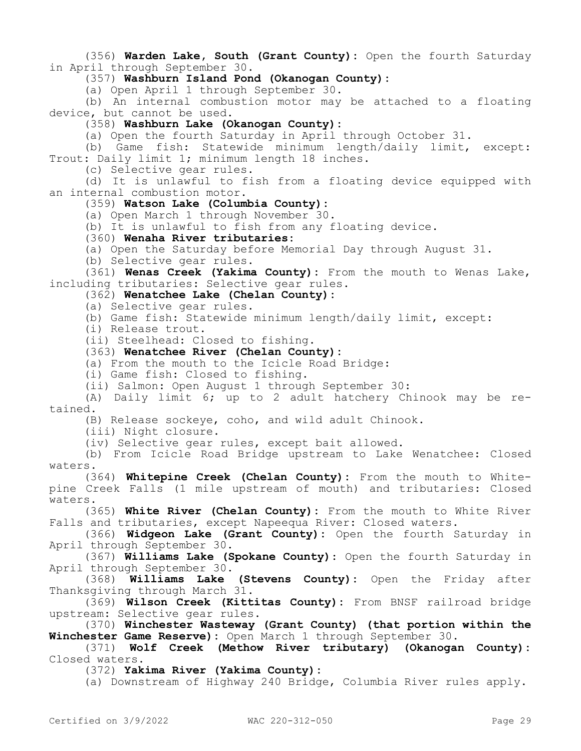(356) **Warden Lake, South (Grant County):** Open the fourth Saturday in April through September 30.

(357) **Washburn Island Pond (Okanogan County):**

(a) Open April 1 through September 30.

(b) An internal combustion motor may be attached to a floating device, but cannot be used.

(358) **Washburn Lake (Okanogan County):**

(a) Open the fourth Saturday in April through October 31.

(b) Game fish: Statewide minimum length/daily limit, except: Trout: Daily limit 1; minimum length 18 inches.

(c) Selective gear rules.

(d) It is unlawful to fish from a floating device equipped with an internal combustion motor.

(359) **Watson Lake (Columbia County):**

(a) Open March 1 through November 30.

(b) It is unlawful to fish from any floating device.

(360) **Wenaha River tributaries:**

(a) Open the Saturday before Memorial Day through August 31.

(b) Selective gear rules.

(361) **Wenas Creek (Yakima County):** From the mouth to Wenas Lake, including tributaries: Selective gear rules.

(362) **Wenatchee Lake (Chelan County):**

(a) Selective gear rules.

(b) Game fish: Statewide minimum length/daily limit, except:

(i) Release trout.

(ii) Steelhead: Closed to fishing.

(363) **Wenatchee River (Chelan County):**

(a) From the mouth to the Icicle Road Bridge:

(i) Game fish: Closed to fishing.

(ii) Salmon: Open August 1 through September 30:

(A) Daily limit 6; up to 2 adult hatchery Chinook may be retained.

(B) Release sockeye, coho, and wild adult Chinook.

(iii) Night closure.

(iv) Selective gear rules, except bait allowed.

(b) From Icicle Road Bridge upstream to Lake Wenatchee: Closed waters.

(364) **Whitepine Creek (Chelan County):** From the mouth to Whitepine Creek Falls (1 mile upstream of mouth) and tributaries: Closed waters.

(365) **White River (Chelan County):** From the mouth to White River Falls and tributaries, except Napeequa River: Closed waters.

(366) **Widgeon Lake (Grant County):** Open the fourth Saturday in April through September 30.

(367) **Williams Lake (Spokane County):** Open the fourth Saturday in April through September 30.

(368) **Williams Lake (Stevens County):** Open the Friday after Thanksgiving through March 31.

(369) **Wilson Creek (Kittitas County):** From BNSF railroad bridge upstream: Selective gear rules.

(370) **Winchester Wasteway (Grant County) (that portion within the Winchester Game Reserve):** Open March 1 through September 30.

(371) **Wolf Creek (Methow River tributary) (Okanogan County):** Closed waters.

(372) **Yakima River (Yakima County):**

(a) Downstream of Highway 240 Bridge, Columbia River rules apply.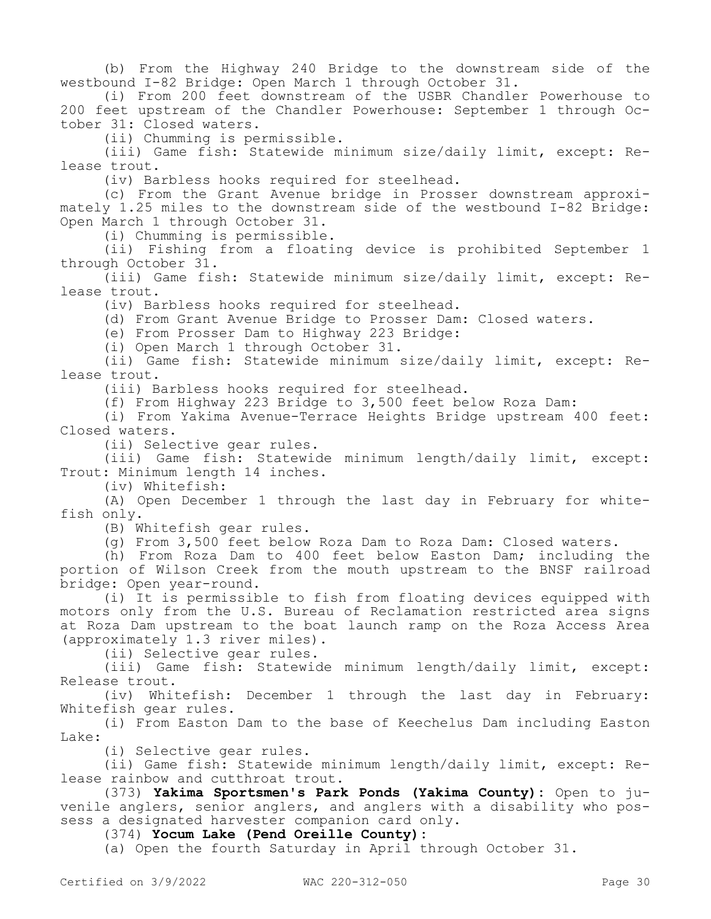(b) From the Highway 240 Bridge to the downstream side of the westbound I-82 Bridge: Open March 1 through October 31.

(i) From 200 feet downstream of the USBR Chandler Powerhouse to 200 feet upstream of the Chandler Powerhouse: September 1 through October 31: Closed waters.

(ii) Chumming is permissible.

(iii) Game fish: Statewide minimum size/daily limit, except: Release trout.

(iv) Barbless hooks required for steelhead.

(c) From the Grant Avenue bridge in Prosser downstream approximately 1.25 miles to the downstream side of the westbound I-82 Bridge: Open March 1 through October 31.

(i) Chumming is permissible.

(ii) Fishing from a floating device is prohibited September 1 through October 31.

(iii) Game fish: Statewide minimum size/daily limit, except: Release trout.

(iv) Barbless hooks required for steelhead.

(d) From Grant Avenue Bridge to Prosser Dam: Closed waters.

(e) From Prosser Dam to Highway 223 Bridge:

(i) Open March 1 through October 31.

(ii) Game fish: Statewide minimum size/daily limit, except: Release trout.

(iii) Barbless hooks required for steelhead.

(f) From Highway 223 Bridge to 3,500 feet below Roza Dam:

(i) From Yakima Avenue-Terrace Heights Bridge upstream 400 feet: Closed waters.

(ii) Selective gear rules.

(iii) Game fish: Statewide minimum length/daily limit, except: Trout: Minimum length 14 inches.

(iv) Whitefish:

(A) Open December 1 through the last day in February for whitefish only.

(B) Whitefish gear rules.

(g) From 3,500 feet below Roza Dam to Roza Dam: Closed waters.

(h) From Roza Dam to 400 feet below Easton Dam; including the portion of Wilson Creek from the mouth upstream to the BNSF railroad bridge: Open year-round.

(i) It is permissible to fish from floating devices equipped with motors only from the U.S. Bureau of Reclamation restricted area signs at Roza Dam upstream to the boat launch ramp on the Roza Access Area (approximately 1.3 river miles).

(ii) Selective gear rules.

(iii) Game fish: Statewide minimum length/daily limit, except: Release trout.

(iv) Whitefish: December 1 through the last day in February: Whitefish gear rules.

(i) From Easton Dam to the base of Keechelus Dam including Easton Lake:

(i) Selective gear rules.

(ii) Game fish: Statewide minimum length/daily limit, except: Release rainbow and cutthroat trout.

(373) **Yakima Sportsmen's Park Ponds (Yakima County)**: Open to juvenile anglers, senior anglers, and anglers with a disability who possess a designated harvester companion card only.

(374) **Yocum Lake (Pend Oreille County)**:

(a) Open the fourth Saturday in April through October 31.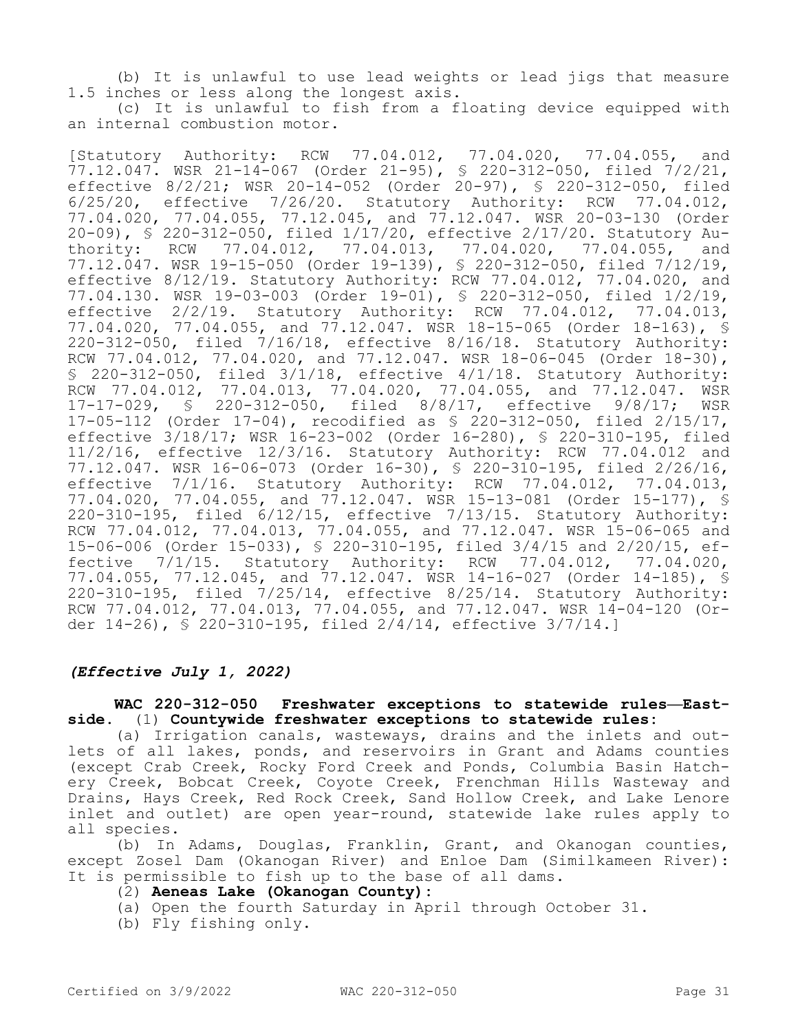(b) It is unlawful to use lead weights or lead jigs that measure 1.5 inches or less along the longest axis.

(c) It is unlawful to fish from a floating device equipped with an internal combustion motor.

[Statutory Authority: RCW 77.04.012, 77.04.020, 77.04.055, and 77.12.047. WSR 21-14-067 (Order 21-95), § 220-312-050, filed 7/2/21, effective 8/2/21; WSR 20-14-052 (Order 20-97), § 220-312-050, filed 6/25/20, effective 7/26/20. Statutory Authority: RCW 77.04.012, 77.04.020, 77.04.055, 77.12.045, and 77.12.047. WSR 20-03-130 (Order 20-09), § 220-312-050, filed 1/17/20, effective 2/17/20. Statutory Authority: RCW 77.04.012, 77.04.013, 77.04.020, 77.04.055, and 77.12.047. WSR 19-15-050 (Order 19-139), § 220-312-050, filed 7/12/19, effective 8/12/19. Statutory Authority: RCW 77.04.012, 77.04.020, and 77.04.130. WSR 19-03-003 (Order 19-01), § 220-312-050, filed 1/2/19, effective 2/2/19. Statutory Authority: RCW 77.04.012, 77.04.013, 77.04.020, 77.04.055, and 77.12.047. WSR 18-15-065 (Order 18-163), § 220-312-050, filed 7/16/18, effective 8/16/18. Statutory Authority: RCW 77.04.012, 77.04.020, and 77.12.047. WSR 18-06-045 (Order 18-30), § 220-312-050, filed 3/1/18, effective 4/1/18. Statutory Authority: RCW 77.04.012, 77.04.013, 77.04.020, 77.04.055, and 77.12.047. WSR 17-17-029, § 220-312-050, filed 8/8/17, effective 9/8/17; WSR 17-05-112 (Order 17-04), recodified as § 220-312-050, filed 2/15/17, effective 3/18/17; WSR 16-23-002 (Order 16-280), § 220-310-195, filed 11/2/16, effective 12/3/16. Statutory Authority: RCW 77.04.012 and 77.12.047. WSR 16-06-073 (Order 16-30), § 220-310-195, filed 2/26/16, effective 7/1/16. Statutory Authority: RCW 77.04.012, 77.04.013, 77.04.020, 77.04.055, and 77.12.047. WSR 15-13-081 (Order 15-177), § 220-310-195, filed 6/12/15, effective 7/13/15. Statutory Authority: RCW 77.04.012, 77.04.013, 77.04.055, and 77.12.047. WSR 15-06-065 and 15-06-006 (Order 15-033), § 220-310-195, filed 3/4/15 and 2/20/15, effective 7/1/15. Statutory Authority: RCW 77.04.012, 77.04.020, 77.04.055, 77.12.045, and 77.12.047. WSR 14-16-027 (Order 14-185), § 220-310-195, filed 7/25/14, effective 8/25/14. Statutory Authority: RCW 77.04.012, 77.04.013, 77.04.055, and 77.12.047. WSR 14-04-120 (Order 14-26), § 220-310-195, filed 2/4/14, effective 3/7/14.]

***(Effective July 1, 2022)***

**WAC 220-312-050 Freshwater exceptions to statewide rules—Eastside.** (1) **Countywide freshwater exceptions to statewide rules:**

(a) Irrigation canals, wasteways, drains and the inlets and outlets of all lakes, ponds, and reservoirs in Grant and Adams counties (except Crab Creek, Rocky Ford Creek and Ponds, Columbia Basin Hatchery Creek, Bobcat Creek, Coyote Creek, Frenchman Hills Wasteway and Drains, Hays Creek, Red Rock Creek, Sand Hollow Creek, and Lake Lenore inlet and outlet) are open year-round, statewide lake rules apply to all species.

(b) In Adams, Douglas, Franklin, Grant, and Okanogan counties, except Zosel Dam (Okanogan River) and Enloe Dam (Similkameen River): It is permissible to fish up to the base of all dams.

(2) **Aeneas Lake (Okanogan County):**

(a) Open the fourth Saturday in April through October 31.

(b) Fly fishing only.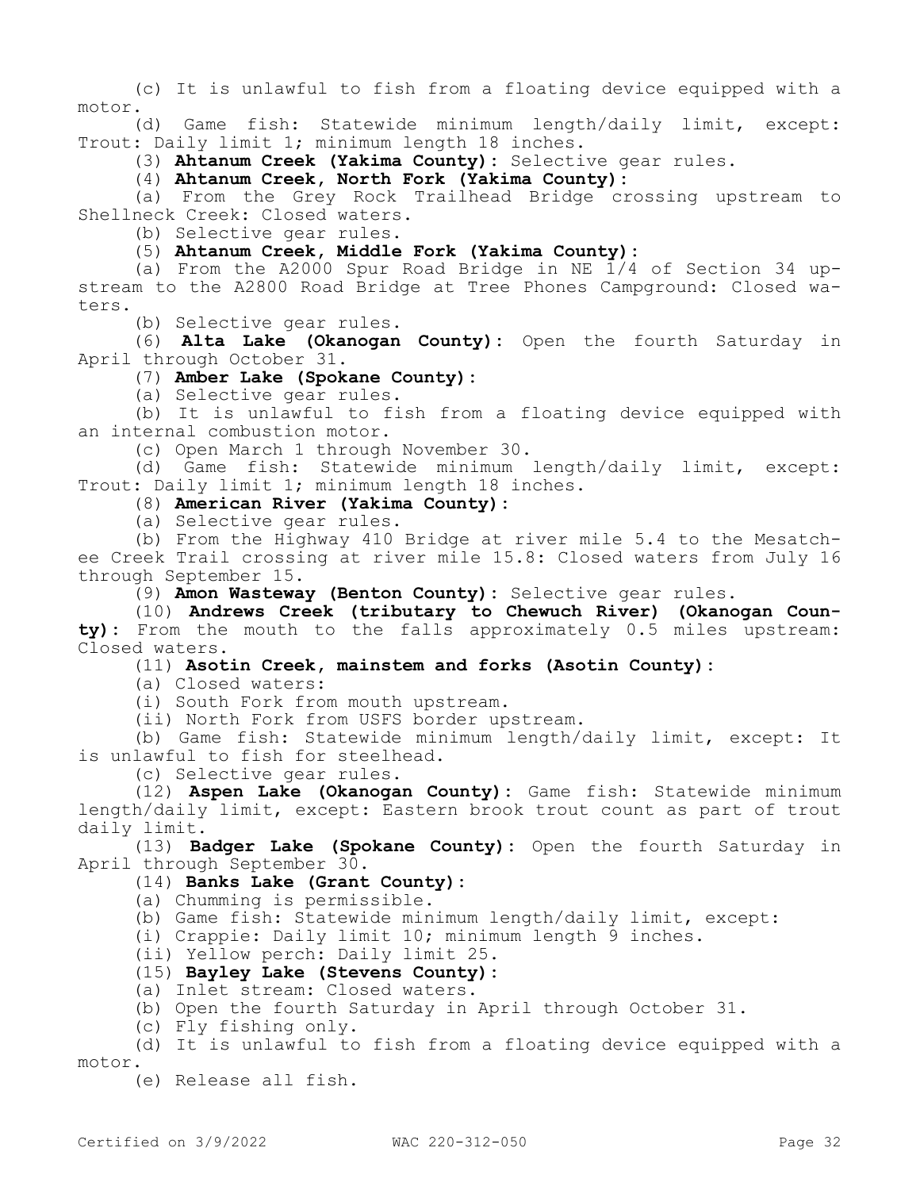(c) It is unlawful to fish from a floating device equipped with a motor.

(d) Game fish: Statewide minimum length/daily limit, except: Trout: Daily limit 1; minimum length 18 inches.

(3) **Ahtanum Creek (Yakima County):** Selective gear rules.

(4) **Ahtanum Creek, North Fork (Yakima County):**

(a) From the Grey Rock Trailhead Bridge crossing upstream to Shellneck Creek: Closed waters.

(b) Selective gear rules.

(5) **Ahtanum Creek, Middle Fork (Yakima County):**

(a) From the A2000 Spur Road Bridge in NE 1/4 of Section 34 upstream to the A2800 Road Bridge at Tree Phones Campground: Closed waters.

(b) Selective gear rules.

(6) **Alta Lake (Okanogan County):** Open the fourth Saturday in April through October 31.

(7) **Amber Lake (Spokane County):**

(a) Selective gear rules.

(b) It is unlawful to fish from a floating device equipped with an internal combustion motor.

(c) Open March 1 through November 30.

(d) Game fish: Statewide minimum length/daily limit, except: Trout: Daily limit 1; minimum length 18 inches.

(8) **American River (Yakima County):**

(a) Selective gear rules.

(b) From the Highway 410 Bridge at river mile 5.4 to the Mesatchee Creek Trail crossing at river mile 15.8: Closed waters from July 16 through September 15.

(9) **Amon Wasteway (Benton County):** Selective gear rules.

(10) **Andrews Creek (tributary to Chewuch River) (Okanogan County):** From the mouth to the falls approximately 0.5 miles upstream: Closed waters.

(11) **Asotin Creek, mainstem and forks (Asotin County):**

(a) Closed waters:

(i) South Fork from mouth upstream.

(ii) North Fork from USFS border upstream.

(b) Game fish: Statewide minimum length/daily limit, except: It is unlawful to fish for steelhead.

(c) Selective gear rules.

(12) **Aspen Lake (Okanogan County):** Game fish: Statewide minimum length/daily limit, except: Eastern brook trout count as part of trout daily limit.

(13) **Badger Lake (Spokane County):** Open the fourth Saturday in April through September 30.

(14) **Banks Lake (Grant County):**

(a) Chumming is permissible.

(b) Game fish: Statewide minimum length/daily limit, except:

(i) Crappie: Daily limit 10; minimum length 9 inches.

(ii) Yellow perch: Daily limit 25.

(15) **Bayley Lake (Stevens County):**

(a) Inlet stream: Closed waters.

(b) Open the fourth Saturday in April through October 31.

(c) Fly fishing only.

(d) It is unlawful to fish from a floating device equipped with a motor.

(e) Release all fish.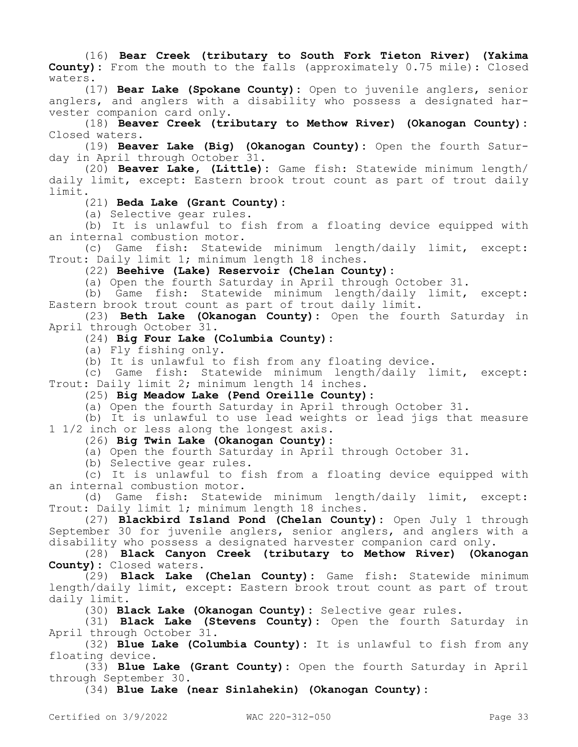(16) **Bear Creek (tributary to South Fork Tieton River) (Yakima County):** From the mouth to the falls (approximately 0.75 mile): Closed waters.

(17) **Bear Lake (Spokane County):** Open to juvenile anglers, senior anglers, and anglers with a disability who possess a designated harvester companion card only.

(18) **Beaver Creek (tributary to Methow River) (Okanogan County):** Closed waters.

(19) **Beaver Lake (Big) (Okanogan County):** Open the fourth Saturday in April through October 31.

(20) **Beaver Lake, (Little):** Game fish: Statewide minimum length/daily limit, except: Eastern brook trout count as part of trout daily limit.

(21) **Beda Lake (Grant County):**

(a) Selective gear rules.

(b) It is unlawful to fish from a floating device equipped with an internal combustion motor.

(c) Game fish: Statewide minimum length/daily limit, except: Trout: Daily limit 1; minimum length 18 inches.

(22) **Beehive (Lake) Reservoir (Chelan County):**

(a) Open the fourth Saturday in April through October 31.

(b) Game fish: Statewide minimum length/daily limit, except: Eastern brook trout count as part of trout daily limit.

(23) **Beth Lake (Okanogan County):** Open the fourth Saturday in April through October 31.

(24) **Big Four Lake (Columbia County):**

(a) Fly fishing only.

(b) It is unlawful to fish from any floating device.

(c) Game fish: Statewide minimum length/daily limit, except: Trout: Daily limit 2; minimum length 14 inches.

(25) **Big Meadow Lake (Pend Oreille County):**

(a) Open the fourth Saturday in April through October 31.

(b) It is unlawful to use lead weights or lead jigs that measure 1 1/2 inch or less along the longest axis.

(26) **Big Twin Lake (Okanogan County):**

(a) Open the fourth Saturday in April through October 31.

(b) Selective gear rules.

(c) It is unlawful to fish from a floating device equipped with an internal combustion motor.

(d) Game fish: Statewide minimum length/daily limit, except: Trout: Daily limit 1; minimum length 18 inches.

(27) **Blackbird Island Pond (Chelan County):** Open July 1 through September 30 for juvenile anglers, senior anglers, and anglers with a disability who possess a designated harvester companion card only.

(28) **Black Canyon Creek (tributary to Methow River) (Okanogan County):** Closed waters.

(29) **Black Lake (Chelan County):** Game fish: Statewide minimum length/daily limit, except: Eastern brook trout count as part of trout daily limit.

(30) **Black Lake (Okanogan County):** Selective gear rules.

(31) **Black Lake (Stevens County):** Open the fourth Saturday in April through October 31.

(32) **Blue Lake (Columbia County):** It is unlawful to fish from any floating device.

(33) **Blue Lake (Grant County):** Open the fourth Saturday in April through September 30.

(34) **Blue Lake (near Sinlahekin) (Okanogan County):**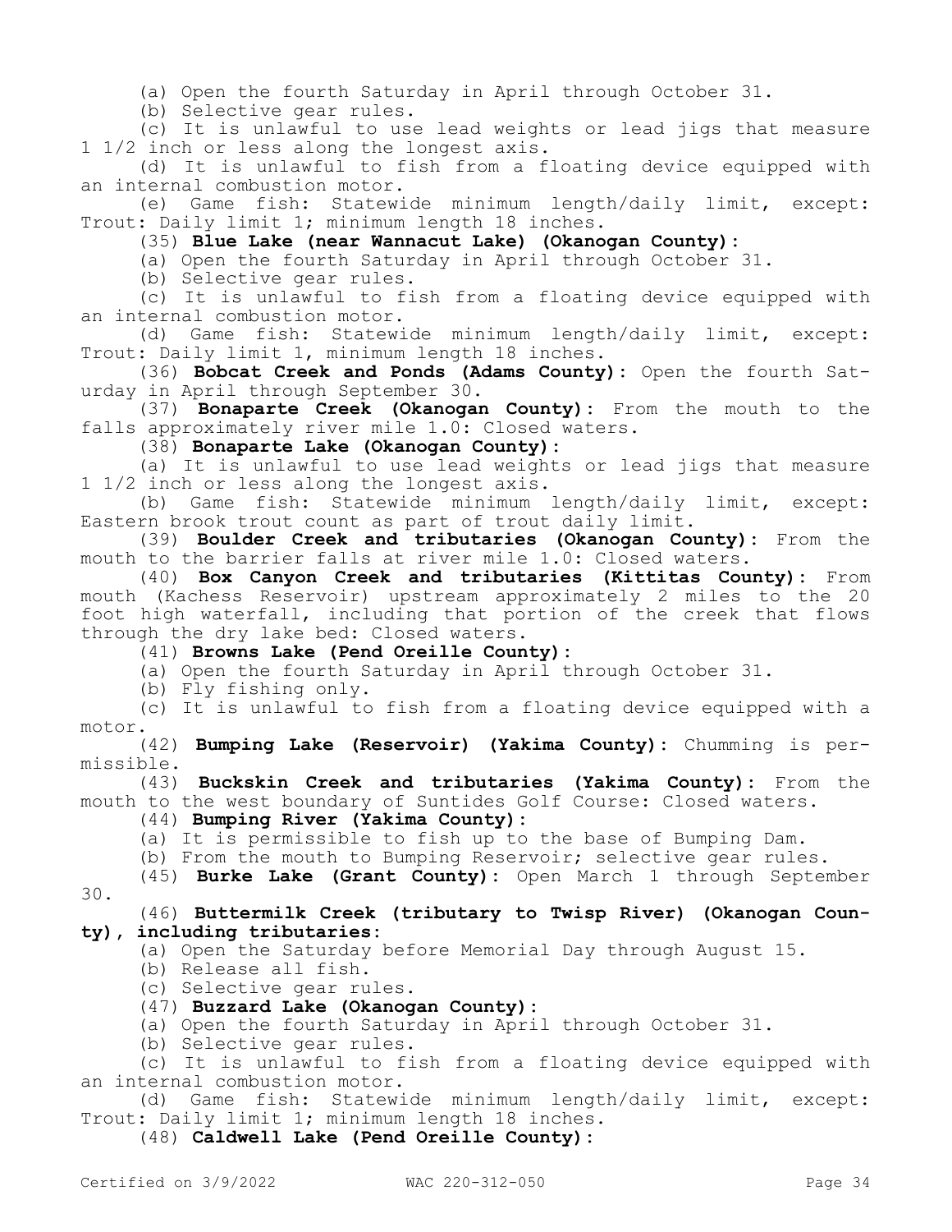(a) Open the fourth Saturday in April through October 31.

(b) Selective gear rules.

(c) It is unlawful to use lead weights or lead jigs that measure 1 1/2 inch or less along the longest axis.

(d) It is unlawful to fish from a floating device equipped with an internal combustion motor.

(e) Game fish: Statewide minimum length/daily limit, except: Trout: Daily limit 1; minimum length 18 inches.

(35) **Blue Lake (near Wannacut Lake) (Okanogan County):**

(a) Open the fourth Saturday in April through October 31.

(b) Selective gear rules.

(c) It is unlawful to fish from a floating device equipped with an internal combustion motor.

(d) Game fish: Statewide minimum length/daily limit, except: Trout: Daily limit 1, minimum length 18 inches.

(36) **Bobcat Creek and Ponds (Adams County):** Open the fourth Saturday in April through September 30.

(37) **Bonaparte Creek (Okanogan County):** From the mouth to the falls approximately river mile 1.0: Closed waters.

(38) **Bonaparte Lake (Okanogan County):**

(a) It is unlawful to use lead weights or lead jigs that measure 1 1/2 inch or less along the longest axis.

(b) Game fish: Statewide minimum length/daily limit, except: Eastern brook trout count as part of trout daily limit.

(39) **Boulder Creek and tributaries (Okanogan County):** From the mouth to the barrier falls at river mile 1.0: Closed waters.

(40) **Box Canyon Creek and tributaries (Kittitas County):** From mouth (Kachess Reservoir) upstream approximately 2 miles to the 20 foot high waterfall, including that portion of the creek that flows through the dry lake bed: Closed waters.

(41) **Browns Lake (Pend Oreille County):**

(a) Open the fourth Saturday in April through October 31.

(b) Fly fishing only.

(c) It is unlawful to fish from a floating device equipped with a motor.

(42) **Bumping Lake (Reservoir) (Yakima County):** Chumming is permissible.

(43) **Buckskin Creek and tributaries (Yakima County):** From the mouth to the west boundary of Suntides Golf Course: Closed waters.

(44) **Bumping River (Yakima County):**

(a) It is permissible to fish up to the base of Bumping Dam.

(b) From the mouth to Bumping Reservoir; selective gear rules.

(45) **Burke Lake (Grant County):** Open March 1 through September 30.

(46) **Buttermilk Creek (tributary to Twisp River) (Okanogan County), including tributaries:**

(a) Open the Saturday before Memorial Day through August 15.

(b) Release all fish.

(c) Selective gear rules.

(47) **Buzzard Lake (Okanogan County):**

(a) Open the fourth Saturday in April through October 31.

(b) Selective gear rules.

(c) It is unlawful to fish from a floating device equipped with an internal combustion motor.

(d) Game fish: Statewide minimum length/daily limit, except: Trout: Daily limit 1; minimum length 18 inches.

(48) **Caldwell Lake (Pend Oreille County):**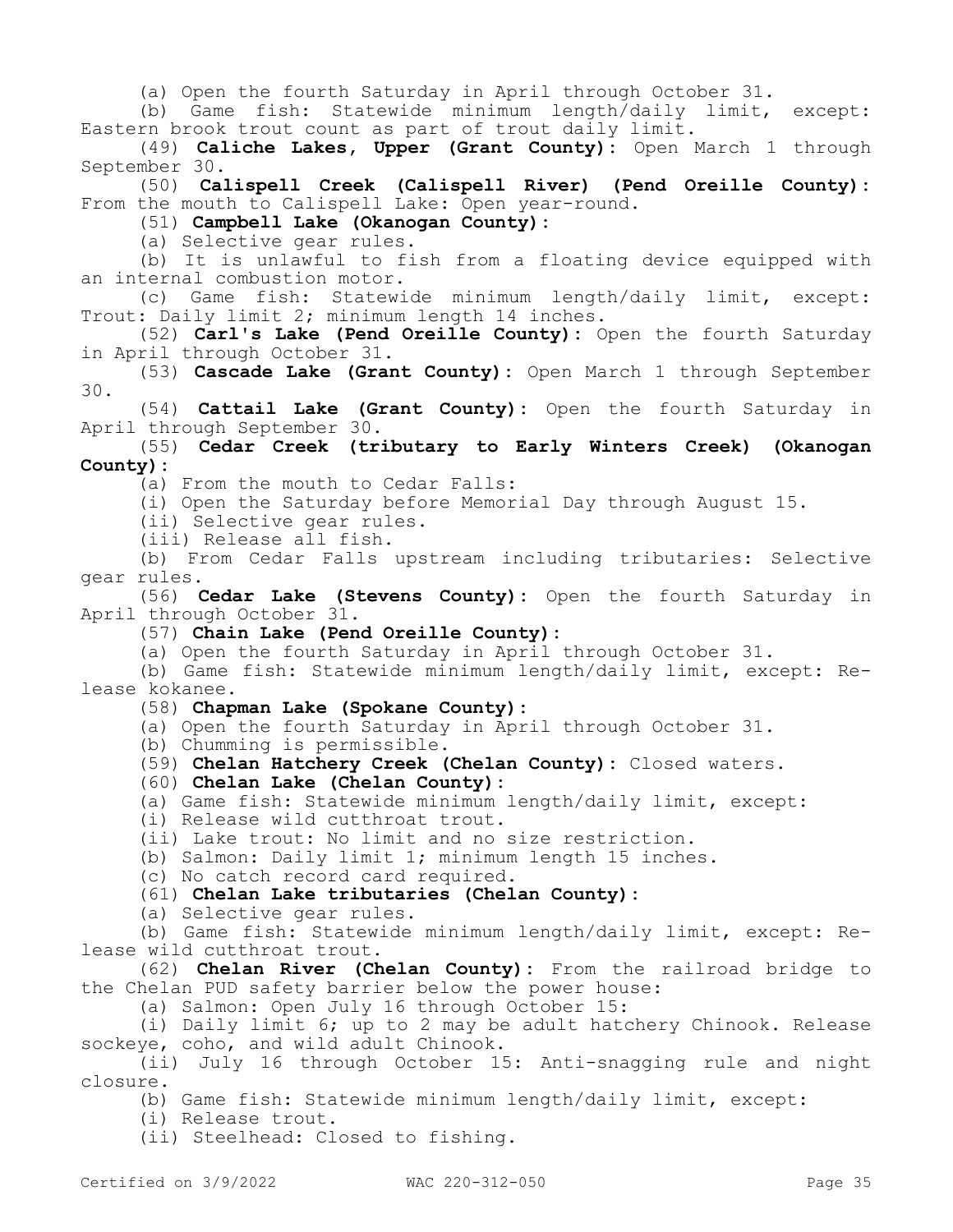(a) Open the fourth Saturday in April through October 31.

(b) Game fish: Statewide minimum length/daily limit, except: Eastern brook trout count as part of trout daily limit.

(49) **Caliche Lakes, Upper (Grant County):** Open March 1 through September 30.

(50) **Calispell Creek (Calispell River) (Pend Oreille County):** From the mouth to Calispell Lake: Open year-round.

(51) **Campbell Lake (Okanogan County):**

(a) Selective gear rules.

(b) It is unlawful to fish from a floating device equipped with an internal combustion motor.

(c) Game fish: Statewide minimum length/daily limit, except: Trout: Daily limit 2; minimum length 14 inches.

(52) **Carl's Lake (Pend Oreille County):** Open the fourth Saturday in April through October 31.

(53) **Cascade Lake (Grant County):** Open March 1 through September 30.

(54) **Cattail Lake (Grant County):** Open the fourth Saturday in April through September 30.

(55) **Cedar Creek (tributary to Early Winters Creek) (Okanogan County):**

(a) From the mouth to Cedar Falls:

(i) Open the Saturday before Memorial Day through August 15.

(ii) Selective gear rules.

(iii) Release all fish.

(b) From Cedar Falls upstream including tributaries: Selective gear rules.

(56) **Cedar Lake (Stevens County):** Open the fourth Saturday in April through October 31.

(57) **Chain Lake (Pend Oreille County):**

(a) Open the fourth Saturday in April through October 31.

(b) Game fish: Statewide minimum length/daily limit, except: Release kokanee.

(58) **Chapman Lake (Spokane County):**

(a) Open the fourth Saturday in April through October 31.

(b) Chumming is permissible.

(59) **Chelan Hatchery Creek (Chelan County):** Closed waters.

(60) **Chelan Lake (Chelan County):**

(a) Game fish: Statewide minimum length/daily limit, except:

(i) Release wild cutthroat trout.

(ii) Lake trout: No limit and no size restriction.

(b) Salmon: Daily limit 1; minimum length 15 inches.

(c) No catch record card required.

(61) **Chelan Lake tributaries (Chelan County):**

(a) Selective gear rules.

(b) Game fish: Statewide minimum length/daily limit, except: Release wild cutthroat trout.

(62) **Chelan River (Chelan County):** From the railroad bridge to the Chelan PUD safety barrier below the power house:

(a) Salmon: Open July 16 through October 15:

(i) Daily limit 6; up to 2 may be adult hatchery Chinook. Release sockeye, coho, and wild adult Chinook.

(ii) July 16 through October 15: Anti-snagging rule and night closure.

(b) Game fish: Statewide minimum length/daily limit, except:

(i) Release trout.

(ii) Steelhead: Closed to fishing.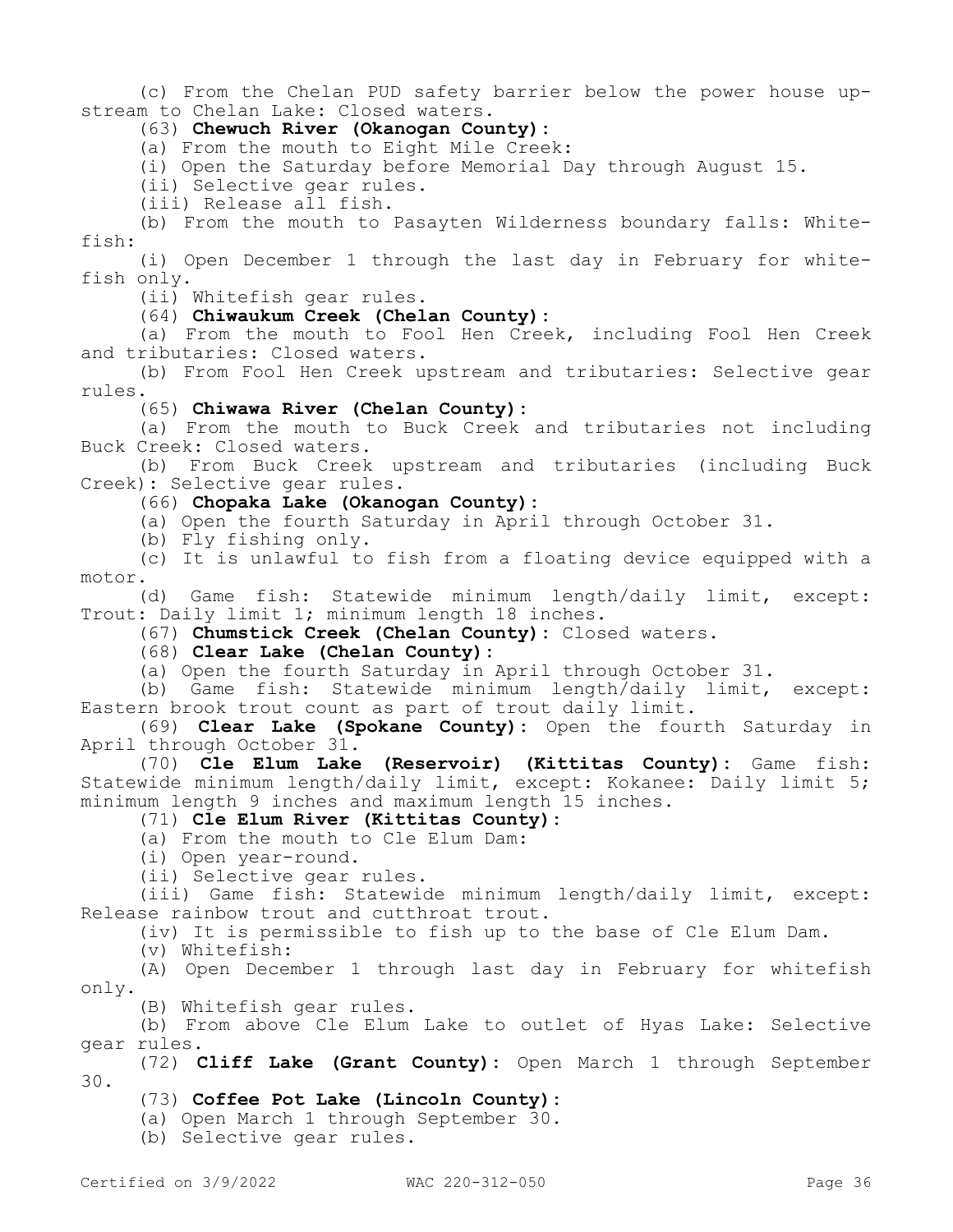(c) From the Chelan PUD safety barrier below the power house upstream to Chelan Lake: Closed waters.

(63) **Chewuch River (Okanogan County):**

(a) From the mouth to Eight Mile Creek:

(i) Open the Saturday before Memorial Day through August 15.

(ii) Selective gear rules.

(iii) Release all fish.

(b) From the mouth to Pasayten Wilderness boundary falls: Whitefish:

(i) Open December 1 through the last day in February for whitefish only.

(ii) Whitefish gear rules.

(64) **Chiwaukum Creek (Chelan County):**

(a) From the mouth to Fool Hen Creek, including Fool Hen Creek and tributaries: Closed waters.

(b) From Fool Hen Creek upstream and tributaries: Selective gear rules.

(65) **Chiwawa River (Chelan County):**

(a) From the mouth to Buck Creek and tributaries not including Buck Creek: Closed waters.

(b) From Buck Creek upstream and tributaries (including Buck Creek): Selective gear rules.

(66) **Chopaka Lake (Okanogan County):**

(a) Open the fourth Saturday in April through October 31.

(b) Fly fishing only.

(c) It is unlawful to fish from a floating device equipped with a motor.

(d) Game fish: Statewide minimum length/daily limit, except: Trout: Daily limit 1; minimum length 18 inches.

(67) **Chumstick Creek (Chelan County):** Closed waters.

(68) **Clear Lake (Chelan County):**

(a) Open the fourth Saturday in April through October 31.

(b) Game fish: Statewide minimum length/daily limit, except: Eastern brook trout count as part of trout daily limit.

(69) **Clear Lake (Spokane County):** Open the fourth Saturday in April through October 31.

(70) **Cle Elum Lake (Reservoir) (Kittitas County):** Game fish: Statewide minimum length/daily limit, except: Kokanee: Daily limit 5; minimum length 9 inches and maximum length 15 inches.

(71) **Cle Elum River (Kittitas County):**

(a) From the mouth to Cle Elum Dam:

(i) Open year-round.

(ii) Selective gear rules.

(iii) Game fish: Statewide minimum length/daily limit, except: Release rainbow trout and cutthroat trout.

(iv) It is permissible to fish up to the base of Cle Elum Dam.

(v) Whitefish:

(A) Open December 1 through last day in February for whitefish only.

(B) Whitefish gear rules.

(b) From above Cle Elum Lake to outlet of Hyas Lake: Selective gear rules.

(72) **Cliff Lake (Grant County):** Open March 1 through September 30.

(73) **Coffee Pot Lake (Lincoln County):**

(a) Open March 1 through September 30.

(b) Selective gear rules.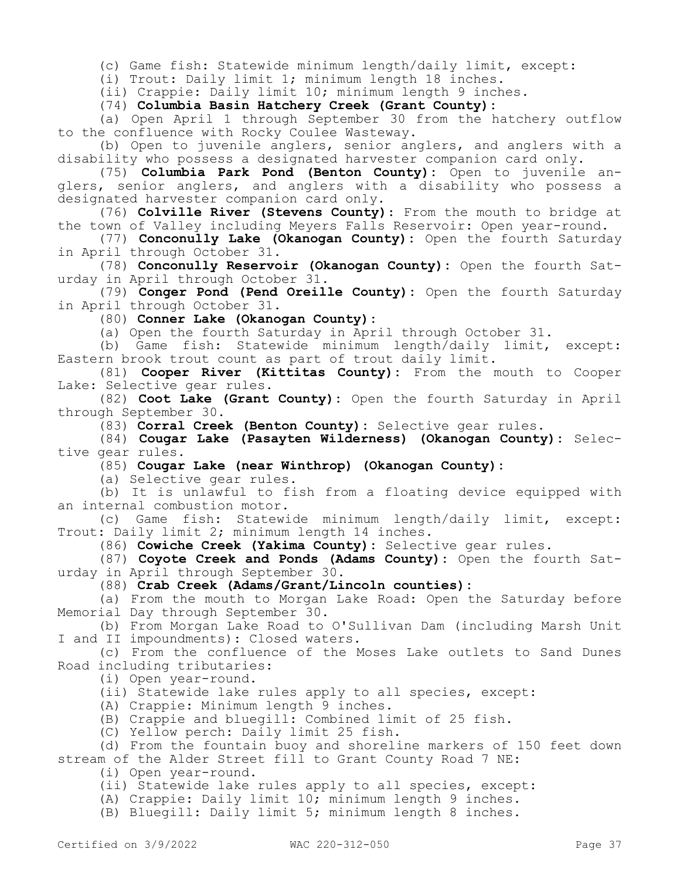(c) Game fish: Statewide minimum length/daily limit, except:

(i) Trout: Daily limit 1; minimum length 18 inches.

(ii) Crappie: Daily limit 10; minimum length 9 inches.

(74) **Columbia Basin Hatchery Creek (Grant County):**

(a) Open April 1 through September 30 from the hatchery outflow to the confluence with Rocky Coulee Wasteway.

(b) Open to juvenile anglers, senior anglers, and anglers with a disability who possess a designated harvester companion card only.

(75) **Columbia Park Pond (Benton County):** Open to juvenile anglers, senior anglers, and anglers with a disability who possess a designated harvester companion card only.

(76) **Colville River (Stevens County):** From the mouth to bridge at the town of Valley including Meyers Falls Reservoir: Open year-round.

(77) **Conconully Lake (Okanogan County):** Open the fourth Saturday in April through October 31.

(78) **Conconully Reservoir (Okanogan County):** Open the fourth Saturday in April through October 31.

(79) **Conger Pond (Pend Oreille County):** Open the fourth Saturday in April through October 31.

(80) **Conner Lake (Okanogan County):**

(a) Open the fourth Saturday in April through October 31.

(b) Game fish: Statewide minimum length/daily limit, except: Eastern brook trout count as part of trout daily limit.

(81) **Cooper River (Kittitas County):** From the mouth to Cooper Lake: Selective gear rules.

(82) **Coot Lake (Grant County):** Open the fourth Saturday in April through September 30.

(83) **Corral Creek (Benton County):** Selective gear rules.

(84) **Cougar Lake (Pasayten Wilderness) (Okanogan County):** Selective gear rules.

(85) **Cougar Lake (near Winthrop) (Okanogan County):**

(a) Selective gear rules.

(b) It is unlawful to fish from a floating device equipped with an internal combustion motor.

(c) Game fish: Statewide minimum length/daily limit, except: Trout: Daily limit 2; minimum length 14 inches.

(86) **Cowiche Creek (Yakima County):** Selective gear rules.

(87) **Coyote Creek and Ponds (Adams County):** Open the fourth Saturday in April through September 30.

(88) **Crab Creek (Adams/Grant/Lincoln counties):**

(a) From the mouth to Morgan Lake Road: Open the Saturday before Memorial Day through September 30.

(b) From Morgan Lake Road to O'Sullivan Dam (including Marsh Unit I and II impoundments): Closed waters.

(c) From the confluence of the Moses Lake outlets to Sand Dunes Road including tributaries:

(i) Open year-round.

(ii) Statewide lake rules apply to all species, except:

(A) Crappie: Minimum length 9 inches.

(B) Crappie and bluegill: Combined limit of 25 fish.

(C) Yellow perch: Daily limit 25 fish.

(d) From the fountain buoy and shoreline markers of 150 feet down stream of the Alder Street fill to Grant County Road 7 NE:

(i) Open year-round.

(ii) Statewide lake rules apply to all species, except:

(A) Crappie: Daily limit 10; minimum length 9 inches.

(B) Bluegill: Daily limit 5; minimum length 8 inches.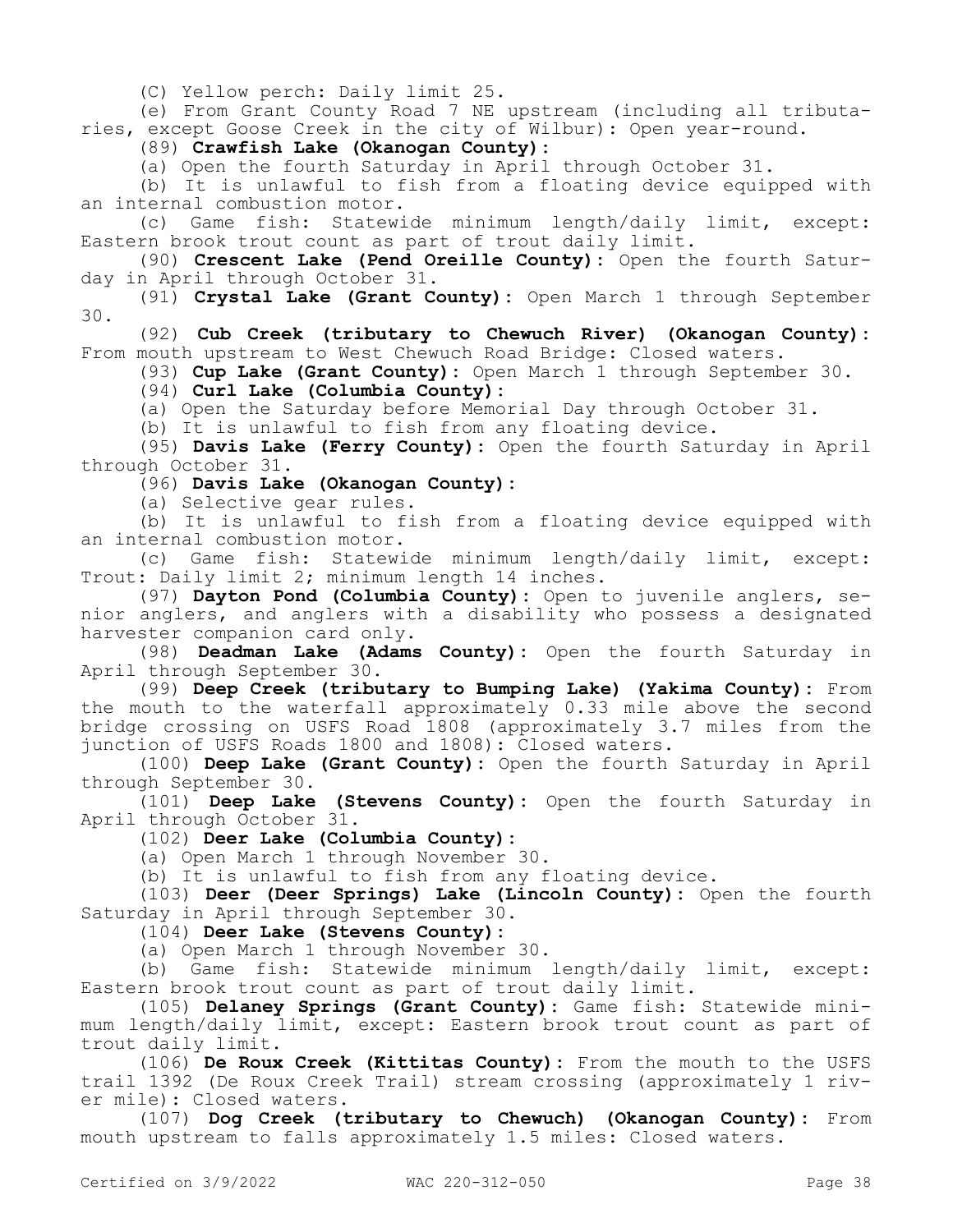(C) Yellow perch: Daily limit 25.

(e) From Grant County Road 7 NE upstream (including all tributaries, except Goose Creek in the city of Wilbur): Open year-round.

(89) **Crawfish Lake (Okanogan County):**

(a) Open the fourth Saturday in April through October 31.

(b) It is unlawful to fish from a floating device equipped with an internal combustion motor.

(c) Game fish: Statewide minimum length/daily limit, except: Eastern brook trout count as part of trout daily limit.

(90) **Crescent Lake (Pend Oreille County):** Open the fourth Saturday in April through October 31.

(91) **Crystal Lake (Grant County):** Open March 1 through September 30.

(92) **Cub Creek (tributary to Chewuch River) (Okanogan County):** From mouth upstream to West Chewuch Road Bridge: Closed waters.

(93) **Cup Lake (Grant County):** Open March 1 through September 30.

(94) **Curl Lake (Columbia County):**

(a) Open the Saturday before Memorial Day through October 31.

(b) It is unlawful to fish from any floating device.

(95) **Davis Lake (Ferry County):** Open the fourth Saturday in April through October 31.

(96) **Davis Lake (Okanogan County):**

(a) Selective gear rules.

(b) It is unlawful to fish from a floating device equipped with an internal combustion motor.

(c) Game fish: Statewide minimum length/daily limit, except: Trout: Daily limit 2; minimum length 14 inches.

(97) **Dayton Pond (Columbia County):** Open to juvenile anglers, senior anglers, and anglers with a disability who possess a designated harvester companion card only.

(98) **Deadman Lake (Adams County):** Open the fourth Saturday in April through September 30.

(99) **Deep Creek (tributary to Bumping Lake) (Yakima County):** From the mouth to the waterfall approximately 0.33 mile above the second bridge crossing on USFS Road 1808 (approximately 3.7 miles from the junction of USFS Roads 1800 and 1808): Closed waters.

(100) **Deep Lake (Grant County):** Open the fourth Saturday in April through September 30.

(101) **Deep Lake (Stevens County):** Open the fourth Saturday in April through October 31.

(102) **Deer Lake (Columbia County):**

(a) Open March 1 through November 30.

(b) It is unlawful to fish from any floating device.

(103) **Deer (Deer Springs) Lake (Lincoln County):** Open the fourth Saturday in April through September 30.

(104) **Deer Lake (Stevens County):**

(a) Open March 1 through November 30.

(b) Game fish: Statewide minimum length/daily limit, except: Eastern brook trout count as part of trout daily limit.

(105) **Delaney Springs (Grant County):** Game fish: Statewide minimum length/daily limit, except: Eastern brook trout count as part of trout daily limit.

(106) **De Roux Creek (Kittitas County):** From the mouth to the USFS trail 1392 (De Roux Creek Trail) stream crossing (approximately 1 river mile): Closed waters.

(107) **Dog Creek (tributary to Chewuch) (Okanogan County):** From mouth upstream to falls approximately 1.5 miles: Closed waters.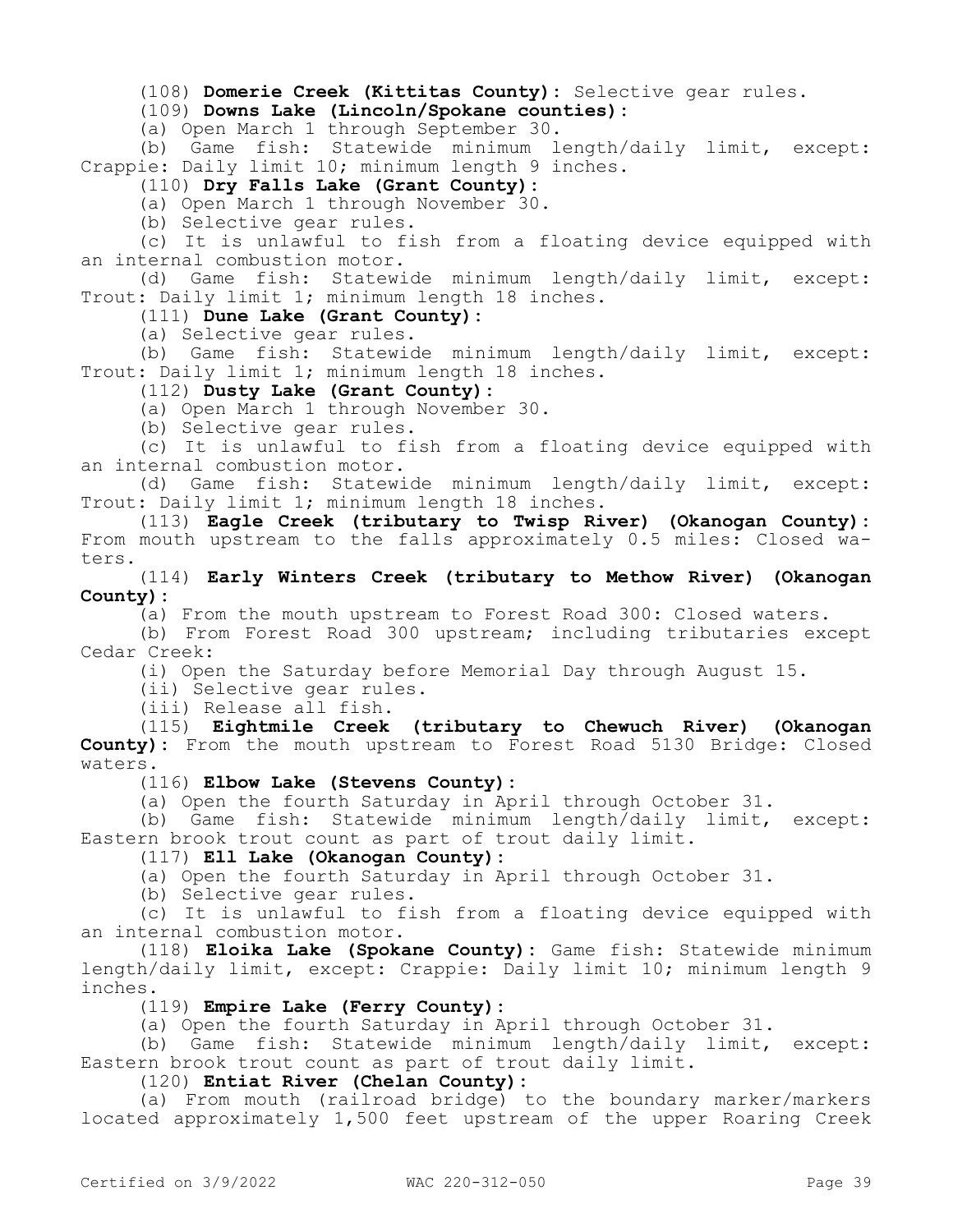(108) **Domerie Creek (Kittitas County):** Selective gear rules.

(109) **Downs Lake (Lincoln/Spokane counties):**

(a) Open March 1 through September 30.

(b) Game fish: Statewide minimum length/daily limit, except: Crappie: Daily limit 10; minimum length 9 inches.

(110) **Dry Falls Lake (Grant County):**

(a) Open March 1 through November 30.

(b) Selective gear rules.

(c) It is unlawful to fish from a floating device equipped with an internal combustion motor.

(d) Game fish: Statewide minimum length/daily limit, except: Trout: Daily limit 1; minimum length 18 inches.

(111) **Dune Lake (Grant County):**

(a) Selective gear rules.

(b) Game fish: Statewide minimum length/daily limit, except: Trout: Daily limit 1; minimum length 18 inches.

(112) **Dusty Lake (Grant County):**

(a) Open March 1 through November 30.

(b) Selective gear rules.

(c) It is unlawful to fish from a floating device equipped with an internal combustion motor.

(d) Game fish: Statewide minimum length/daily limit, except: Trout: Daily limit 1; minimum length 18 inches.

(113) **Eagle Creek (tributary to Twisp River) (Okanogan County):** From mouth upstream to the falls approximately 0.5 miles: Closed waters.

(114) **Early Winters Creek (tributary to Methow River) (Okanogan County):**

(a) From the mouth upstream to Forest Road 300: Closed waters.

(b) From Forest Road 300 upstream; including tributaries except Cedar Creek:

(i) Open the Saturday before Memorial Day through August 15.

(ii) Selective gear rules.

(iii) Release all fish.

(115) **Eightmile Creek (tributary to Chewuch River) (Okanogan County):** From the mouth upstream to Forest Road 5130 Bridge: Closed waters.

(116) **Elbow Lake (Stevens County):**

(a) Open the fourth Saturday in April through October 31.

(b) Game fish: Statewide minimum length/daily limit, except: Eastern brook trout count as part of trout daily limit.

(117) **Ell Lake (Okanogan County):**

(a) Open the fourth Saturday in April through October 31.

(b) Selective gear rules.

(c) It is unlawful to fish from a floating device equipped with an internal combustion motor.

(118) **Eloika Lake (Spokane County):** Game fish: Statewide minimum length/daily limit, except: Crappie: Daily limit 10; minimum length 9 inches.

(119) **Empire Lake (Ferry County):**

(a) Open the fourth Saturday in April through October 31.

(b) Game fish: Statewide minimum length/daily limit, except: Eastern brook trout count as part of trout daily limit.

(120) **Entiat River (Chelan County):**

(a) From mouth (railroad bridge) to the boundary marker/markers located approximately 1,500 feet upstream of the upper Roaring Creek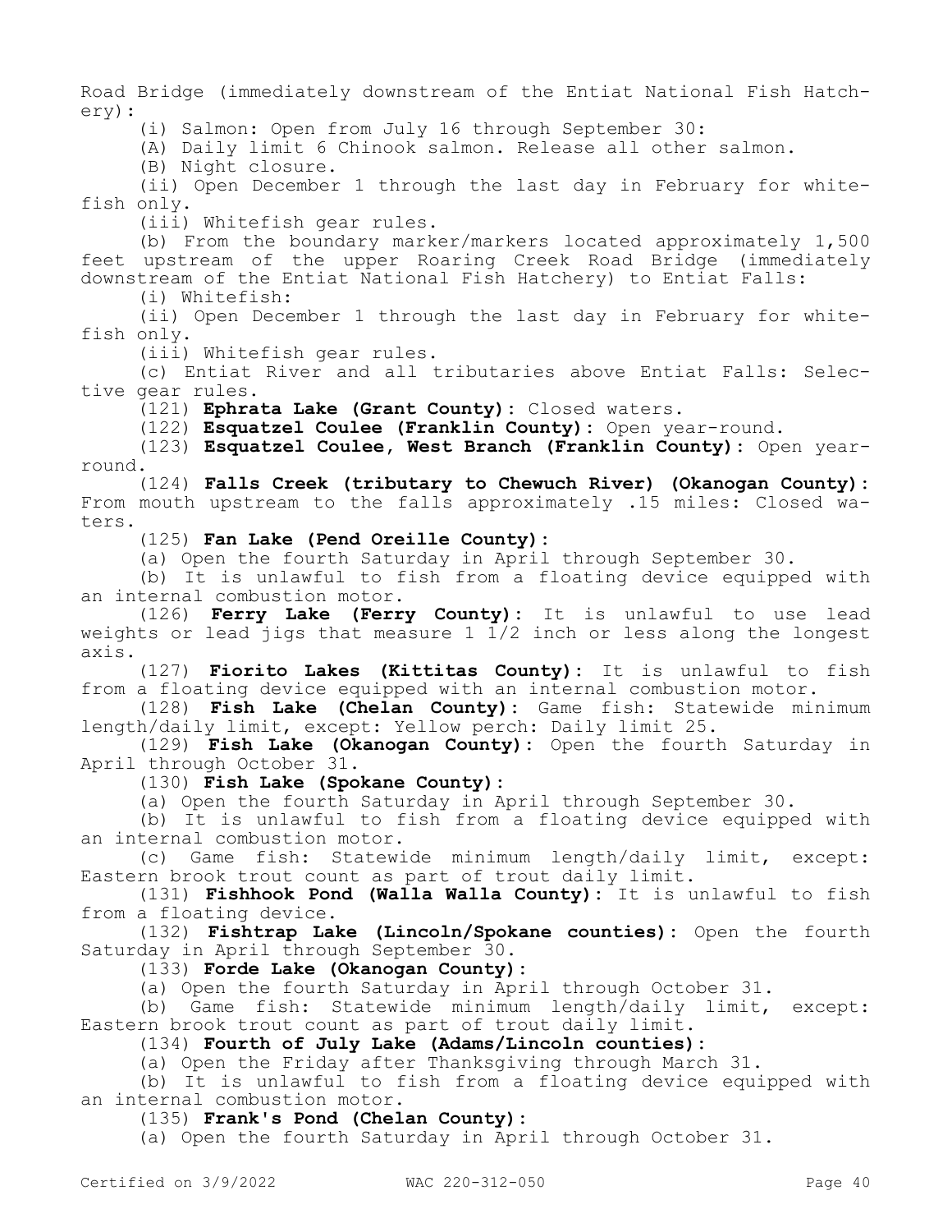Road Bridge (immediately downstream of the Entiat National Fish Hatchery):

(i) Salmon: Open from July 16 through September 30:

(A) Daily limit 6 Chinook salmon. Release all other salmon.

(B) Night closure.

(ii) Open December 1 through the last day in February for whitefish only.

(iii) Whitefish gear rules.

(b) From the boundary marker/markers located approximately 1,500 feet upstream of the upper Roaring Creek Road Bridge (immediately downstream of the Entiat National Fish Hatchery) to Entiat Falls:

(i) Whitefish:

(ii) Open December 1 through the last day in February for whitefish only.

(iii) Whitefish gear rules.

(c) Entiat River and all tributaries above Entiat Falls: Selective gear rules.

(121) **Ephrata Lake (Grant County):** Closed waters.

(122) **Esquatzel Coulee (Franklin County):** Open year-round.

(123) **Esquatzel Coulee, West Branch (Franklin County):** Open year-round.

(124) **Falls Creek (tributary to Chewuch River) (Okanogan County):** From mouth upstream to the falls approximately .15 miles: Closed waters.

(125) **Fan Lake (Pend Oreille County):**

(a) Open the fourth Saturday in April through September 30.

(b) It is unlawful to fish from a floating device equipped with an internal combustion motor.

(126) **Ferry Lake (Ferry County):** It is unlawful to use lead weights or lead jigs that measure 1 1/2 inch or less along the longest axis.

(127) **Fiorito Lakes (Kittitas County):** It is unlawful to fish from a floating device equipped with an internal combustion motor.

(128) **Fish Lake (Chelan County):** Game fish: Statewide minimum length/daily limit, except: Yellow perch: Daily limit 25.

(129) **Fish Lake (Okanogan County):** Open the fourth Saturday in April through October 31.

(130) **Fish Lake (Spokane County):**

(a) Open the fourth Saturday in April through September 30.

(b) It is unlawful to fish from a floating device equipped with an internal combustion motor.

(c) Game fish: Statewide minimum length/daily limit, except: Eastern brook trout count as part of trout daily limit.

(131) **Fishhook Pond (Walla Walla County):** It is unlawful to fish from a floating device.

(132) **Fishtrap Lake (Lincoln/Spokane counties):** Open the fourth Saturday in April through September 30.

(133) **Forde Lake (Okanogan County):**

(a) Open the fourth Saturday in April through October 31.

(b) Game fish: Statewide minimum length/daily limit, except: Eastern brook trout count as part of trout daily limit.

(134) **Fourth of July Lake (Adams/Lincoln counties):**

(a) Open the Friday after Thanksgiving through March 31.

(b) It is unlawful to fish from a floating device equipped with an internal combustion motor.

(135) **Frank's Pond (Chelan County):**

(a) Open the fourth Saturday in April through October 31.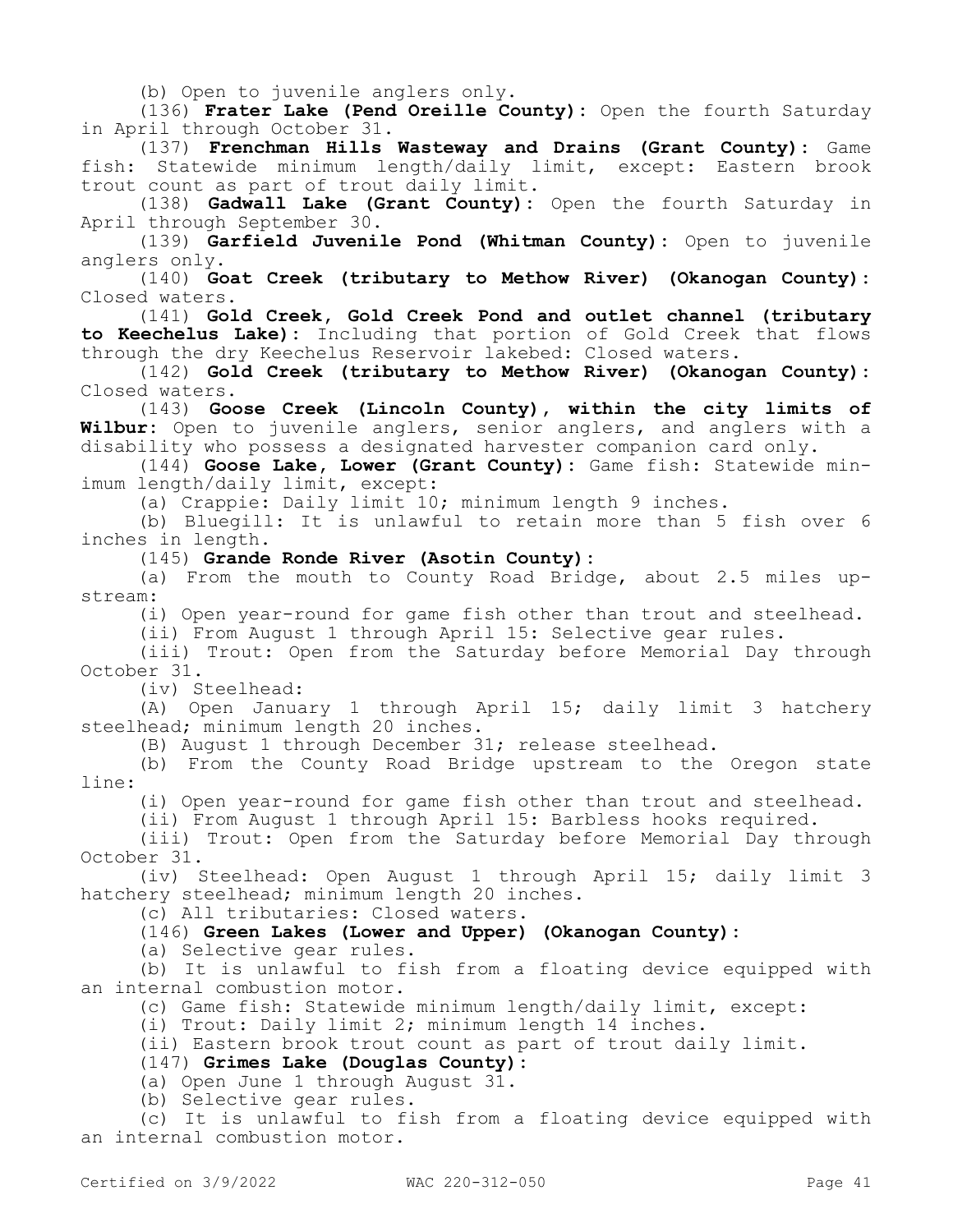(b) Open to juvenile anglers only.

(136) **Frater Lake (Pend Oreille County):** Open the fourth Saturday in April through October 31.

(137) **Frenchman Hills Wasteway and Drains (Grant County):** Game fish: Statewide minimum length/daily limit, except: Eastern brook trout count as part of trout daily limit.

(138) **Gadwall Lake (Grant County):** Open the fourth Saturday in April through September 30.

(139) **Garfield Juvenile Pond (Whitman County):** Open to juvenile anglers only.

(140) **Goat Creek (tributary to Methow River) (Okanogan County):** Closed waters.

(141) **Gold Creek, Gold Creek Pond and outlet channel (tributary to Keechelus Lake):** Including that portion of Gold Creek that flows through the dry Keechelus Reservoir lakebed: Closed waters.

(142) **Gold Creek (tributary to Methow River) (Okanogan County):** Closed waters.

(143) **Goose Creek (Lincoln County), within the city limits of Wilbur:** Open to juvenile anglers, senior anglers, and anglers with a disability who possess a designated harvester companion card only.

(144) **Goose Lake, Lower (Grant County):** Game fish: Statewide minimum length/daily limit, except:

(a) Crappie: Daily limit 10; minimum length 9 inches.

(b) Bluegill: It is unlawful to retain more than 5 fish over 6 inches in length.

(145) **Grande Ronde River (Asotin County):**

(a) From the mouth to County Road Bridge, about 2.5 miles upstream:

(i) Open year-round for game fish other than trout and steelhead.

(ii) From August 1 through April 15: Selective gear rules.

(iii) Trout: Open from the Saturday before Memorial Day through October 31.

(iv) Steelhead:

(A) Open January 1 through April 15; daily limit 3 hatchery steelhead; minimum length 20 inches.

(B) August 1 through December 31; release steelhead.

(b) From the County Road Bridge upstream to the Oregon state line:

(i) Open year-round for game fish other than trout and steelhead.

(ii) From August 1 through April 15: Barbless hooks required.

(iii) Trout: Open from the Saturday before Memorial Day through October 31.

(iv) Steelhead: Open August 1 through April 15; daily limit 3 hatchery steelhead; minimum length 20 inches.

(c) All tributaries: Closed waters.

(146) **Green Lakes (Lower and Upper) (Okanogan County):**

(a) Selective gear rules.

(b) It is unlawful to fish from a floating device equipped with an internal combustion motor.

(c) Game fish: Statewide minimum length/daily limit, except:

(i) Trout: Daily limit 2; minimum length 14 inches.

(ii) Eastern brook trout count as part of trout daily limit.

(147) **Grimes Lake (Douglas County):**

(a) Open June 1 through August 31.

(b) Selective gear rules.

(c) It is unlawful to fish from a floating device equipped with an internal combustion motor.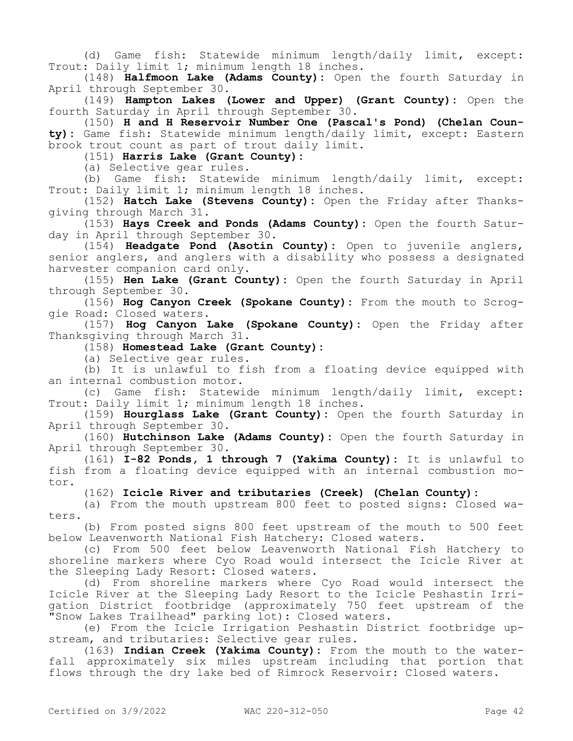(d) Game fish: Statewide minimum length/daily limit, except: Trout: Daily limit 1; minimum length 18 inches.

(148) **Halfmoon Lake (Adams County):** Open the fourth Saturday in April through September 30.

(149) **Hampton Lakes (Lower and Upper) (Grant County):** Open the fourth Saturday in April through September 30.

(150) **H and H Reservoir Number One (Pascal's Pond) (Chelan County):** Game fish: Statewide minimum length/daily limit, except: Eastern brook trout count as part of trout daily limit.

(151) **Harris Lake (Grant County):**

(a) Selective gear rules.

(b) Game fish: Statewide minimum length/daily limit, except: Trout: Daily limit 1; minimum length 18 inches.

(152) **Hatch Lake (Stevens County):** Open the Friday after Thanksgiving through March 31.

(153) **Hays Creek and Ponds (Adams County):** Open the fourth Saturday in April through September 30.

(154) **Headgate Pond (Asotin County):** Open to juvenile anglers, senior anglers, and anglers with a disability who possess a designated harvester companion card only.

(155) **Hen Lake (Grant County):** Open the fourth Saturday in April through September 30.

(156) **Hog Canyon Creek (Spokane County):** From the mouth to Scroggie Road: Closed waters.

(157) **Hog Canyon Lake (Spokane County):** Open the Friday after Thanksgiving through March 31.

(158) **Homestead Lake (Grant County):**

(a) Selective gear rules.

(b) It is unlawful to fish from a floating device equipped with an internal combustion motor.

(c) Game fish: Statewide minimum length/daily limit, except: Trout: Daily limit 1; minimum length 18 inches.

(159) **Hourglass Lake (Grant County):** Open the fourth Saturday in April through September 30.

(160) **Hutchinson Lake (Adams County):** Open the fourth Saturday in April through September 30.

(161) **I-82 Ponds, 1 through 7 (Yakima County):** It is unlawful to fish from a floating device equipped with an internal combustion motor.

(162) **Icicle River and tributaries (Creek) (Chelan County):**

(a) From the mouth upstream 800 feet to posted signs: Closed waters.

(b) From posted signs 800 feet upstream of the mouth to 500 feet below Leavenworth National Fish Hatchery: Closed waters.

(c) From 500 feet below Leavenworth National Fish Hatchery to shoreline markers where Cyo Road would intersect the Icicle River at the Sleeping Lady Resort: Closed waters.

(d) From shoreline markers where Cyo Road would intersect the Icicle River at the Sleeping Lady Resort to the Icicle Peshastin Irrigation District footbridge (approximately 750 feet upstream of the "Snow Lakes Trailhead" parking lot): Closed waters.

(e) From the Icicle Irrigation Peshastin District footbridge upstream, and tributaries: Selective gear rules.

(163) **Indian Creek (Yakima County):** From the mouth to the waterfall approximately six miles upstream including that portion that flows through the dry lake bed of Rimrock Reservoir: Closed waters.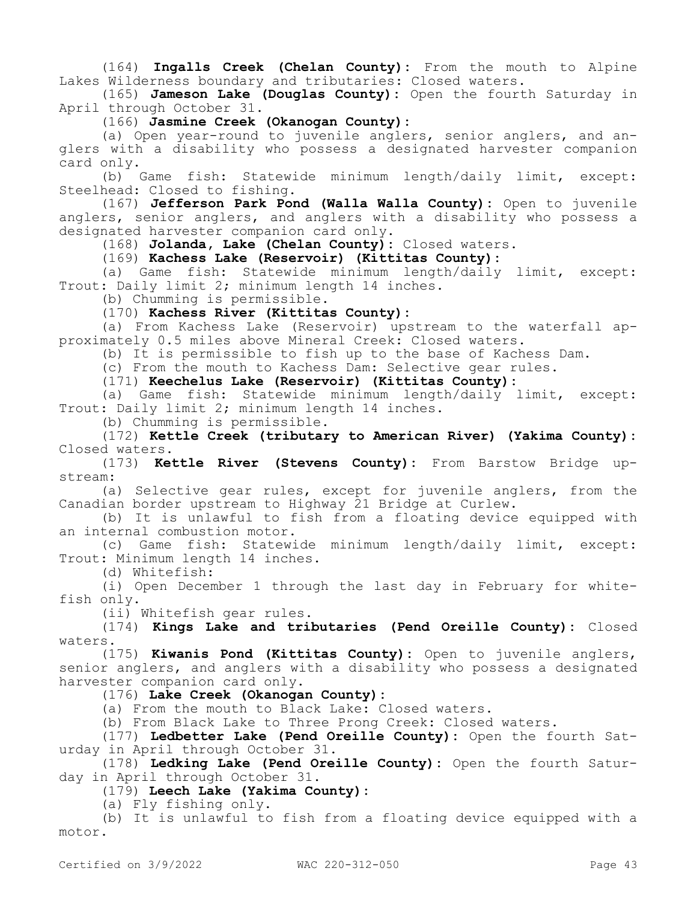(164) **Ingalls Creek (Chelan County):** From the mouth to Alpine Lakes Wilderness boundary and tributaries: Closed waters.

(165) **Jameson Lake (Douglas County):** Open the fourth Saturday in April through October 31.

(166) **Jasmine Creek (Okanogan County):**

(a) Open year-round to juvenile anglers, senior anglers, and anglers with a disability who possess a designated harvester companion card only.

(b) Game fish: Statewide minimum length/daily limit, except: Steelhead: Closed to fishing.

(167) **Jefferson Park Pond (Walla Walla County):** Open to juvenile anglers, senior anglers, and anglers with a disability who possess a designated harvester companion card only.

(168) **Jolanda, Lake (Chelan County):** Closed waters.

(169) **Kachess Lake (Reservoir) (Kittitas County):**

(a) Game fish: Statewide minimum length/daily limit, except: Trout: Daily limit 2; minimum length 14 inches.

(b) Chumming is permissible.

(170) **Kachess River (Kittitas County):**

(a) From Kachess Lake (Reservoir) upstream to the waterfall approximately 0.5 miles above Mineral Creek: Closed waters.

(b) It is permissible to fish up to the base of Kachess Dam.

(c) From the mouth to Kachess Dam: Selective gear rules.

(171) **Keechelus Lake (Reservoir) (Kittitas County):**

(a) Game fish: Statewide minimum length/daily limit, except: Trout: Daily limit 2; minimum length 14 inches.

(b) Chumming is permissible.

(172) **Kettle Creek (tributary to American River) (Yakima County):** Closed waters.

(173) **Kettle River (Stevens County):** From Barstow Bridge upstream:

(a) Selective gear rules, except for juvenile anglers, from the Canadian border upstream to Highway 21 Bridge at Curlew.

(b) It is unlawful to fish from a floating device equipped with an internal combustion motor.

(c) Game fish: Statewide minimum length/daily limit, except: Trout: Minimum length 14 inches.

(d) Whitefish:

(i) Open December 1 through the last day in February for whitefish only.

(ii) Whitefish gear rules.

(174) **Kings Lake and tributaries (Pend Oreille County):** Closed waters.

(175) **Kiwanis Pond (Kittitas County):** Open to juvenile anglers, senior anglers, and anglers with a disability who possess a designated harvester companion card only.

(176) **Lake Creek (Okanogan County):**

(a) From the mouth to Black Lake: Closed waters.

(b) From Black Lake to Three Prong Creek: Closed waters.

(177) **Ledbetter Lake (Pend Oreille County):** Open the fourth Saturday in April through October 31.

(178) **Ledking Lake (Pend Oreille County):** Open the fourth Saturday in April through October 31.

(179) **Leech Lake (Yakima County):**

(a) Fly fishing only.

(b) It is unlawful to fish from a floating device equipped with a motor.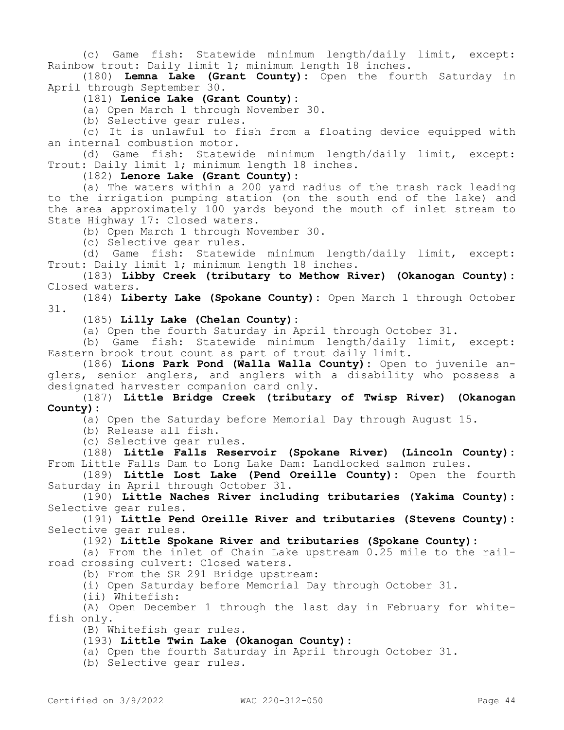(c) Game fish: Statewide minimum length/daily limit, except: Rainbow trout: Daily limit 1; minimum length 18 inches.

(180) **Lemna Lake (Grant County):** Open the fourth Saturday in April through September 30.

(181) **Lenice Lake (Grant County):**

(a) Open March 1 through November 30.

(b) Selective gear rules.

(c) It is unlawful to fish from a floating device equipped with an internal combustion motor.

(d) Game fish: Statewide minimum length/daily limit, except: Trout: Daily limit 1; minimum length 18 inches.

(182) **Lenore Lake (Grant County):**

(a) The waters within a 200 yard radius of the trash rack leading to the irrigation pumping station (on the south end of the lake) and the area approximately 100 yards beyond the mouth of inlet stream to State Highway 17: Closed waters.

(b) Open March 1 through November 30.

(c) Selective gear rules.

(d) Game fish: Statewide minimum length/daily limit, except: Trout: Daily limit 1; minimum length 18 inches.

(183) **Libby Creek (tributary to Methow River) (Okanogan County):** Closed waters.

(184) **Liberty Lake (Spokane County):** Open March 1 through October 31.

(185) **Lilly Lake (Chelan County):**

(a) Open the fourth Saturday in April through October 31.

(b) Game fish: Statewide minimum length/daily limit, except: Eastern brook trout count as part of trout daily limit.

(186) **Lions Park Pond (Walla Walla County):** Open to juvenile anglers, senior anglers, and anglers with a disability who possess a designated harvester companion card only.

(187) **Little Bridge Creek (tributary of Twisp River) (Okanogan County):**

(a) Open the Saturday before Memorial Day through August 15.

(b) Release all fish.

(c) Selective gear rules.

(188) **Little Falls Reservoir (Spokane River) (Lincoln County):** From Little Falls Dam to Long Lake Dam: Landlocked salmon rules.

(189) **Little Lost Lake (Pend Oreille County):** Open the fourth Saturday in April through October 31.

(190) **Little Naches River including tributaries (Yakima County):** Selective gear rules.

(191) **Little Pend Oreille River and tributaries (Stevens County):** Selective gear rules.

(192) **Little Spokane River and tributaries (Spokane County):**

(a) From the inlet of Chain Lake upstream 0.25 mile to the railroad crossing culvert: Closed waters.

(b) From the SR 291 Bridge upstream:

(i) Open Saturday before Memorial Day through October 31.

(ii) Whitefish:

(A) Open December 1 through the last day in February for whitefish only.

(B) Whitefish gear rules.

(193) **Little Twin Lake (Okanogan County):**

(a) Open the fourth Saturday in April through October 31.

(b) Selective gear rules.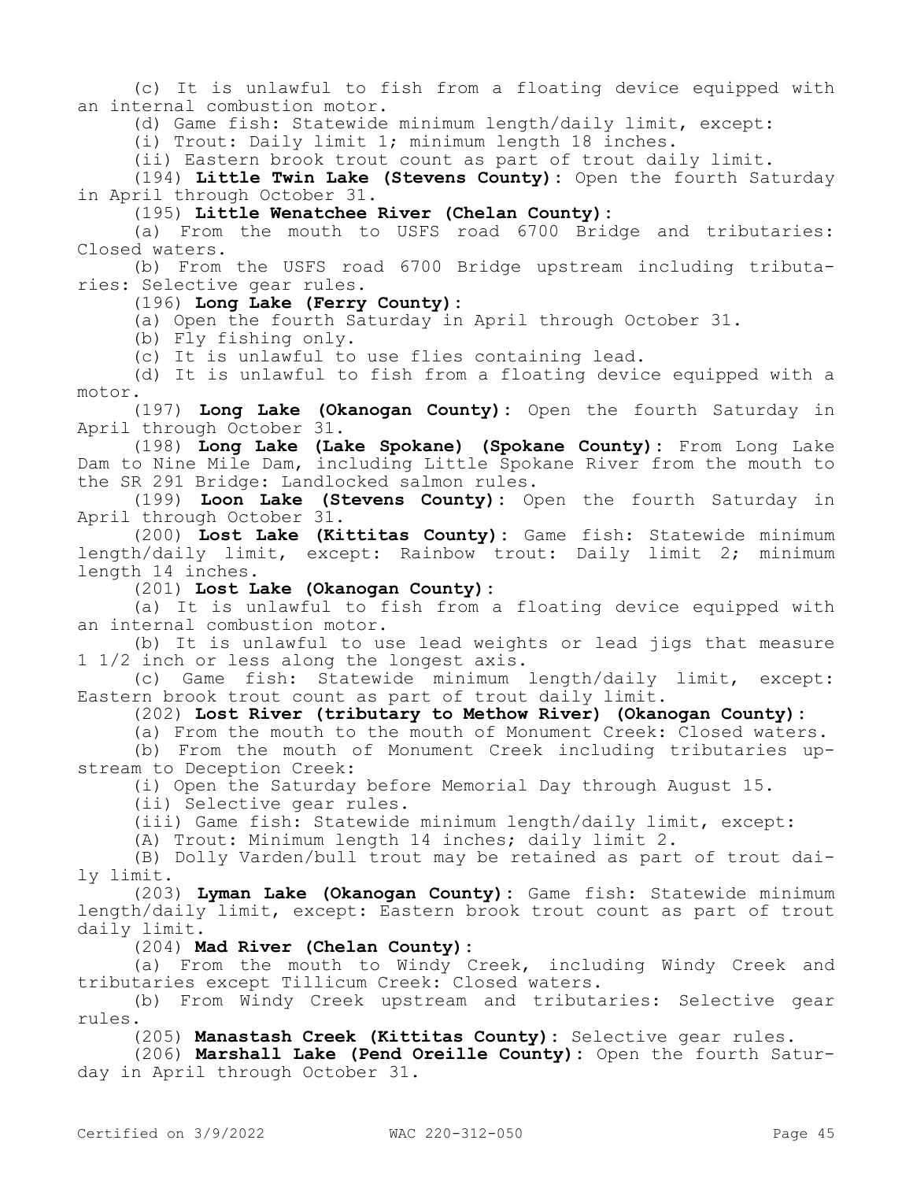(c) It is unlawful to fish from a floating device equipped with an internal combustion motor.

(d) Game fish: Statewide minimum length/daily limit, except:

(i) Trout: Daily limit 1; minimum length 18 inches.

(ii) Eastern brook trout count as part of trout daily limit.

(194) **Little Twin Lake (Stevens County):** Open the fourth Saturday in April through October 31.

(195) **Little Wenatchee River (Chelan County):**

(a) From the mouth to USFS road 6700 Bridge and tributaries: Closed waters.

(b) From the USFS road 6700 Bridge upstream including tributaries: Selective gear rules.

(196) **Long Lake (Ferry County):**

(a) Open the fourth Saturday in April through October 31.

(b) Fly fishing only.

(c) It is unlawful to use flies containing lead.

(d) It is unlawful to fish from a floating device equipped with a motor.

(197) **Long Lake (Okanogan County):** Open the fourth Saturday in April through October 31.

(198) **Long Lake (Lake Spokane) (Spokane County):** From Long Lake Dam to Nine Mile Dam, including Little Spokane River from the mouth to the SR 291 Bridge: Landlocked salmon rules.

(199) **Loon Lake (Stevens County):** Open the fourth Saturday in April through October 31.

(200) **Lost Lake (Kittitas County):** Game fish: Statewide minimum length/daily limit, except: Rainbow trout: Daily limit 2; minimum length 14 inches.

(201) **Lost Lake (Okanogan County):**

(a) It is unlawful to fish from a floating device equipped with an internal combustion motor.

(b) It is unlawful to use lead weights or lead jigs that measure 1 1/2 inch or less along the longest axis.

(c) Game fish: Statewide minimum length/daily limit, except: Eastern brook trout count as part of trout daily limit.

(202) **Lost River (tributary to Methow River) (Okanogan County):**

(a) From the mouth to the mouth of Monument Creek: Closed waters.

(b) From the mouth of Monument Creek including tributaries upstream to Deception Creek:

(i) Open the Saturday before Memorial Day through August 15.

(ii) Selective gear rules.

(iii) Game fish: Statewide minimum length/daily limit, except:

(A) Trout: Minimum length 14 inches; daily limit 2.

(B) Dolly Varden/bull trout may be retained as part of trout daily limit.

(203) **Lyman Lake (Okanogan County):** Game fish: Statewide minimum length/daily limit, except: Eastern brook trout count as part of trout daily limit.

(204) **Mad River (Chelan County):**

(a) From the mouth to Windy Creek, including Windy Creek and tributaries except Tillicum Creek: Closed waters.

(b) From Windy Creek upstream and tributaries: Selective gear rules.

(205) **Manastash Creek (Kittitas County):** Selective gear rules.

(206) **Marshall Lake (Pend Oreille County):** Open the fourth Saturday in April through October 31.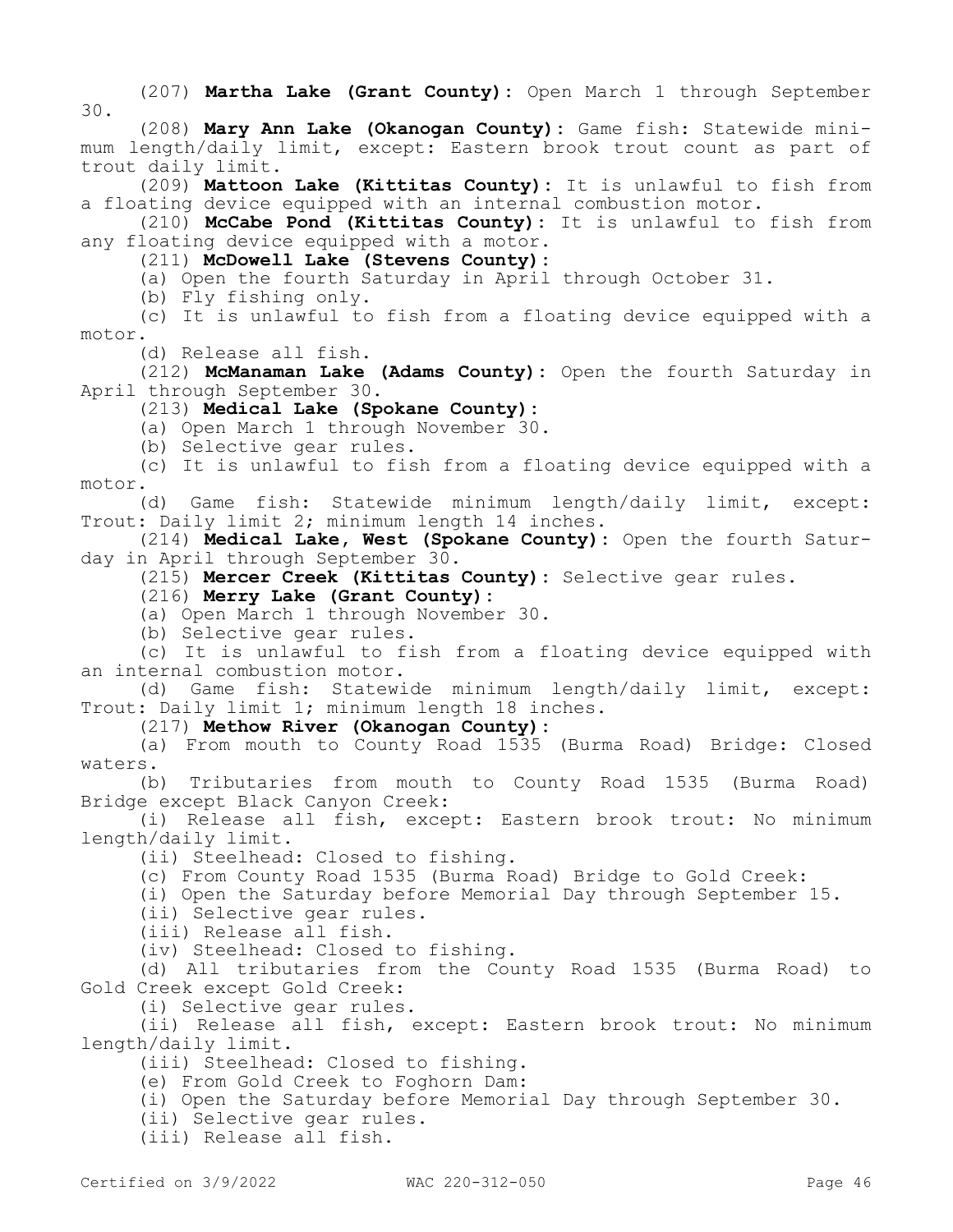(207) **Martha Lake (Grant County):** Open March 1 through September 30.

(208) **Mary Ann Lake (Okanogan County):** Game fish: Statewide minimum length/daily limit, except: Eastern brook trout count as part of trout daily limit.

(209) **Mattoon Lake (Kittitas County):** It is unlawful to fish from a floating device equipped with an internal combustion motor.

(210) **McCabe Pond (Kittitas County):** It is unlawful to fish from any floating device equipped with a motor.

(211) **McDowell Lake (Stevens County):**

(a) Open the fourth Saturday in April through October 31.

(b) Fly fishing only.

(c) It is unlawful to fish from a floating device equipped with a motor.

(d) Release all fish.

(212) **McManaman Lake (Adams County):** Open the fourth Saturday in April through September 30.

(213) **Medical Lake (Spokane County):**

(a) Open March 1 through November 30.

(b) Selective gear rules.

(c) It is unlawful to fish from a floating device equipped with a motor.

(d) Game fish: Statewide minimum length/daily limit, except: Trout: Daily limit 2; minimum length 14 inches.

(214) **Medical Lake, West (Spokane County):** Open the fourth Saturday in April through September 30.

(215) **Mercer Creek (Kittitas County):** Selective gear rules.

(216) **Merry Lake (Grant County):**

(a) Open March 1 through November 30.

(b) Selective gear rules.

(c) It is unlawful to fish from a floating device equipped with an internal combustion motor.

(d) Game fish: Statewide minimum length/daily limit, except: Trout: Daily limit 1; minimum length 18 inches.

(217) **Methow River (Okanogan County):**

(a) From mouth to County Road 1535 (Burma Road) Bridge: Closed waters.

(b) Tributaries from mouth to County Road 1535 (Burma Road) Bridge except Black Canyon Creek:

(i) Release all fish, except: Eastern brook trout: No minimum length/daily limit.

(ii) Steelhead: Closed to fishing.

(c) From County Road 1535 (Burma Road) Bridge to Gold Creek:

(i) Open the Saturday before Memorial Day through September 15.

(ii) Selective gear rules.

(iii) Release all fish.

(iv) Steelhead: Closed to fishing.

(d) All tributaries from the County Road 1535 (Burma Road) to Gold Creek except Gold Creek:

(i) Selective gear rules.

(ii) Release all fish, except: Eastern brook trout: No minimum length/daily limit.

(iii) Steelhead: Closed to fishing.

(e) From Gold Creek to Foghorn Dam:

(i) Open the Saturday before Memorial Day through September 30.

(ii) Selective gear rules.

(iii) Release all fish.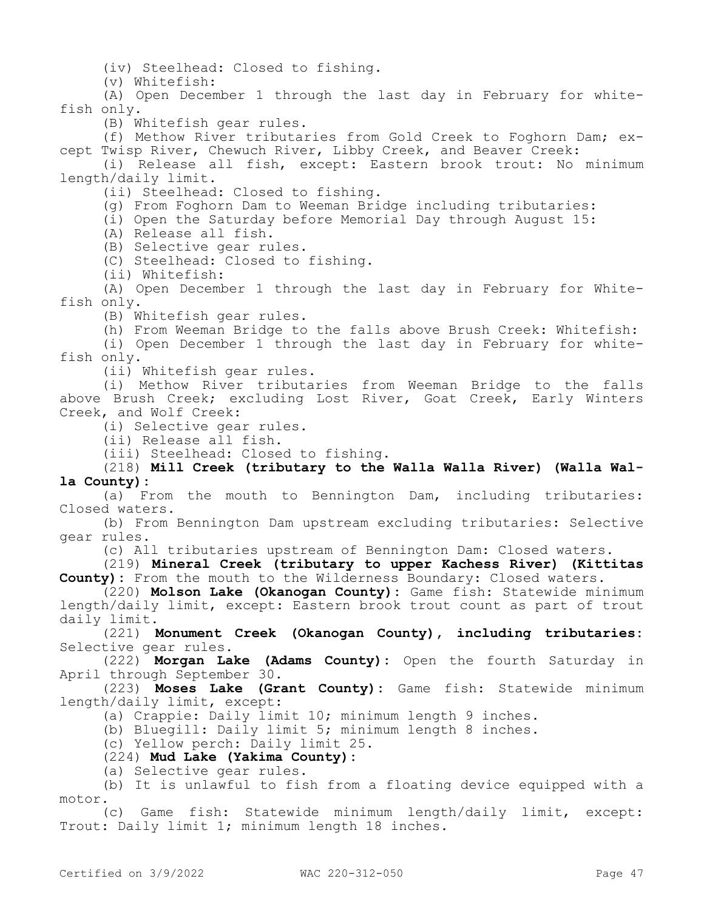(iv) Steelhead: Closed to fishing.

(v) Whitefish:

(A) Open December 1 through the last day in February for whitefish only.

(B) Whitefish gear rules.

(f) Methow River tributaries from Gold Creek to Foghorn Dam; except Twisp River, Chewuch River, Libby Creek, and Beaver Creek:

(i) Release all fish, except: Eastern brook trout: No minimum length/daily limit.

(ii) Steelhead: Closed to fishing.

(g) From Foghorn Dam to Weeman Bridge including tributaries:

(i) Open the Saturday before Memorial Day through August 15:

(A) Release all fish.

(B) Selective gear rules.

(C) Steelhead: Closed to fishing.

(ii) Whitefish:

(A) Open December 1 through the last day in February for Whitefish only.

(B) Whitefish gear rules.

(h) From Weeman Bridge to the falls above Brush Creek: Whitefish:

(i) Open December 1 through the last day in February for whitefish only.

(ii) Whitefish gear rules.

(i) Methow River tributaries from Weeman Bridge to the falls above Brush Creek; excluding Lost River, Goat Creek, Early Winters Creek, and Wolf Creek:

(i) Selective gear rules.

(ii) Release all fish.

(iii) Steelhead: Closed to fishing.

(218) **Mill Creek (tributary to the Walla Walla River) (Walla Walla County):**

(a) From the mouth to Bennington Dam, including tributaries: Closed waters.

(b) From Bennington Dam upstream excluding tributaries: Selective gear rules.

(c) All tributaries upstream of Bennington Dam: Closed waters.

(219) **Mineral Creek (tributary to upper Kachess River) (Kittitas County):** From the mouth to the Wilderness Boundary: Closed waters.

(220) **Molson Lake (Okanogan County):** Game fish: Statewide minimum length/daily limit, except: Eastern brook trout count as part of trout daily limit.

(221) **Monument Creek (Okanogan County), including tributaries:** Selective gear rules.

(222) **Morgan Lake (Adams County):** Open the fourth Saturday in April through September 30.

(223) **Moses Lake (Grant County):** Game fish: Statewide minimum length/daily limit, except:

(a) Crappie: Daily limit 10; minimum length 9 inches.

(b) Bluegill: Daily limit 5; minimum length 8 inches.

(c) Yellow perch: Daily limit 25.

(224) **Mud Lake (Yakima County):**

(a) Selective gear rules.

(b) It is unlawful to fish from a floating device equipped with a motor.

(c) Game fish: Statewide minimum length/daily limit, except: Trout: Daily limit 1; minimum length 18 inches.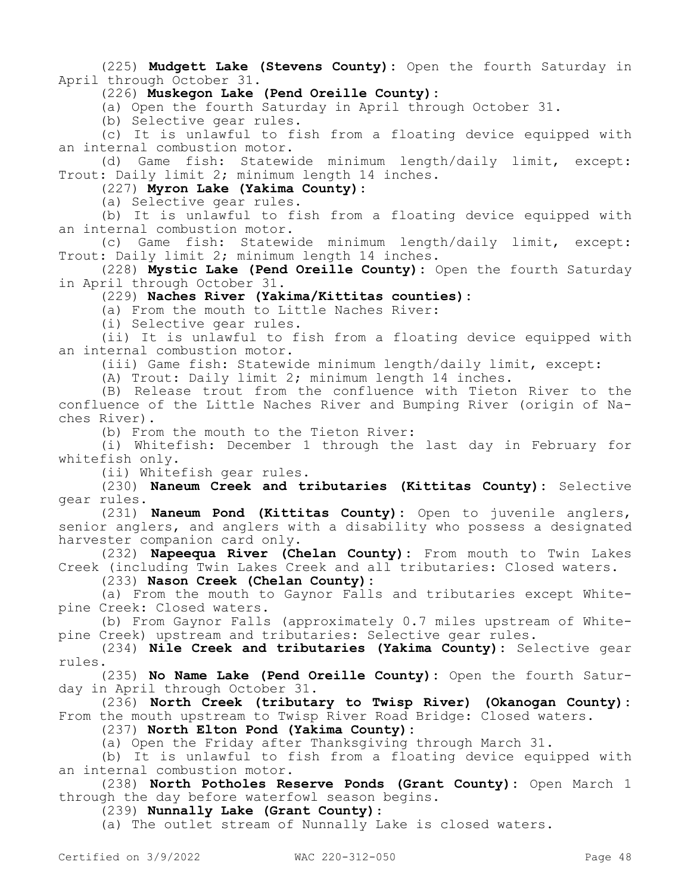(225) **Mudgett Lake (Stevens County):** Open the fourth Saturday in April through October 31.

(226) **Muskegon Lake (Pend Oreille County):**

(a) Open the fourth Saturday in April through October 31.

(b) Selective gear rules.

(c) It is unlawful to fish from a floating device equipped with an internal combustion motor.

(d) Game fish: Statewide minimum length/daily limit, except: Trout: Daily limit 2; minimum length 14 inches.

(227) **Myron Lake (Yakima County):**

(a) Selective gear rules.

(b) It is unlawful to fish from a floating device equipped with an internal combustion motor.

(c) Game fish: Statewide minimum length/daily limit, except: Trout: Daily limit 2; minimum length 14 inches.

(228) **Mystic Lake (Pend Oreille County):** Open the fourth Saturday in April through October 31.

(229) **Naches River (Yakima/Kittitas counties):**

(a) From the mouth to Little Naches River:

(i) Selective gear rules.

(ii) It is unlawful to fish from a floating device equipped with an internal combustion motor.

(iii) Game fish: Statewide minimum length/daily limit, except:

(A) Trout: Daily limit 2; minimum length 14 inches.

(B) Release trout from the confluence with Tieton River to the confluence of the Little Naches River and Bumping River (origin of Naches River).

(b) From the mouth to the Tieton River:

(i) Whitefish: December 1 through the last day in February for whitefish only.

(ii) Whitefish gear rules.

(230) **Naneum Creek and tributaries (Kittitas County):** Selective gear rules.

(231) **Naneum Pond (Kittitas County):** Open to juvenile anglers, senior anglers, and anglers with a disability who possess a designated harvester companion card only.

(232) **Napeequa River (Chelan County):** From mouth to Twin Lakes Creek (including Twin Lakes Creek and all tributaries: Closed waters.

(233) **Nason Creek (Chelan County):**

(a) From the mouth to Gaynor Falls and tributaries except Whitepine Creek: Closed waters.

(b) From Gaynor Falls (approximately 0.7 miles upstream of Whitepine Creek) upstream and tributaries: Selective gear rules.

(234) **Nile Creek and tributaries (Yakima County):** Selective gear rules.

(235) **No Name Lake (Pend Oreille County):** Open the fourth Saturday in April through October 31.

(236) **North Creek (tributary to Twisp River) (Okanogan County):** From the mouth upstream to Twisp River Road Bridge: Closed waters.

(237) **North Elton Pond (Yakima County):**

(a) Open the Friday after Thanksgiving through March 31.

(b) It is unlawful to fish from a floating device equipped with an internal combustion motor.

(238) **North Potholes Reserve Ponds (Grant County):** Open March 1 through the day before waterfowl season begins.

(239) **Nunnally Lake (Grant County):**

(a) The outlet stream of Nunnally Lake is closed waters.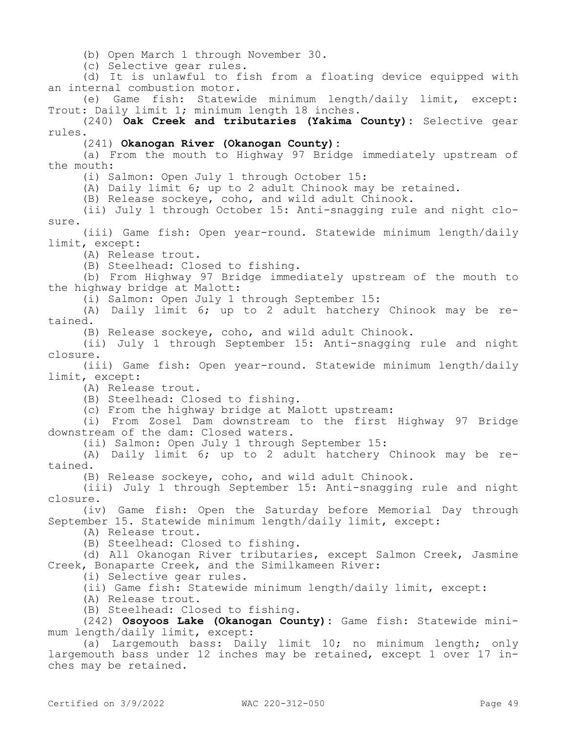(b) Open March 1 through November 30.

(c) Selective gear rules.

(d) It is unlawful to fish from a floating device equipped with an internal combustion motor.

(e) Game fish: Statewide minimum length/daily limit, except: Trout: Daily limit 1; minimum length 18 inches.

(240) **Oak Creek and tributaries (Yakima County)**: Selective gear rules.

(241) **Okanogan River (Okanogan County)**:

(a) From the mouth to Highway 97 Bridge immediately upstream of the mouth:

(i) Salmon: Open July 1 through October 15:

(A) Daily limit 6; up to 2 adult Chinook may be retained.

(B) Release sockeye, coho, and wild adult Chinook.

(ii) July 1 through October 15: Anti-snagging rule and night closure.

(iii) Game fish: Open year-round. Statewide minimum length/daily limit, except:

(A) Release trout.

(B) Steelhead: Closed to fishing.

(b) From Highway 97 Bridge immediately upstream of the mouth to the highway bridge at Malott:

(i) Salmon: Open July 1 through September 15:

(A) Daily limit 6; up to 2 adult hatchery Chinook may be retained.

(B) Release sockeye, coho, and wild adult Chinook.

(ii) July 1 through September 15: Anti-snagging rule and night closure.

(iii) Game fish: Open year-round. Statewide minimum length/daily limit, except:

(A) Release trout.

(B) Steelhead: Closed to fishing.

(c) From the highway bridge at Malott upstream:

(i) From Zosel Dam downstream to the first Highway 97 Bridge downstream of the dam: Closed waters.

(ii) Salmon: Open July 1 through September 15:

(A) Daily limit 6; up to 2 adult hatchery Chinook may be retained.

(B) Release sockeye, coho, and wild adult Chinook.

(iii) July 1 through September 15: Anti-snagging rule and night closure.

(iv) Game fish: Open the Saturday before Memorial Day through September 15. Statewide minimum length/daily limit, except:

(A) Release trout.

(B) Steelhead: Closed to fishing.

(d) All Okanogan River tributaries, except Salmon Creek, Jasmine Creek, Bonaparte Creek, and the Similkameen River:

(i) Selective gear rules.

(ii) Game fish: Statewide minimum length/daily limit, except:

(A) Release trout.

(B) Steelhead: Closed to fishing.

(242) **Osoyoos Lake (Okanogan County)**: Game fish: Statewide minimum length/daily limit, except:

(a) Largemouth bass: Daily limit 10; no minimum length; only largemouth bass under 12 inches may be retained, except 1 over 17 inches may be retained.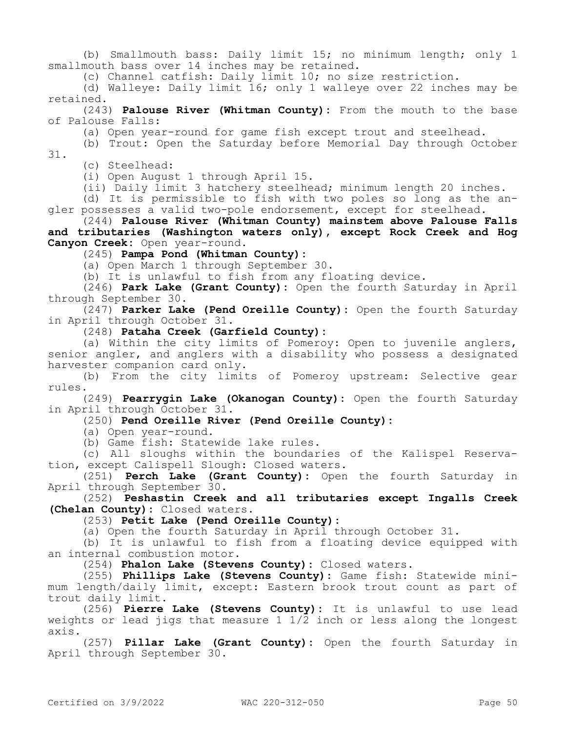(b) Smallmouth bass: Daily limit 15; no minimum length; only 1 smallmouth bass over 14 inches may be retained.

(c) Channel catfish: Daily limit 10; no size restriction.

(d) Walleye: Daily limit 16; only 1 walleye over 22 inches may be retained.

(243) **Palouse River (Whitman County):** From the mouth to the base of Palouse Falls:

(a) Open year-round for game fish except trout and steelhead.

(b) Trout: Open the Saturday before Memorial Day through October 31.

(c) Steelhead:

(i) Open August 1 through April 15.

(ii) Daily limit 3 hatchery steelhead; minimum length 20 inches.

(d) It is permissible to fish with two poles so long as the angler possesses a valid two-pole endorsement, except for steelhead.

(244) **Palouse River (Whitman County) mainstem above Palouse Falls and tributaries (Washington waters only), except Rock Creek and Hog Canyon Creek:** Open year-round.

(245) **Pampa Pond (Whitman County):**

(a) Open March 1 through September 30.

(b) It is unlawful to fish from any floating device.

(246) **Park Lake (Grant County):** Open the fourth Saturday in April through September 30.

(247) **Parker Lake (Pend Oreille County):** Open the fourth Saturday in April through October 31.

(248) **Pataha Creek (Garfield County):**

(a) Within the city limits of Pomeroy: Open to juvenile anglers, senior angler, and anglers with a disability who possess a designated harvester companion card only.

(b) From the city limits of Pomeroy upstream: Selective gear rules.

(249) **Pearrygin Lake (Okanogan County):** Open the fourth Saturday in April through October 31.

(250) **Pend Oreille River (Pend Oreille County):**

(a) Open year-round.

(b) Game fish: Statewide lake rules.

(c) All sloughs within the boundaries of the Kalispel Reservation, except Calispell Slough: Closed waters.

(251) **Perch Lake (Grant County):** Open the fourth Saturday in April through September 30.

(252) **Peshastin Creek and all tributaries except Ingalls Creek (Chelan County):** Closed waters.

(253) **Petit Lake (Pend Oreille County):**

(a) Open the fourth Saturday in April through October 31.

(b) It is unlawful to fish from a floating device equipped with an internal combustion motor.

(254) **Phalon Lake (Stevens County):** Closed waters.

(255) **Phillips Lake (Stevens County):** Game fish: Statewide minimum length/daily limit, except: Eastern brook trout count as part of trout daily limit.

(256) **Pierre Lake (Stevens County):** It is unlawful to use lead weights or lead jigs that measure 1 1/2 inch or less along the longest axis.

(257) **Pillar Lake (Grant County):** Open the fourth Saturday in April through September 30.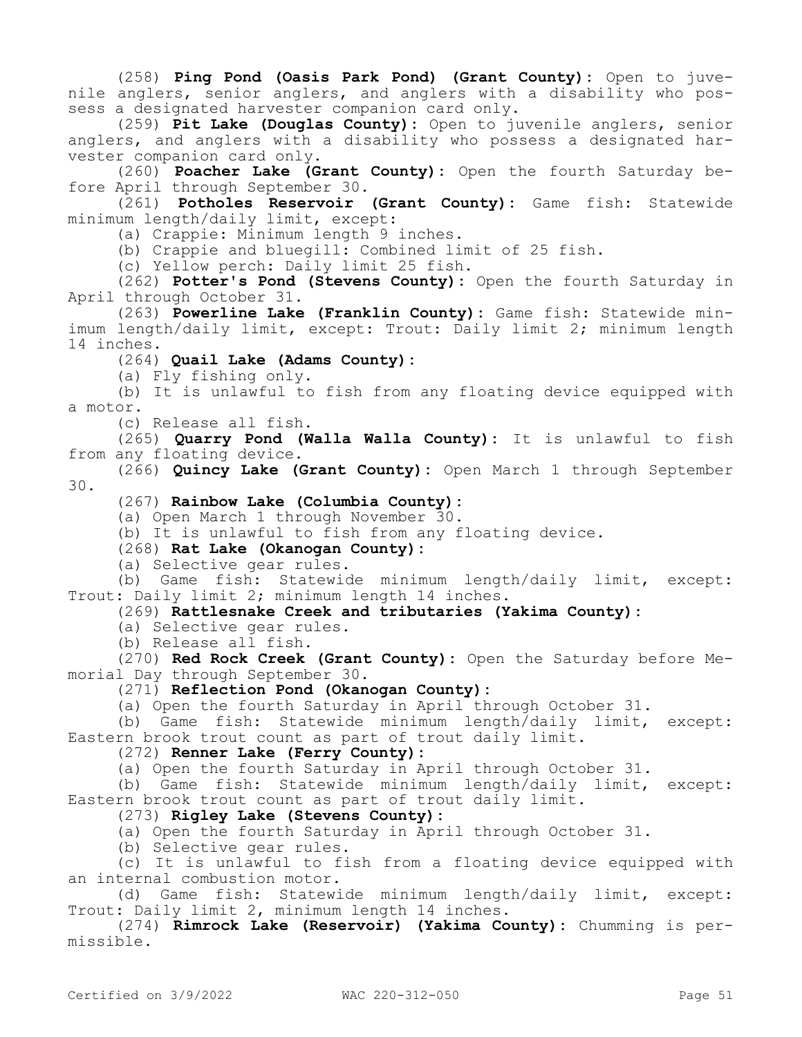(258) **Ping Pond (Oasis Park Pond) (Grant County):** Open to juvenile anglers, senior anglers, and anglers with a disability who possess a designated harvester companion card only.

(259) **Pit Lake (Douglas County):** Open to juvenile anglers, senior anglers, and anglers with a disability who possess a designated harvester companion card only.

(260) **Poacher Lake (Grant County):** Open the fourth Saturday before April through September 30.

(261) **Potholes Reservoir (Grant County):** Game fish: Statewide minimum length/daily limit, except:

(a) Crappie: Minimum length 9 inches.

(b) Crappie and bluegill: Combined limit of 25 fish.

(c) Yellow perch: Daily limit 25 fish.

(262) **Potter's Pond (Stevens County):** Open the fourth Saturday in April through October 31.

(263) **Powerline Lake (Franklin County):** Game fish: Statewide minimum length/daily limit, except: Trout: Daily limit 2; minimum length 14 inches.

(264) **Quail Lake (Adams County):**

(a) Fly fishing only.

(b) It is unlawful to fish from any floating device equipped with a motor.

(c) Release all fish.

(265) **Quarry Pond (Walla Walla County):** It is unlawful to fish from any floating device.

(266) **Quincy Lake (Grant County):** Open March 1 through September 30.

(267) **Rainbow Lake (Columbia County):**

(a) Open March 1 through November 30.

(b) It is unlawful to fish from any floating device.

(268) **Rat Lake (Okanogan County):**

(a) Selective gear rules.

(b) Game fish: Statewide minimum length/daily limit, except: Trout: Daily limit 2; minimum length 14 inches.

(269) **Rattlesnake Creek and tributaries (Yakima County):**

(a) Selective gear rules.

(b) Release all fish.

(270) **Red Rock Creek (Grant County):** Open the Saturday before Memorial Day through September 30.

(271) **Reflection Pond (Okanogan County):**

(a) Open the fourth Saturday in April through October 31.

(b) Game fish: Statewide minimum length/daily limit, except: Eastern brook trout count as part of trout daily limit.

(272) **Renner Lake (Ferry County):**

(a) Open the fourth Saturday in April through October 31.

(b) Game fish: Statewide minimum length/daily limit, except: Eastern brook trout count as part of trout daily limit.

(273) **Rigley Lake (Stevens County):**

(a) Open the fourth Saturday in April through October 31.

(b) Selective gear rules.

(c) It is unlawful to fish from a floating device equipped with an internal combustion motor.

(d) Game fish: Statewide minimum length/daily limit, except: Trout: Daily limit 2, minimum length 14 inches.

(274) **Rimrock Lake (Reservoir) (Yakima County):** Chumming is permissible.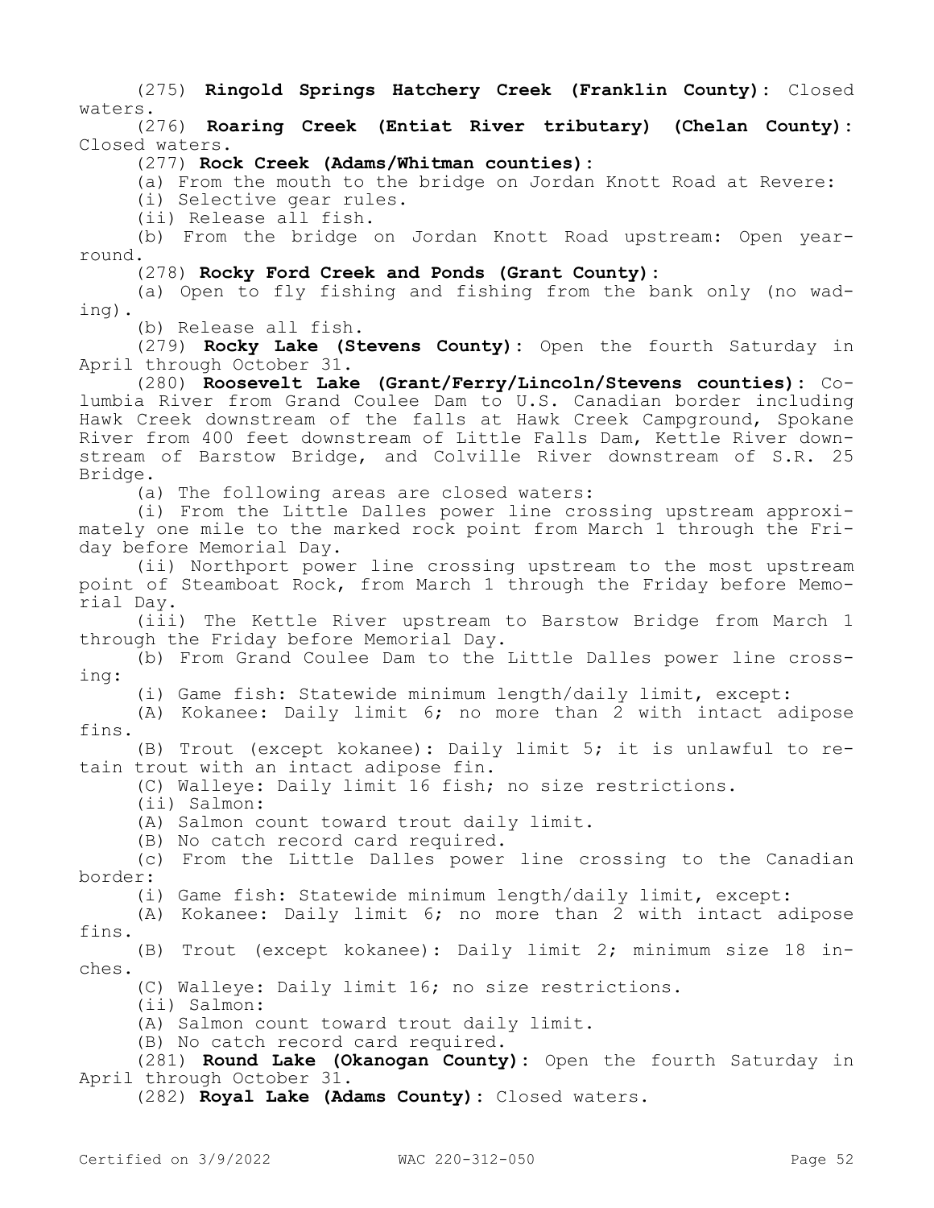(275) **Ringold Springs Hatchery Creek (Franklin County):** Closed waters.

(276) **Roaring Creek (Entiat River tributary) (Chelan County):** Closed waters.

(277) **Rock Creek (Adams/Whitman counties):**

(a) From the mouth to the bridge on Jordan Knott Road at Revere:

(i) Selective gear rules.

(ii) Release all fish.

(b) From the bridge on Jordan Knott Road upstream: Open year-round.

(278) **Rocky Ford Creek and Ponds (Grant County):**

(a) Open to fly fishing and fishing from the bank only (no wading).

(b) Release all fish.

(279) **Rocky Lake (Stevens County):** Open the fourth Saturday in April through October 31.

(280) **Roosevelt Lake (Grant/Ferry/Lincoln/Stevens counties):** Columbia River from Grand Coulee Dam to U.S. Canadian border including Hawk Creek downstream of the falls at Hawk Creek Campground, Spokane River from 400 feet downstream of Little Falls Dam, Kettle River downstream of Barstow Bridge, and Colville River downstream of S.R. 25 Bridge.

(a) The following areas are closed waters:

(i) From the Little Dalles power line crossing upstream approximately one mile to the marked rock point from March 1 through the Friday before Memorial Day.

(ii) Northport power line crossing upstream to the most upstream point of Steamboat Rock, from March 1 through the Friday before Memorial Day.

(iii) The Kettle River upstream to Barstow Bridge from March 1 through the Friday before Memorial Day.

(b) From Grand Coulee Dam to the Little Dalles power line crossing:

(i) Game fish: Statewide minimum length/daily limit, except:

(A) Kokanee: Daily limit 6; no more than 2 with intact adipose fins.

(B) Trout (except kokanee): Daily limit 5; it is unlawful to retain trout with an intact adipose fin.

(C) Walleye: Daily limit 16 fish; no size restrictions.

(ii) Salmon:

(A) Salmon count toward trout daily limit.

(B) No catch record card required.

(c) From the Little Dalles power line crossing to the Canadian border:

(i) Game fish: Statewide minimum length/daily limit, except:

(A) Kokanee: Daily limit 6; no more than 2 with intact adipose fins.

(B) Trout (except kokanee): Daily limit 2; minimum size 18 inches.

(C) Walleye: Daily limit 16; no size restrictions.

(ii) Salmon:

(A) Salmon count toward trout daily limit.

(B) No catch record card required.

(281) **Round Lake (Okanogan County):** Open the fourth Saturday in April through October 31.

(282) **Royal Lake (Adams County):** Closed waters.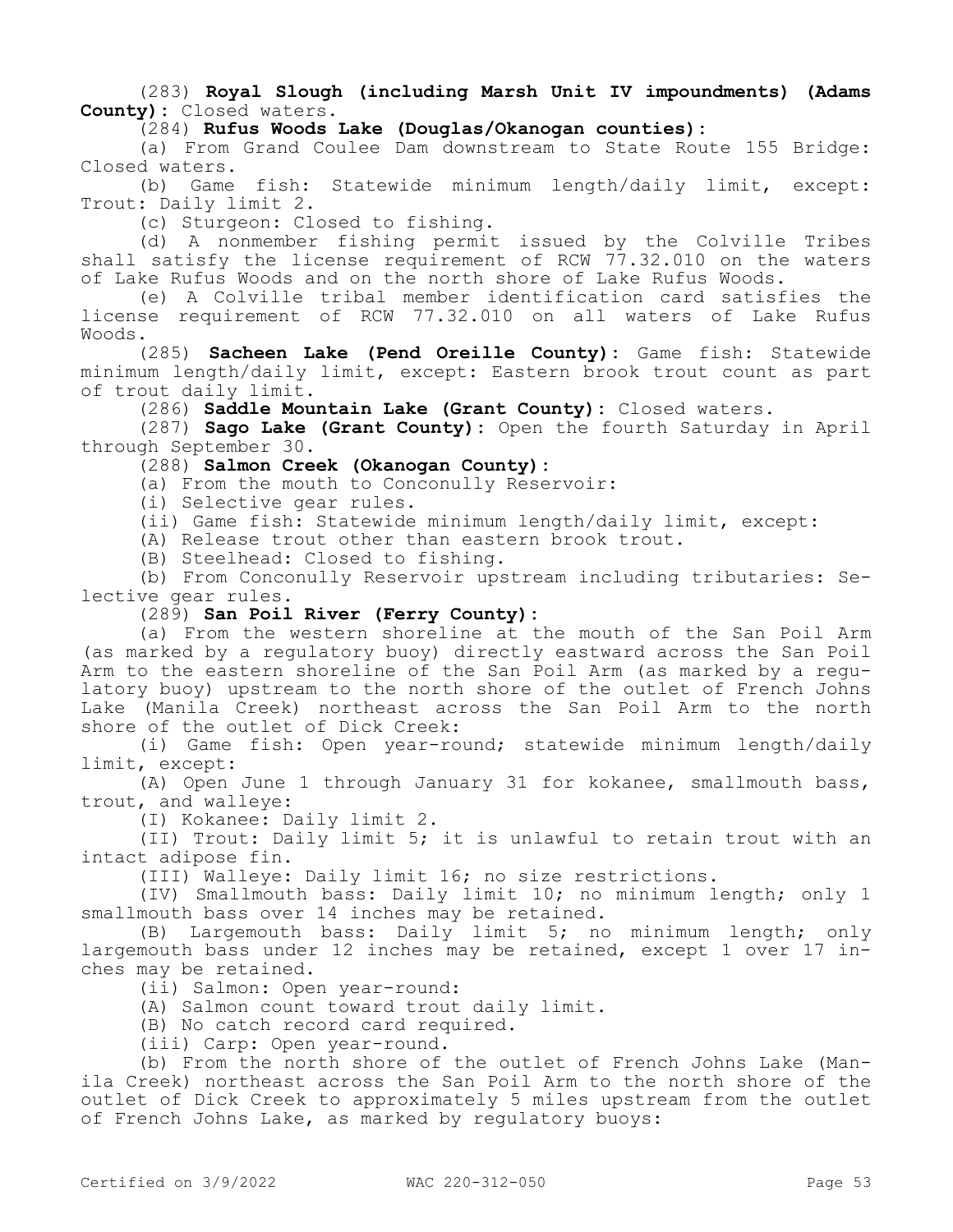(283) **Royal Slough (including Marsh Unit IV impoundments) (Adams County):** Closed waters.

(284) **Rufus Woods Lake (Douglas/Okanogan counties):**

(a) From Grand Coulee Dam downstream to State Route 155 Bridge: Closed waters.

(b) Game fish: Statewide minimum length/daily limit, except: Trout: Daily limit 2.

(c) Sturgeon: Closed to fishing.

(d) A nonmember fishing permit issued by the Colville Tribes shall satisfy the license requirement of RCW 77.32.010 on the waters of Lake Rufus Woods and on the north shore of Lake Rufus Woods.

(e) A Colville tribal member identification card satisfies the license requirement of RCW 77.32.010 on all waters of Lake Rufus Woods.

(285) **Sacheen Lake (Pend Oreille County):** Game fish: Statewide minimum length/daily limit, except: Eastern brook trout count as part of trout daily limit.

(286) **Saddle Mountain Lake (Grant County):** Closed waters.

(287) **Sago Lake (Grant County):** Open the fourth Saturday in April through September 30.

(288) **Salmon Creek (Okanogan County):**

(a) From the mouth to Conconully Reservoir:

(i) Selective gear rules.

(ii) Game fish: Statewide minimum length/daily limit, except:

(A) Release trout other than eastern brook trout.

(B) Steelhead: Closed to fishing.

(b) From Conconully Reservoir upstream including tributaries: Selective gear rules.

(289) **San Poil River (Ferry County):**

(a) From the western shoreline at the mouth of the San Poil Arm (as marked by a regulatory buoy) directly eastward across the San Poil Arm to the eastern shoreline of the San Poil Arm (as marked by a regulatory buoy) upstream to the north shore of the outlet of French Johns Lake (Manila Creek) northeast across the San Poil Arm to the north shore of the outlet of Dick Creek:

(i) Game fish: Open year-round; statewide minimum length/daily limit, except:

(A) Open June 1 through January 31 for kokanee, smallmouth bass, trout, and walleye:

(I) Kokanee: Daily limit 2.

(II) Trout: Daily limit 5; it is unlawful to retain trout with an intact adipose fin.

(III) Walleye: Daily limit 16; no size restrictions.

(IV) Smallmouth bass: Daily limit 10; no minimum length; only 1 smallmouth bass over 14 inches may be retained.

(B) Largemouth bass: Daily limit 5; no minimum length; only largemouth bass under 12 inches may be retained, except 1 over 17 inches may be retained.

(ii) Salmon: Open year-round:

(A) Salmon count toward trout daily limit.

(B) No catch record card required.

(iii) Carp: Open year-round.

(b) From the north shore of the outlet of French Johns Lake (Manila Creek) northeast across the San Poil Arm to the north shore of the outlet of Dick Creek to approximately 5 miles upstream from the outlet of French Johns Lake, as marked by regulatory buoys: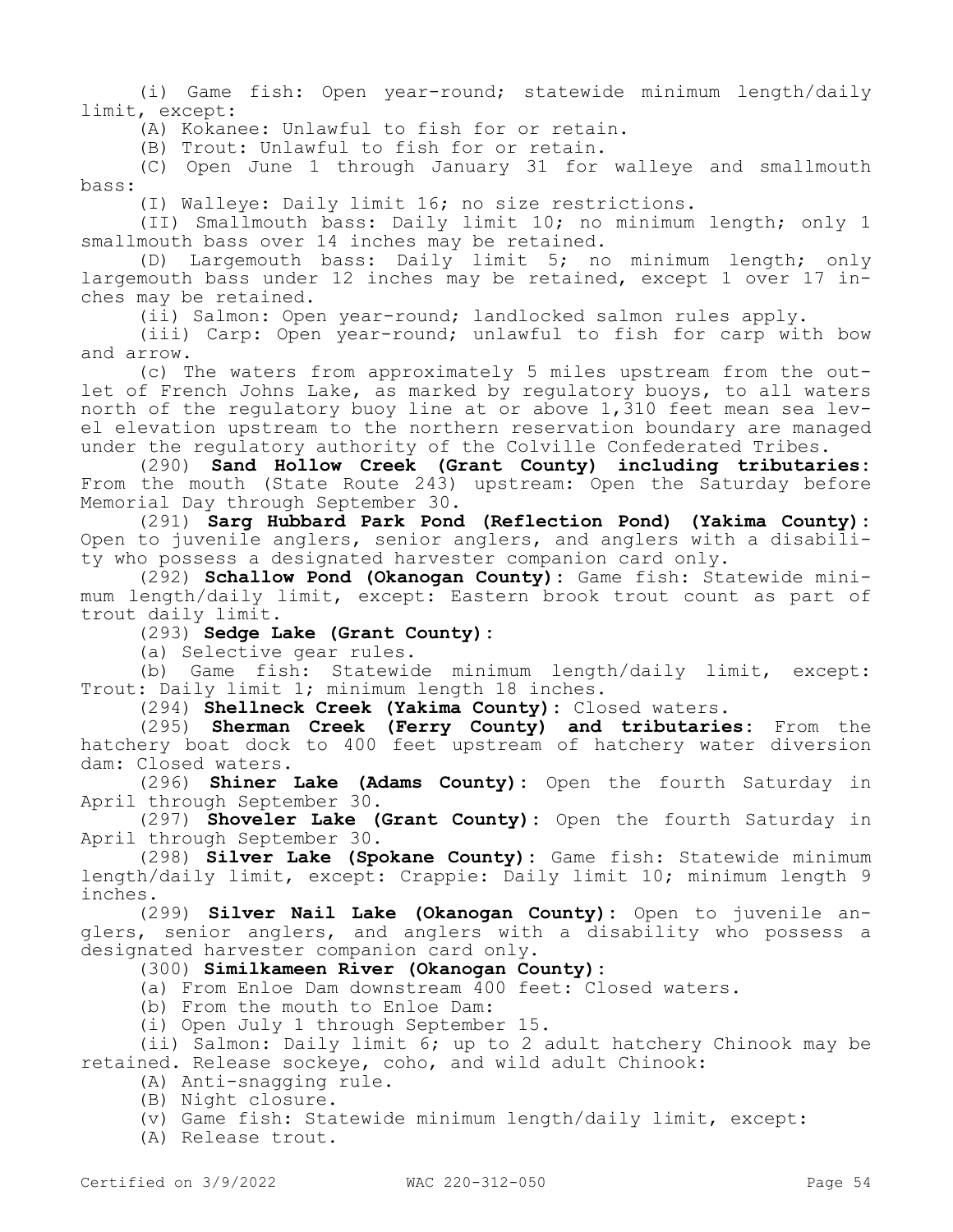(i) Game fish: Open year-round; statewide minimum length/daily limit, except:

(A) Kokanee: Unlawful to fish for or retain.

(B) Trout: Unlawful to fish for or retain.

(C) Open June 1 through January 31 for walleye and smallmouth bass:

(I) Walleye: Daily limit 16; no size restrictions.

(II) Smallmouth bass: Daily limit 10; no minimum length; only 1 smallmouth bass over 14 inches may be retained.

(D) Largemouth bass: Daily limit 5; no minimum length; only largemouth bass under 12 inches may be retained, except 1 over 17 inches may be retained.

(ii) Salmon: Open year-round; landlocked salmon rules apply.

(iii) Carp: Open year-round; unlawful to fish for carp with bow and arrow.

(c) The waters from approximately 5 miles upstream from the outlet of French Johns Lake, as marked by regulatory buoys, to all waters north of the regulatory buoy line at or above 1,310 feet mean sea level elevation upstream to the northern reservation boundary are managed under the regulatory authority of the Colville Confederated Tribes.

(290) **Sand Hollow Creek (Grant County) including tributaries**: From the mouth (State Route 243) upstream: Open the Saturday before Memorial Day through September 30.

(291) **Sarg Hubbard Park Pond (Reflection Pond) (Yakima County)**: Open to juvenile anglers, senior anglers, and anglers with a disability who possess a designated harvester companion card only.

(292) **Schallow Pond (Okanogan County)**: Game fish: Statewide minimum length/daily limit, except: Eastern brook trout count as part of trout daily limit.

(293) **Sedge Lake (Grant County)**:

(a) Selective gear rules.

(b) Game fish: Statewide minimum length/daily limit, except: Trout: Daily limit 1; minimum length 18 inches.

(294) **Shellneck Creek (Yakima County)**: Closed waters.

(295) **Sherman Creek (Ferry County) and tributaries**: From the hatchery boat dock to 400 feet upstream of hatchery water diversion dam: Closed waters.

(296) **Shiner Lake (Adams County)**: Open the fourth Saturday in April through September 30.

(297) **Shoveler Lake (Grant County)**: Open the fourth Saturday in April through September 30.

(298) **Silver Lake (Spokane County)**: Game fish: Statewide minimum length/daily limit, except: Crappie: Daily limit 10; minimum length 9 inches.

(299) **Silver Nail Lake (Okanogan County)**: Open to juvenile anglers, senior anglers, and anglers with a disability who possess a designated harvester companion card only.

(300) **Similkameen River (Okanogan County)**:

(a) From Enloe Dam downstream 400 feet: Closed waters.

(b) From the mouth to Enloe Dam:

(i) Open July 1 through September 15.

(ii) Salmon: Daily limit 6; up to 2 adult hatchery Chinook may be retained. Release sockeye, coho, and wild adult Chinook:

(A) Anti-snagging rule.

(B) Night closure.

(v) Game fish: Statewide minimum length/daily limit, except:

(A) Release trout.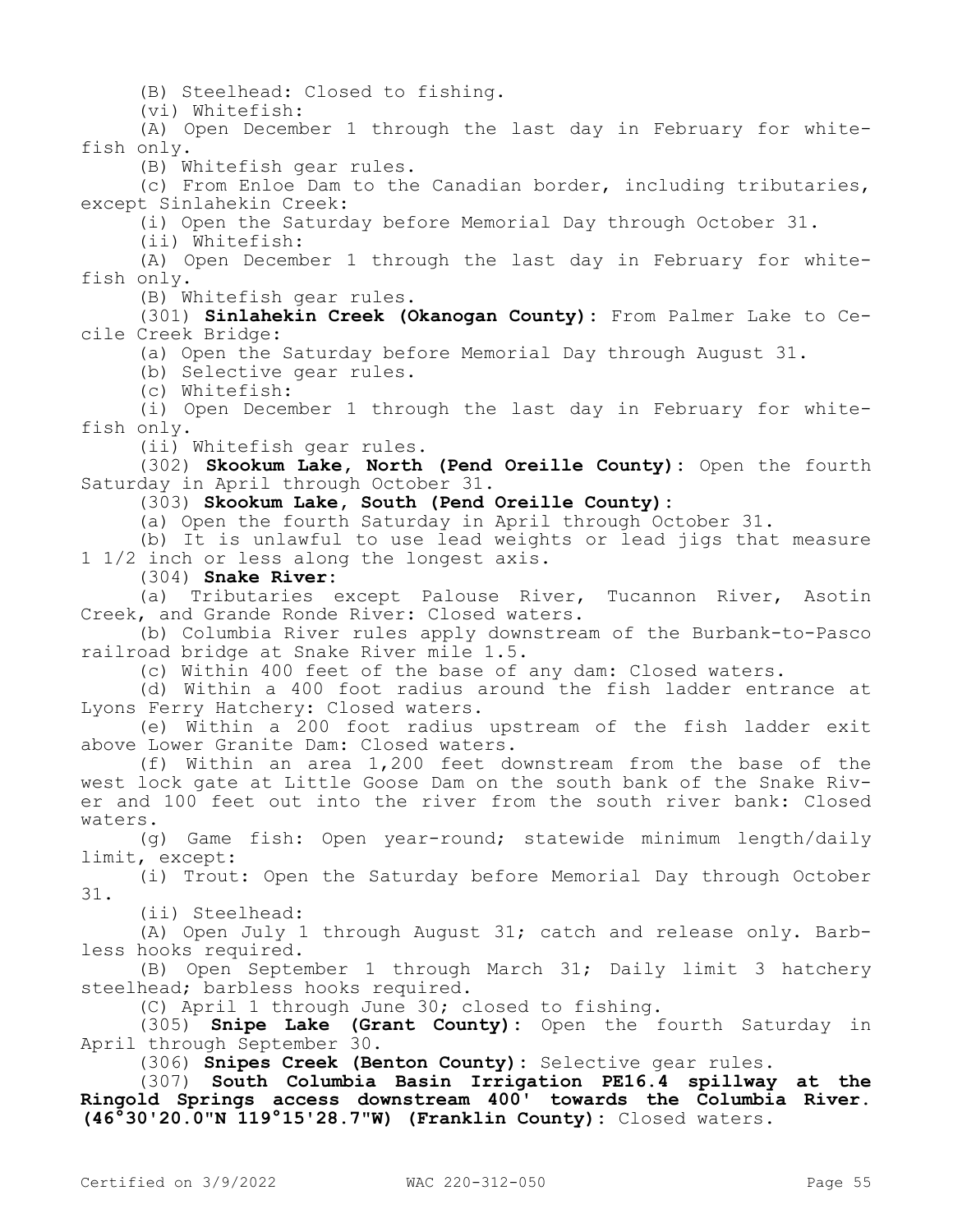(B) Steelhead: Closed to fishing.

(vi) Whitefish:

(A) Open December 1 through the last day in February for whitefish only.

(B) Whitefish gear rules.

(c) From Enloe Dam to the Canadian border, including tributaries, except Sinlahekin Creek:

(i) Open the Saturday before Memorial Day through October 31.

(ii) Whitefish:

(A) Open December 1 through the last day in February for whitefish only.

(B) Whitefish gear rules.

(301) **Sinlahekin Creek (Okanogan County):** From Palmer Lake to Cecile Creek Bridge:

(a) Open the Saturday before Memorial Day through August 31.

(b) Selective gear rules.

(c) Whitefish:

(i) Open December 1 through the last day in February for whitefish only.

(ii) Whitefish gear rules.

(302) **Skookum Lake, North (Pend Oreille County):** Open the fourth Saturday in April through October 31.

(303) **Skookum Lake, South (Pend Oreille County):**

(a) Open the fourth Saturday in April through October 31.

(b) It is unlawful to use lead weights or lead jigs that measure 1 1/2 inch or less along the longest axis.

(304) **Snake River:**

(a) Tributaries except Palouse River, Tucannon River, Asotin Creek, and Grande Ronde River: Closed waters.

(b) Columbia River rules apply downstream of the Burbank-to-Pasco railroad bridge at Snake River mile 1.5.

(c) Within 400 feet of the base of any dam: Closed waters.

(d) Within a 400 foot radius around the fish ladder entrance at Lyons Ferry Hatchery: Closed waters.

(e) Within a 200 foot radius upstream of the fish ladder exit above Lower Granite Dam: Closed waters.

(f) Within an area 1,200 feet downstream from the base of the west lock gate at Little Goose Dam on the south bank of the Snake River and 100 feet out into the river from the south river bank: Closed waters.

(g) Game fish: Open year-round; statewide minimum length/daily limit, except:

(i) Trout: Open the Saturday before Memorial Day through October 31.

(ii) Steelhead:

(A) Open July 1 through August 31; catch and release only. Barbless hooks required.

(B) Open September 1 through March 31; Daily limit 3 hatchery steelhead; barbless hooks required.

(C) April 1 through June 30; closed to fishing.

(305) **Snipe Lake (Grant County):** Open the fourth Saturday in April through September 30.

(306) **Snipes Creek (Benton County):** Selective gear rules.

(307) **South Columbia Basin Irrigation PE16.4 spillway at the Ringold Springs access downstream 400' towards the Columbia River. (46°30'20.0"N 119°15'28.7"W) (Franklin County):** Closed waters.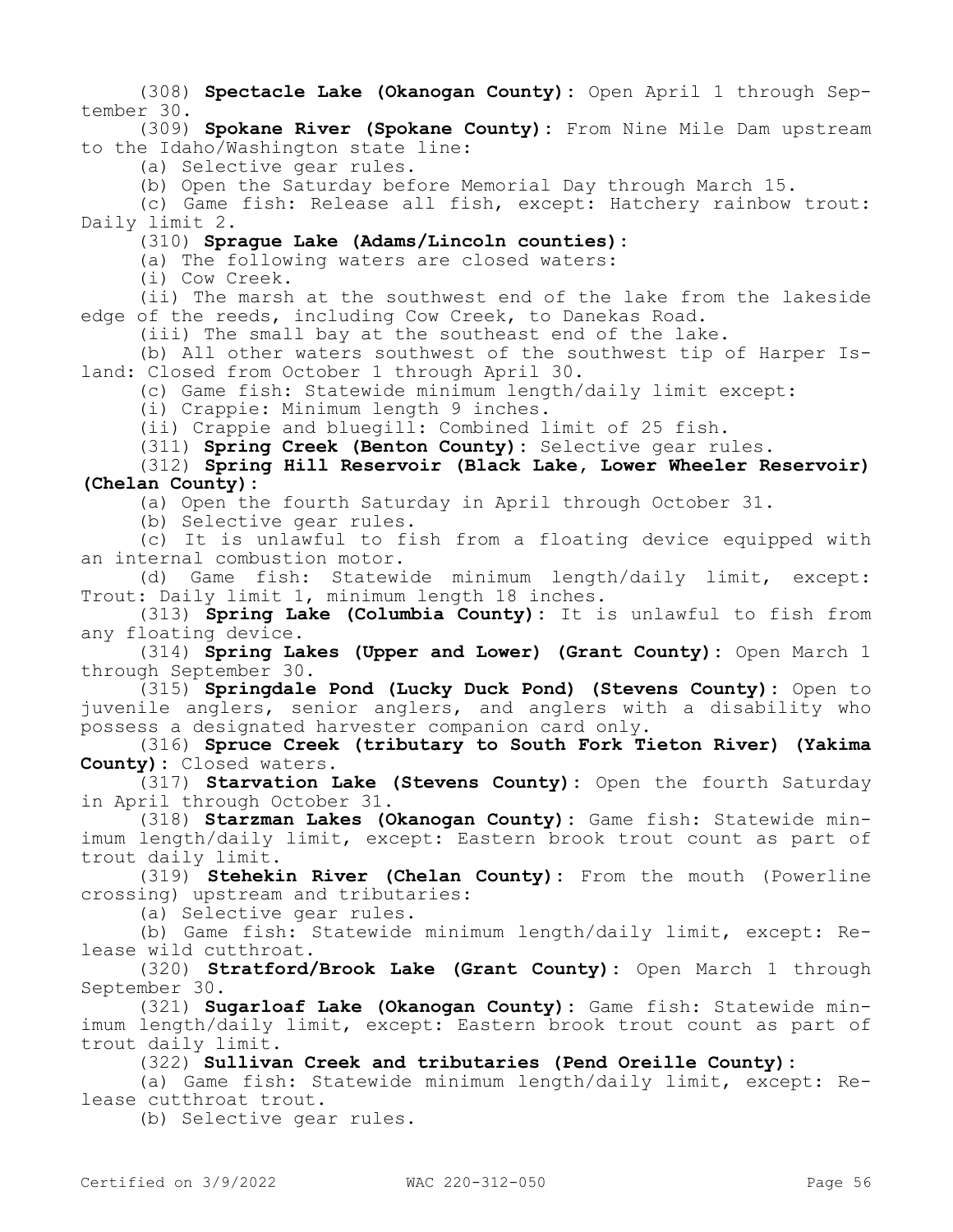(308) **Spectacle Lake (Okanogan County):** Open April 1 through September 30.

(309) **Spokane River (Spokane County):** From Nine Mile Dam upstream to the Idaho/Washington state line:

(a) Selective gear rules.

(b) Open the Saturday before Memorial Day through March 15.

(c) Game fish: Release all fish, except: Hatchery rainbow trout: Daily limit 2.

(310) **Sprague Lake (Adams/Lincoln counties):**

(a) The following waters are closed waters:

(i) Cow Creek.

(ii) The marsh at the southwest end of the lake from the lakeside edge of the reeds, including Cow Creek, to Danekas Road.

(iii) The small bay at the southeast end of the lake.

(b) All other waters southwest of the southwest tip of Harper Island: Closed from October 1 through April 30.

(c) Game fish: Statewide minimum length/daily limit except:

(i) Crappie: Minimum length 9 inches.

(ii) Crappie and bluegill: Combined limit of 25 fish.

(311) **Spring Creek (Benton County):** Selective gear rules.

(312) **Spring Hill Reservoir (Black Lake, Lower Wheeler Reservoir) (Chelan County):**

(a) Open the fourth Saturday in April through October 31.

(b) Selective gear rules.

(c) It is unlawful to fish from a floating device equipped with an internal combustion motor.

(d) Game fish: Statewide minimum length/daily limit, except: Trout: Daily limit 1, minimum length 18 inches.

(313) **Spring Lake (Columbia County):** It is unlawful to fish from any floating device.

(314) **Spring Lakes (Upper and Lower) (Grant County):** Open March 1 through September 30.

(315) **Springdale Pond (Lucky Duck Pond) (Stevens County):** Open to juvenile anglers, senior anglers, and anglers with a disability who possess a designated harvester companion card only.

(316) **Spruce Creek (tributary to South Fork Tieton River) (Yakima County):** Closed waters.

(317) **Starvation Lake (Stevens County):** Open the fourth Saturday in April through October 31.

(318) **Starzman Lakes (Okanogan County):** Game fish: Statewide minimum length/daily limit, except: Eastern brook trout count as part of trout daily limit.

(319) **Stehekin River (Chelan County):** From the mouth (Powerline crossing) upstream and tributaries:

(a) Selective gear rules.

(b) Game fish: Statewide minimum length/daily limit, except: Release wild cutthroat.

(320) **Stratford/Brook Lake (Grant County):** Open March 1 through September 30.

(321) **Sugarloaf Lake (Okanogan County):** Game fish: Statewide minimum length/daily limit, except: Eastern brook trout count as part of trout daily limit.

(322) **Sullivan Creek and tributaries (Pend Oreille County):**

(a) Game fish: Statewide minimum length/daily limit, except: Release cutthroat trout.

(b) Selective gear rules.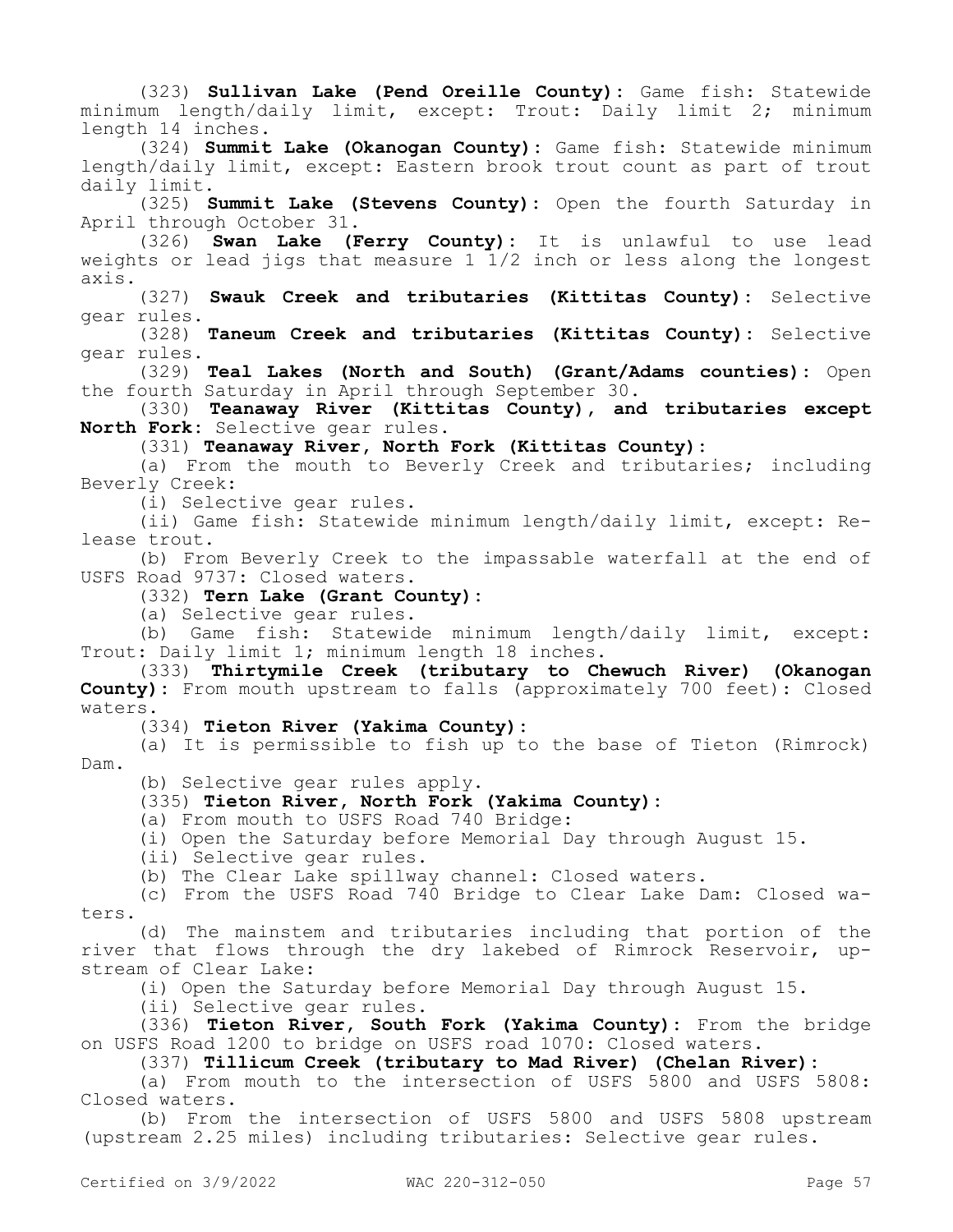(323) **Sullivan Lake (Pend Oreille County):** Game fish: Statewide minimum length/daily limit, except: Trout: Daily limit 2; minimum length 14 inches.

(324) **Summit Lake (Okanogan County):** Game fish: Statewide minimum length/daily limit, except: Eastern brook trout count as part of trout daily limit.

(325) **Summit Lake (Stevens County):** Open the fourth Saturday in April through October 31.

(326) **Swan Lake (Ferry County):** It is unlawful to use lead weights or lead jigs that measure 1 1/2 inch or less along the longest axis.

(327) **Swauk Creek and tributaries (Kittitas County):** Selective gear rules.

(328) **Taneum Creek and tributaries (Kittitas County):** Selective gear rules.

(329) **Teal Lakes (North and South) (Grant/Adams counties):** Open the fourth Saturday in April through September 30.

(330) **Teanaway River (Kittitas County), and tributaries except North Fork:** Selective gear rules.

(331) **Teanaway River, North Fork (Kittitas County):**

(a) From the mouth to Beverly Creek and tributaries; including Beverly Creek:

(i) Selective gear rules.

(ii) Game fish: Statewide minimum length/daily limit, except: Release trout.

(b) From Beverly Creek to the impassable waterfall at the end of USFS Road 9737: Closed waters.

(332) **Tern Lake (Grant County):**

(a) Selective gear rules.

(b) Game fish: Statewide minimum length/daily limit, except: Trout: Daily limit 1; minimum length 18 inches.

(333) **Thirtymile Creek (tributary to Chewuch River) (Okanogan County):** From mouth upstream to falls (approximately 700 feet): Closed waters.

(334) **Tieton River (Yakima County):**

(a) It is permissible to fish up to the base of Tieton (Rimrock) Dam.

(b) Selective gear rules apply.

(335) **Tieton River, North Fork (Yakima County):**

(a) From mouth to USFS Road 740 Bridge:

(i) Open the Saturday before Memorial Day through August 15.

(ii) Selective gear rules.

(b) The Clear Lake spillway channel: Closed waters.

(c) From the USFS Road 740 Bridge to Clear Lake Dam: Closed waters.

(d) The mainstem and tributaries including that portion of the river that flows through the dry lakebed of Rimrock Reservoir, upstream of Clear Lake:

(i) Open the Saturday before Memorial Day through August 15.

(ii) Selective gear rules.

(336) **Tieton River, South Fork (Yakima County):** From the bridge on USFS Road 1200 to bridge on USFS road 1070: Closed waters.

(337) **Tillicum Creek (tributary to Mad River) (Chelan River):**

(a) From mouth to the intersection of USFS 5800 and USFS 5808: Closed waters.

(b) From the intersection of USFS 5800 and USFS 5808 upstream (upstream 2.25 miles) including tributaries: Selective gear rules.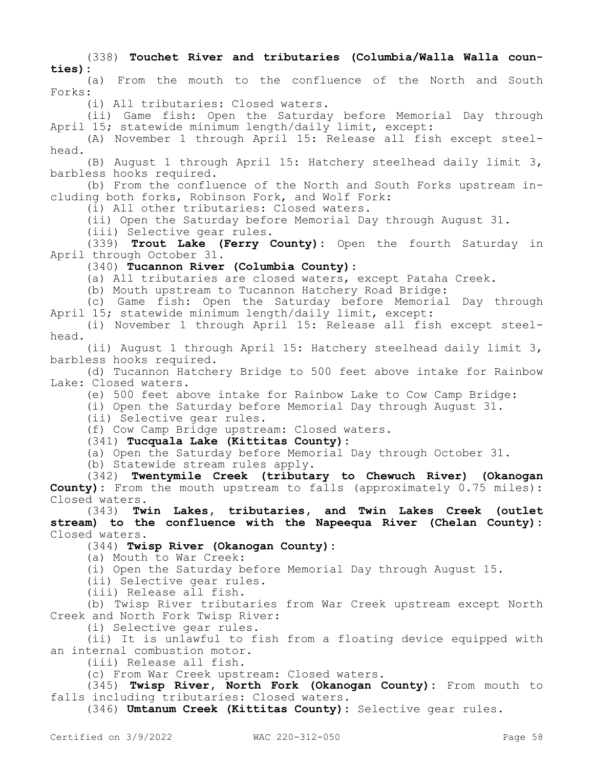(338) **Touchet River and tributaries (Columbia/Walla Walla counties):**

(a) From the mouth to the confluence of the North and South Forks:

(i) All tributaries: Closed waters.

(ii) Game fish: Open the Saturday before Memorial Day through April 15; statewide minimum length/daily limit, except:

(A) November 1 through April 15: Release all fish except steelhead.

(B) August 1 through April 15: Hatchery steelhead daily limit 3, barbless hooks required.

(b) From the confluence of the North and South Forks upstream including both forks, Robinson Fork, and Wolf Fork:

(i) All other tributaries: Closed waters.

(ii) Open the Saturday before Memorial Day through August 31.

(iii) Selective gear rules.

(339) **Trout Lake (Ferry County):** Open the fourth Saturday in April through October 31.

(340) **Tucannon River (Columbia County):**

(a) All tributaries are closed waters, except Pataha Creek.

(b) Mouth upstream to Tucannon Hatchery Road Bridge:

(c) Game fish: Open the Saturday before Memorial Day through April 15; statewide minimum length/daily limit, except:

(i) November 1 through April 15: Release all fish except steelhead.

(ii) August 1 through April 15: Hatchery steelhead daily limit 3, barbless hooks required.

(d) Tucannon Hatchery Bridge to 500 feet above intake for Rainbow Lake: Closed waters.

(e) 500 feet above intake for Rainbow Lake to Cow Camp Bridge:

(i) Open the Saturday before Memorial Day through August 31.

(ii) Selective gear rules.

(f) Cow Camp Bridge upstream: Closed waters.

(341) **Tucquala Lake (Kittitas County):**

(a) Open the Saturday before Memorial Day through October 31.

(b) Statewide stream rules apply.

(342) **Twentymile Creek (tributary to Chewuch River) (Okanogan County):** From the mouth upstream to falls (approximately 0.75 miles): Closed waters.

(343) **Twin Lakes, tributaries, and Twin Lakes Creek (outlet stream) to the confluence with the Napeequa River (Chelan County):** Closed waters.

(344) **Twisp River (Okanogan County):**

(a) Mouth to War Creek:

(i) Open the Saturday before Memorial Day through August 15.

(ii) Selective gear rules.

(iii) Release all fish.

(b) Twisp River tributaries from War Creek upstream except North Creek and North Fork Twisp River:

(i) Selective gear rules.

(ii) It is unlawful to fish from a floating device equipped with an internal combustion motor.

(iii) Release all fish.

(c) From War Creek upstream: Closed waters.

(345) **Twisp River, North Fork (Okanogan County):** From mouth to falls including tributaries: Closed waters.

(346) **Umtanum Creek (Kittitas County):** Selective gear rules.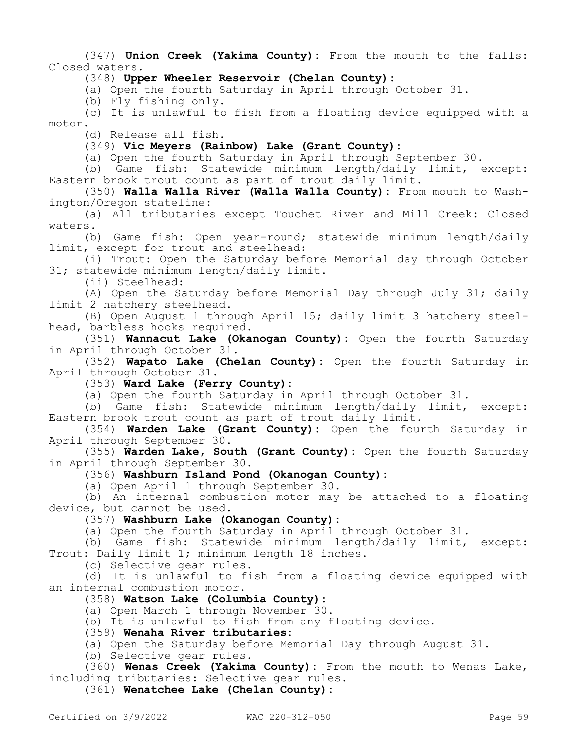(347) **Union Creek (Yakima County):** From the mouth to the falls: Closed waters.

(348) **Upper Wheeler Reservoir (Chelan County):**

(a) Open the fourth Saturday in April through October 31.

(b) Fly fishing only.

(c) It is unlawful to fish from a floating device equipped with a motor.

(d) Release all fish.

(349) **Vic Meyers (Rainbow) Lake (Grant County):**

(a) Open the fourth Saturday in April through September 30.

(b) Game fish: Statewide minimum length/daily limit, except: Eastern brook trout count as part of trout daily limit.

(350) **Walla Walla River (Walla Walla County):** From mouth to Washington/Oregon stateline:

(a) All tributaries except Touchet River and Mill Creek: Closed waters.

(b) Game fish: Open year-round; statewide minimum length/daily limit, except for trout and steelhead:

(i) Trout: Open the Saturday before Memorial day through October 31; statewide minimum length/daily limit.

(ii) Steelhead:

(A) Open the Saturday before Memorial Day through July 31; daily limit 2 hatchery steelhead.

(B) Open August 1 through April 15; daily limit 3 hatchery steelhead, barbless hooks required.

(351) **Wannacut Lake (Okanogan County):** Open the fourth Saturday in April through October 31.

(352) **Wapato Lake (Chelan County):** Open the fourth Saturday in April through October 31.

(353) **Ward Lake (Ferry County):**

(a) Open the fourth Saturday in April through October 31.

(b) Game fish: Statewide minimum length/daily limit, except: Eastern brook trout count as part of trout daily limit.

(354) **Warden Lake (Grant County):** Open the fourth Saturday in April through September 30.

(355) **Warden Lake, South (Grant County):** Open the fourth Saturday in April through September 30.

(356) **Washburn Island Pond (Okanogan County):**

(a) Open April 1 through September 30.

(b) An internal combustion motor may be attached to a floating device, but cannot be used.

(357) **Washburn Lake (Okanogan County):**

(a) Open the fourth Saturday in April through October 31.

(b) Game fish: Statewide minimum length/daily limit, except: Trout: Daily limit 1; minimum length 18 inches.

(c) Selective gear rules.

(d) It is unlawful to fish from a floating device equipped with an internal combustion motor.

(358) **Watson Lake (Columbia County):**

(a) Open March 1 through November 30.

(b) It is unlawful to fish from any floating device.

(359) **Wenaha River tributaries:**

(a) Open the Saturday before Memorial Day through August 31.

(b) Selective gear rules.

(360) **Wenas Creek (Yakima County):** From the mouth to Wenas Lake, including tributaries: Selective gear rules.

(361) **Wenatchee Lake (Chelan County):**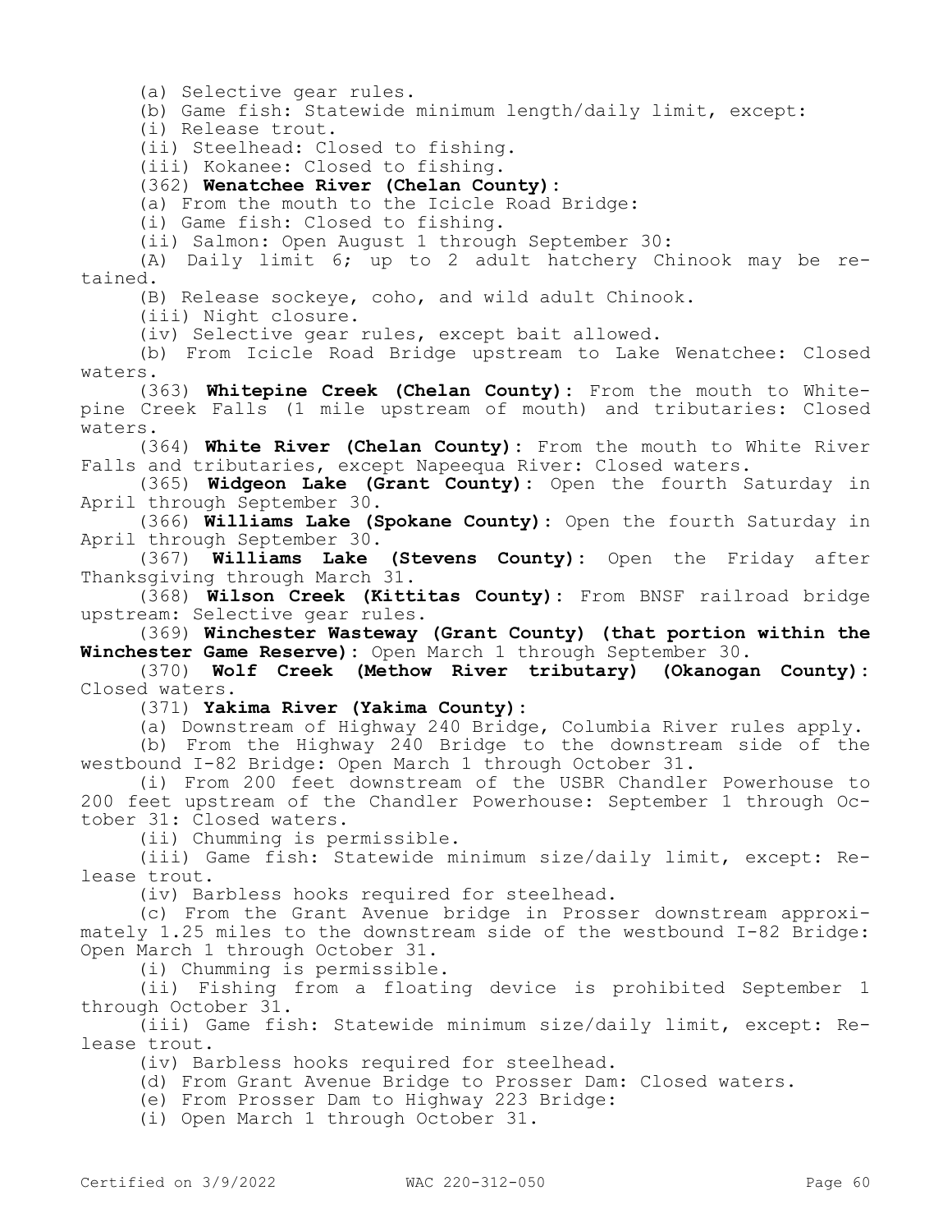(a) Selective gear rules.

(b) Game fish: Statewide minimum length/daily limit, except:

(i) Release trout.

(ii) Steelhead: Closed to fishing.

(iii) Kokanee: Closed to fishing.

(362) **Wenatchee River (Chelan County):**

(a) From the mouth to the Icicle Road Bridge:

(i) Game fish: Closed to fishing.

(ii) Salmon: Open August 1 through September 30:

(A) Daily limit 6; up to 2 adult hatchery Chinook may be retained.

(B) Release sockeye, coho, and wild adult Chinook.

(iii) Night closure.

(iv) Selective gear rules, except bait allowed.

(b) From Icicle Road Bridge upstream to Lake Wenatchee: Closed waters.

(363) **Whitepine Creek (Chelan County):** From the mouth to Whitepine Creek Falls (1 mile upstream of mouth) and tributaries: Closed waters.

(364) **White River (Chelan County):** From the mouth to White River Falls and tributaries, except Napeequa River: Closed waters.

(365) **Widgeon Lake (Grant County):** Open the fourth Saturday in April through September 30.

(366) **Williams Lake (Spokane County):** Open the fourth Saturday in April through September 30.

(367) **Williams Lake (Stevens County):** Open the Friday after Thanksgiving through March 31.

(368) **Wilson Creek (Kittitas County):** From BNSF railroad bridge upstream: Selective gear rules.

(369) **Winchester Wasteway (Grant County) (that portion within the Winchester Game Reserve):** Open March 1 through September 30.

(370) **Wolf Creek (Methow River tributary) (Okanogan County):** Closed waters.

(371) **Yakima River (Yakima County):**

(a) Downstream of Highway 240 Bridge, Columbia River rules apply.

(b) From the Highway 240 Bridge to the downstream side of the westbound I-82 Bridge: Open March 1 through October 31.

(i) From 200 feet downstream of the USBR Chandler Powerhouse to 200 feet upstream of the Chandler Powerhouse: September 1 through October 31: Closed waters.

(ii) Chumming is permissible.

(iii) Game fish: Statewide minimum size/daily limit, except: Release trout.

(iv) Barbless hooks required for steelhead.

(c) From the Grant Avenue bridge in Prosser downstream approximately 1.25 miles to the downstream side of the westbound I-82 Bridge: Open March 1 through October 31.

(i) Chumming is permissible.

(ii) Fishing from a floating device is prohibited September 1 through October 31.

(iii) Game fish: Statewide minimum size/daily limit, except: Release trout.

(iv) Barbless hooks required for steelhead.

(d) From Grant Avenue Bridge to Prosser Dam: Closed waters.

(e) From Prosser Dam to Highway 223 Bridge:

(i) Open March 1 through October 31.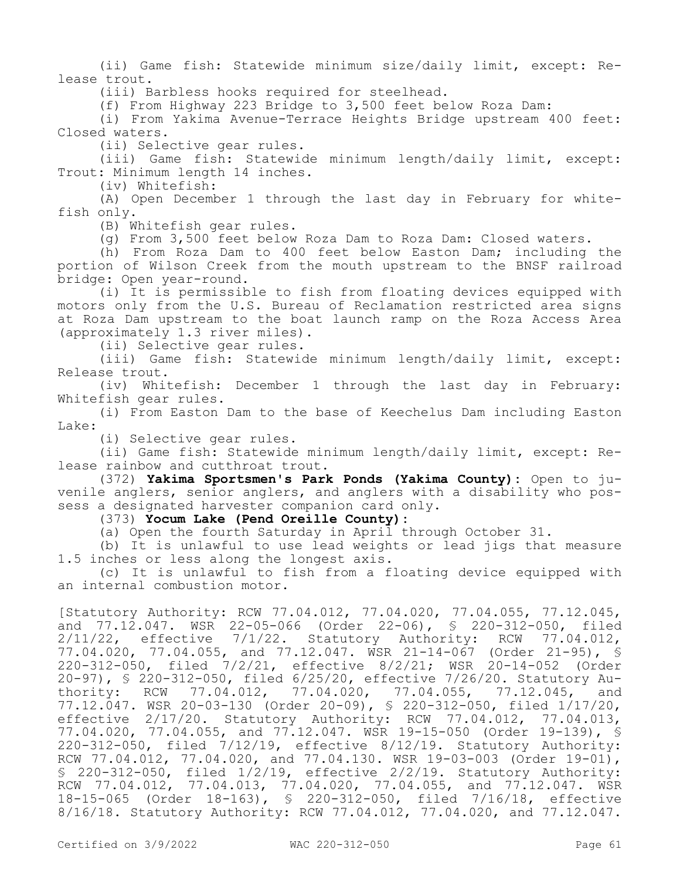(ii) Game fish: Statewide minimum size/daily limit, except: Release trout.

(iii) Barbless hooks required for steelhead.

(f) From Highway 223 Bridge to 3,500 feet below Roza Dam:

(i) From Yakima Avenue-Terrace Heights Bridge upstream 400 feet: Closed waters.

(ii) Selective gear rules.

(iii) Game fish: Statewide minimum length/daily limit, except: Trout: Minimum length 14 inches.

(iv) Whitefish:

(A) Open December 1 through the last day in February for whitefish only.

(B) Whitefish gear rules.

(g) From 3,500 feet below Roza Dam to Roza Dam: Closed waters.

(h) From Roza Dam to 400 feet below Easton Dam; including the portion of Wilson Creek from the mouth upstream to the BNSF railroad bridge: Open year-round.

(i) It is permissible to fish from floating devices equipped with motors only from the U.S. Bureau of Reclamation restricted area signs at Roza Dam upstream to the boat launch ramp on the Roza Access Area (approximately 1.3 river miles).

(ii) Selective gear rules.

(iii) Game fish: Statewide minimum length/daily limit, except: Release trout.

(iv) Whitefish: December 1 through the last day in February: Whitefish gear rules.

(i) From Easton Dam to the base of Keechelus Dam including Easton Lake:

(i) Selective gear rules.

(ii) Game fish: Statewide minimum length/daily limit, except: Release rainbow and cutthroat trout.

(372) **Yakima Sportsmen's Park Ponds (Yakima County):** Open to juvenile anglers, senior anglers, and anglers with a disability who possess a designated harvester companion card only.

(373) **Yocum Lake (Pend Oreille County):**

(a) Open the fourth Saturday in April through October 31.

(b) It is unlawful to use lead weights or lead jigs that measure 1.5 inches or less along the longest axis.

(c) It is unlawful to fish from a floating device equipped with an internal combustion motor.

[Statutory Authority: RCW 77.04.012, 77.04.020, 77.04.055, 77.12.045, and 77.12.047. WSR 22-05-066 (Order 22-06), § 220-312-050, filed 2/11/22, effective 7/1/22. Statutory Authority: RCW 77.04.012, 77.04.020, 77.04.055, and 77.12.047. WSR 21-14-067 (Order 21-95), § 220-312-050, filed 7/2/21, effective 8/2/21; WSR 20-14-052 (Order 20-97), § 220-312-050, filed 6/25/20, effective 7/26/20. Statutory Authority: RCW 77.04.012, 77.04.020, 77.04.055, 77.12.045, and 77.12.047. WSR 20-03-130 (Order 20-09), § 220-312-050, filed 1/17/20, effective 2/17/20. Statutory Authority: RCW 77.04.012, 77.04.013, 77.04.020, 77.04.055, and 77.12.047. WSR 19-15-050 (Order 19-139), § 220-312-050, filed 7/12/19, effective 8/12/19. Statutory Authority: RCW 77.04.012, 77.04.020, and 77.04.130. WSR 19-03-003 (Order 19-01), § 220-312-050, filed 1/2/19, effective 2/2/19. Statutory Authority: RCW 77.04.012, 77.04.013, 77.04.020, 77.04.055, and 77.12.047. WSR 18-15-065 (Order 18-163), § 220-312-050, filed 7/16/18, effective 8/16/18. Statutory Authority: RCW 77.04.012, 77.04.020, and 77.12.047.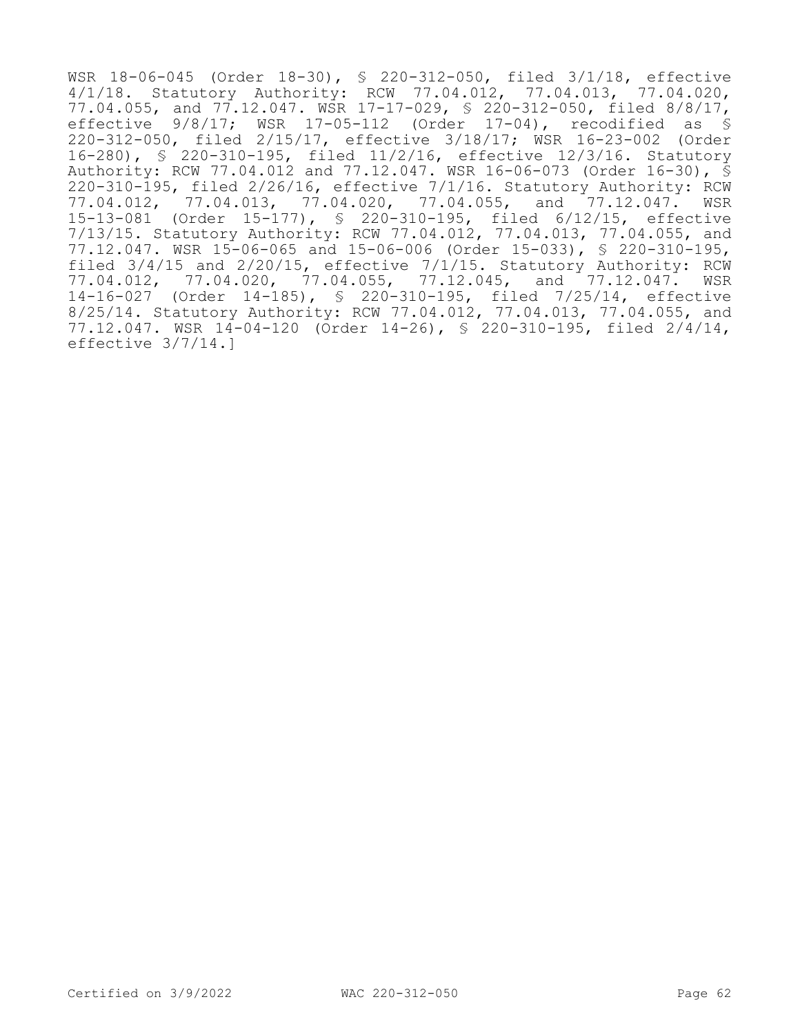WSR 18-06-045 (Order 18-30), § 220-312-050, filed 3/1/18, effective 4/1/18. Statutory Authority: RCW 77.04.012, 77.04.013, 77.04.020, 77.04.055, and 77.12.047. WSR 17-17-029, § 220-312-050, filed 8/8/17, effective 9/8/17; WSR 17-05-112 (Order 17-04), recodified as § 220-312-050, filed 2/15/17, effective 3/18/17; WSR 16-23-002 (Order 16-280), § 220-310-195, filed 11/2/16, effective 12/3/16. Statutory Authority: RCW 77.04.012 and 77.12.047. WSR 16-06-073 (Order 16-30), § 220-310-195, filed 2/26/16, effective 7/1/16. Statutory Authority: RCW 77.04.012, 77.04.013, 77.04.020, 77.04.055, and 77.12.047. WSR 15-13-081 (Order 15-177), § 220-310-195, filed 6/12/15, effective 7/13/15. Statutory Authority: RCW 77.04.012, 77.04.013, 77.04.055, and 77.12.047. WSR 15-06-065 and 15-06-006 (Order 15-033), § 220-310-195, filed 3/4/15 and 2/20/15, effective 7/1/15. Statutory Authority: RCW 77.04.012, 77.04.020, 77.04.055, 77.12.045, and 77.12.047. WSR 14-16-027 (Order 14-185), § 220-310-195, filed 7/25/14, effective 8/25/14. Statutory Authority: RCW 77.04.012, 77.04.013, 77.04.055, and 77.12.047. WSR 14-04-120 (Order 14-26), § 220-310-195, filed 2/4/14, effective 3/7/14.]